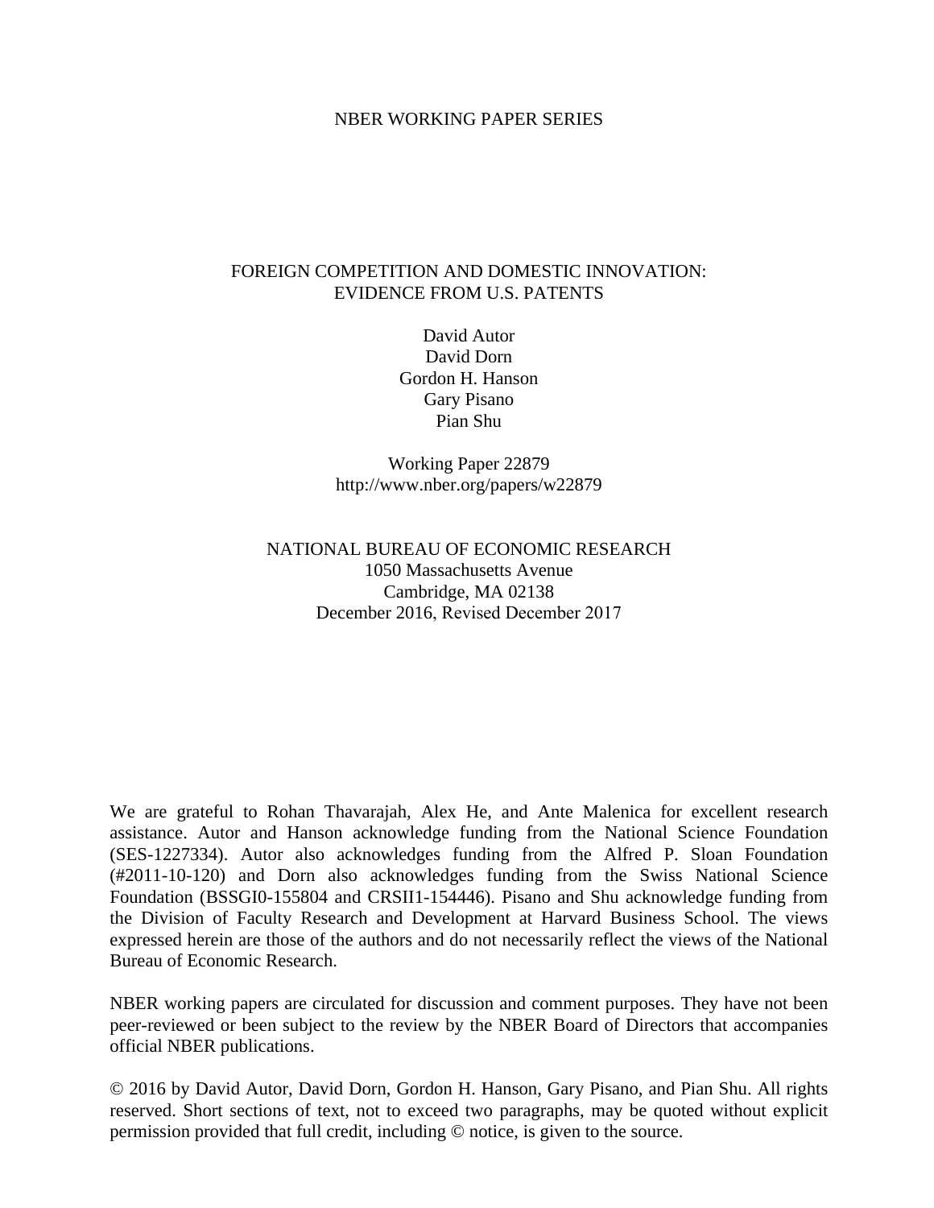NBER WORKING PAPER SERIES

# FOREIGN COMPETITION AND DOMESTIC INNOVATION: EVIDENCE FROM U.S. PATENTS

David Autor
David Dorn
Gordon H. Hanson
Gary Pisano
Pian Shu

Working Paper 22879
http://www.nber.org/papers/w22879

NATIONAL BUREAU OF ECONOMIC RESEARCH
1050 Massachusetts Avenue
Cambridge, MA 02138
December 2016, Revised December 2017

We are grateful to Rohan Thavarajah, Alex He, and Ante Malenica for excellent research assistance. Autor and Hanson acknowledge funding from the National Science Foundation (SES-1227334). Autor also acknowledges funding from the Alfred P. Sloan Foundation (#2011-10-120) and Dorn also acknowledges funding from the Swiss National Science Foundation (BSSGI0-155804 and CRSII1-154446). Pisano and Shu acknowledge funding from the Division of Faculty Research and Development at Harvard Business School. The views expressed herein are those of the authors and do not necessarily reflect the views of the National Bureau of Economic Research.

NBER working papers are circulated for discussion and comment purposes. They have not been peer-reviewed or been subject to the review by the NBER Board of Directors that accompanies official NBER publications.

© 2016 by David Autor, David Dorn, Gordon H. Hanson, Gary Pisano, and Pian Shu. All rights reserved. Short sections of text, not to exceed two paragraphs, may be quoted without explicit permission provided that full credit, including © notice, is given to the source.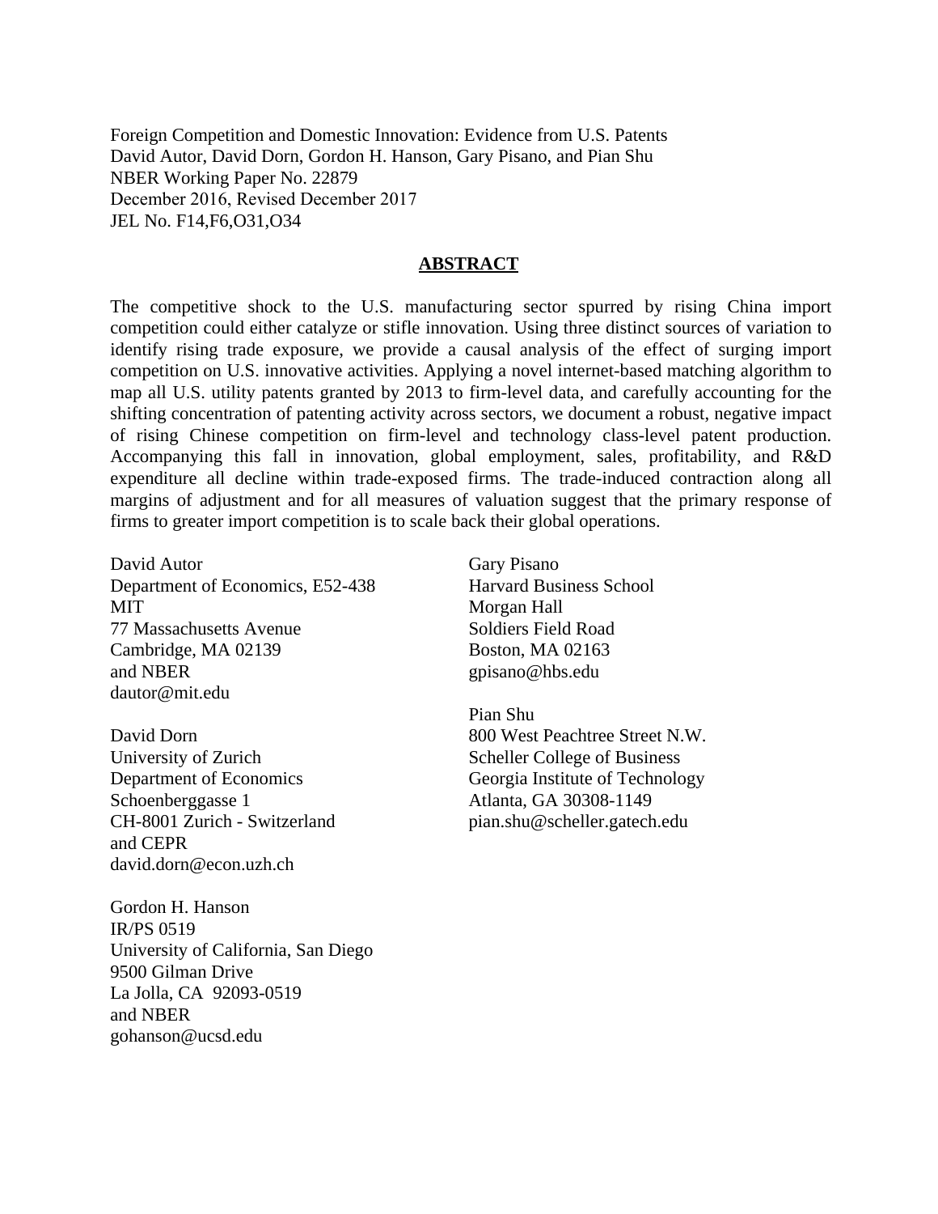Foreign Competition and Domestic Innovation: Evidence from U.S. Patents
David Autor, David Dorn, Gordon H. Hanson, Gary Pisano, and Pian Shu
NBER Working Paper No. 22879
December 2016, Revised December 2017
JEL No. F14,F6,O31,O34

## ABSTRACT

The competitive shock to the U.S. manufacturing sector spurred by rising China import competition could either catalyze or stifle innovation. Using three distinct sources of variation to identify rising trade exposure, we provide a causal analysis of the effect of surging import competition on U.S. innovative activities. Applying a novel internet-based matching algorithm to map all U.S. utility patents granted by 2013 to firm-level data, and carefully accounting for the shifting concentration of patenting activity across sectors, we document a robust, negative impact of rising Chinese competition on firm-level and technology class-level patent production. Accompanying this fall in innovation, global employment, sales, profitability, and R&D expenditure all decline within trade-exposed firms. The trade-induced contraction along all margins of adjustment and for all measures of valuation suggest that the primary response of firms to greater import competition is to scale back their global operations.

David Autor
Department of Economics, E52-438
MIT
77 Massachusetts Avenue
Cambridge, MA 02139
and NBER
dautor@mit.edu

David Dorn
University of Zurich
Department of Economics
Schoenberggasse 1
CH-8001 Zurich - Switzerland
and CEPR
david.dorn@econ.uzh.ch

Gordon H. Hanson
IR/PS 0519
University of California, San Diego
9500 Gilman Drive
La Jolla, CA 92093-0519
and NBER
gohanson@ucsd.edu

Gary Pisano
Harvard Business School
Morgan Hall
Soldiers Field Road
Boston, MA 02163
gpisano@hbs.edu

Pian Shu
800 West Peachtree Street N.W.
Scheller College of Business
Georgia Institute of Technology
Atlanta, GA 30308-1149
pian.shu@scheller.gatech.edu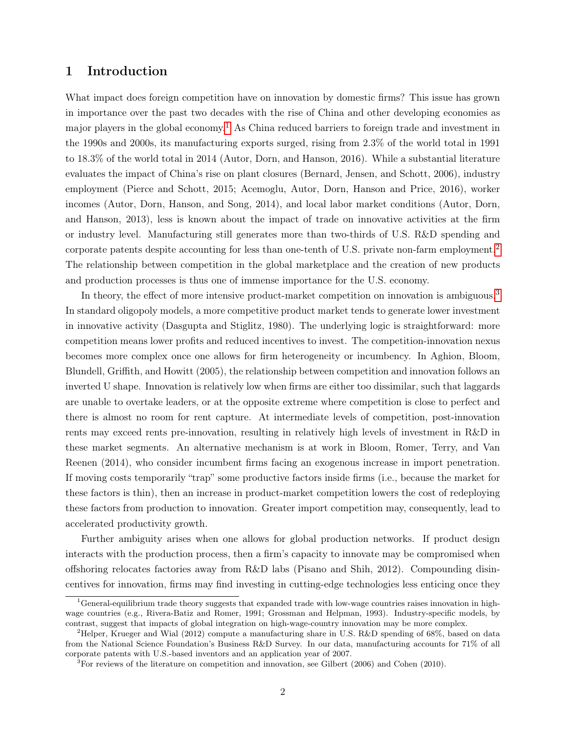# 1 Introduction

What impact does foreign competition have on innovation by domestic firms? This issue has grown in importance over the past two decades with the rise of China and other developing economies as major players in the global economy.[1] As China reduced barriers to foreign trade and investment in the 1990s and 2000s, its manufacturing exports surged, rising from 2.3% of the world total in 1991 to 18.3% of the world total in 2014 (Autor, Dorn, and Hanson, 2016). While a substantial literature evaluates the impact of China's rise on plant closures (Bernard, Jensen, and Schott, 2006), industry employment (Pierce and Schott, 2015; Acemoglu, Autor, Dorn, Hanson and Price, 2016), worker incomes (Autor, Dorn, Hanson, and Song, 2014), and local labor market conditions (Autor, Dorn, and Hanson, 2013), less is known about the impact of trade on innovative activities at the firm or industry level. Manufacturing still generates more than two-thirds of U.S. R&D spending and corporate patents despite accounting for less than one-tenth of U.S. private non-farm employment.[2] The relationship between competition in the global marketplace and the creation of new products and production processes is thus one of immense importance for the U.S. economy.

In theory, the effect of more intensive product-market competition on innovation is ambiguous.[3] In standard oligopoly models, a more competitive product market tends to generate lower investment in innovative activity (Dasgupta and Stiglitz, 1980). The underlying logic is straightforward: more competition means lower profits and reduced incentives to invest. The competition-innovation nexus becomes more complex once one allows for firm heterogeneity or incumbency. In Aghion, Bloom, Blundell, Griffith, and Howitt (2005), the relationship between competition and innovation follows an inverted U shape. Innovation is relatively low when firms are either too dissimilar, such that laggards are unable to overtake leaders, or at the opposite extreme where competition is close to perfect and there is almost no room for rent capture. At intermediate levels of competition, post-innovation rents may exceed rents pre-innovation, resulting in relatively high levels of investment in R&D in these market segments. An alternative mechanism is at work in Bloom, Romer, Terry, and Van Reenen (2014), who consider incumbent firms facing an exogenous increase in import penetration. If moving costs temporarily "trap" some productive factors inside firms (i.e., because the market for these factors is thin), then an increase in product-market competition lowers the cost of redeploying these factors from production to innovation. Greater import competition may, consequently, lead to accelerated productivity growth.

Further ambiguity arises when one allows for global production networks. If product design interacts with the production process, then a firm's capacity to innovate may be compromised when offshoring relocates factories away from R&D labs (Pisano and Shih, 2012). Compounding disincentives for innovation, firms may find investing in cutting-edge technologies less enticing once they

[1] General-equilibrium trade theory suggests that expanded trade with low-wage countries raises innovation in high-wage countries (e.g., Rivera-Batiz and Romer, 1991; Grossman and Helpman, 1993). Industry-specific models, by contrast, suggest that impacts of global integration on high-wage-country innovation may be more complex.

[2] Helper, Krueger and Wial (2012) compute a manufacturing share in U.S. R&D spending of 68%, based on data from the National Science Foundation's Business R&D Survey. In our data, manufacturing accounts for 71% of all corporate patents with U.S.-based inventors and an application year of 2007.

[3] For reviews of the literature on competition and innovation, see Gilbert (2006) and Cohen (2010).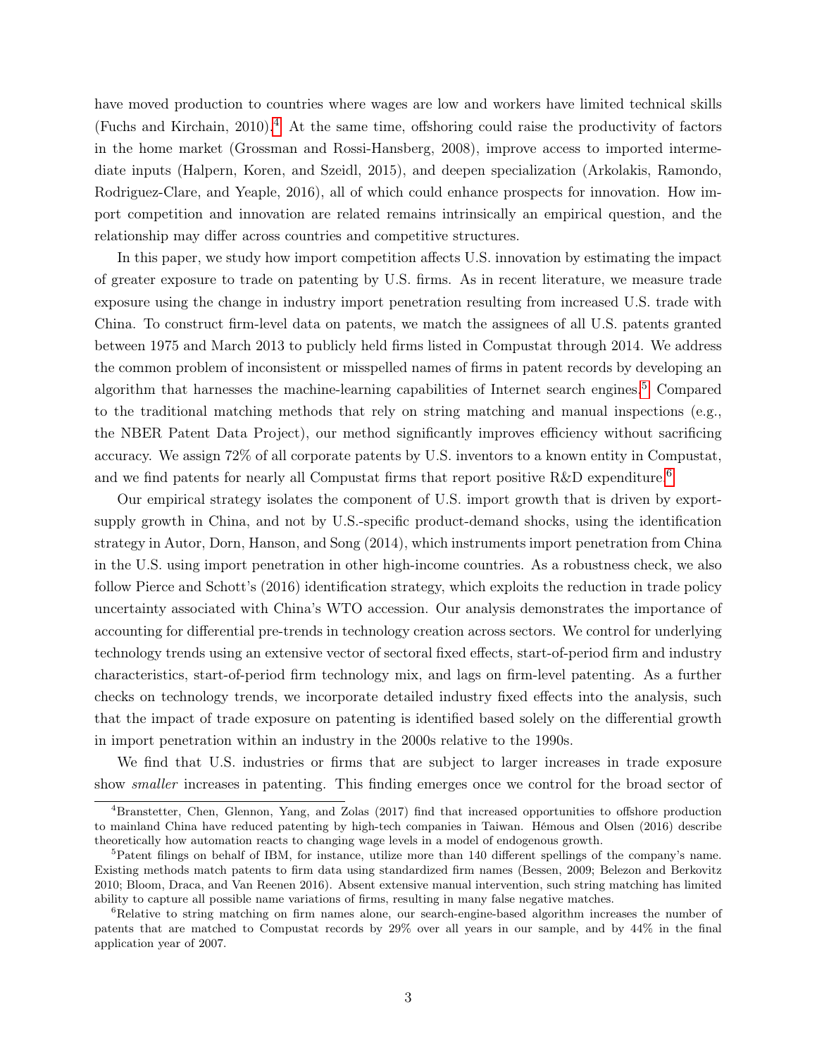have moved production to countries where wages are low and workers have limited technical skills (Fuchs and Kirchain, 2010).[4] At the same time, offshoring could raise the productivity of factors in the home market (Grossman and Rossi-Hansberg, 2008), improve access to imported intermediate inputs (Halpern, Koren, and Szeidl, 2015), and deepen specialization (Arkolakis, Ramondo, Rodriguez-Clare, and Yeaple, 2016), all of which could enhance prospects for innovation. How import competition and innovation are related remains intrinsically an empirical question, and the relationship may differ across countries and competitive structures.

In this paper, we study how import competition affects U.S. innovation by estimating the impact of greater exposure to trade on patenting by U.S. firms. As in recent literature, we measure trade exposure using the change in industry import penetration resulting from increased U.S. trade with China. To construct firm-level data on patents, we match the assignees of all U.S. patents granted between 1975 and March 2013 to publicly held firms listed in Compustat through 2014. We address the common problem of inconsistent or misspelled names of firms in patent records by developing an algorithm that harnesses the machine-learning capabilities of Internet search engines.[5] Compared to the traditional matching methods that rely on string matching and manual inspections (e.g., the NBER Patent Data Project), our method significantly improves efficiency without sacrificing accuracy. We assign 72% of all corporate patents by U.S. inventors to a known entity in Compustat, and we find patents for nearly all Compustat firms that report positive R&D expenditure.[6]

Our empirical strategy isolates the component of U.S. import growth that is driven by export-supply growth in China, and not by U.S.-specific product-demand shocks, using the identification strategy in Autor, Dorn, Hanson, and Song (2014), which instruments import penetration from China in the U.S. using import penetration in other high-income countries. As a robustness check, we also follow Pierce and Schott's (2016) identification strategy, which exploits the reduction in trade policy uncertainty associated with China's WTO accession. Our analysis demonstrates the importance of accounting for differential pre-trends in technology creation across sectors. We control for underlying technology trends using an extensive vector of sectoral fixed effects, start-of-period firm and industry characteristics, start-of-period firm technology mix, and lags on firm-level patenting. As a further checks on technology trends, we incorporate detailed industry fixed effects into the analysis, such that the impact of trade exposure on patenting is identified based solely on the differential growth in import penetration within an industry in the 2000s relative to the 1990s.

We find that U.S. industries or firms that are subject to larger increases in trade exposure show *smaller* increases in patenting. This finding emerges once we control for the broad sector of

[4] Branstetter, Chen, Glennon, Yang, and Zolas (2017) find that increased opportunities to offshore production to mainland China have reduced patenting by high-tech companies in Taiwan. Hémous and Olsen (2016) describe theoretically how automation reacts to changing wage levels in a model of endogenous growth.

[5] Patent filings on behalf of IBM, for instance, utilize more than 140 different spellings of the company's name. Existing methods match patents to firm data using standardized firm names (Bessen, 2009; Belezon and Berkovitz 2010; Bloom, Draca, and Van Reenen 2016). Absent extensive manual intervention, such string matching has limited ability to capture all possible name variations of firms, resulting in many false negative matches.

[6] Relative to string matching on firm names alone, our search-engine-based algorithm increases the number of patents that are matched to Compustat records by 29% over all years in our sample, and by 44% in the final application year of 2007.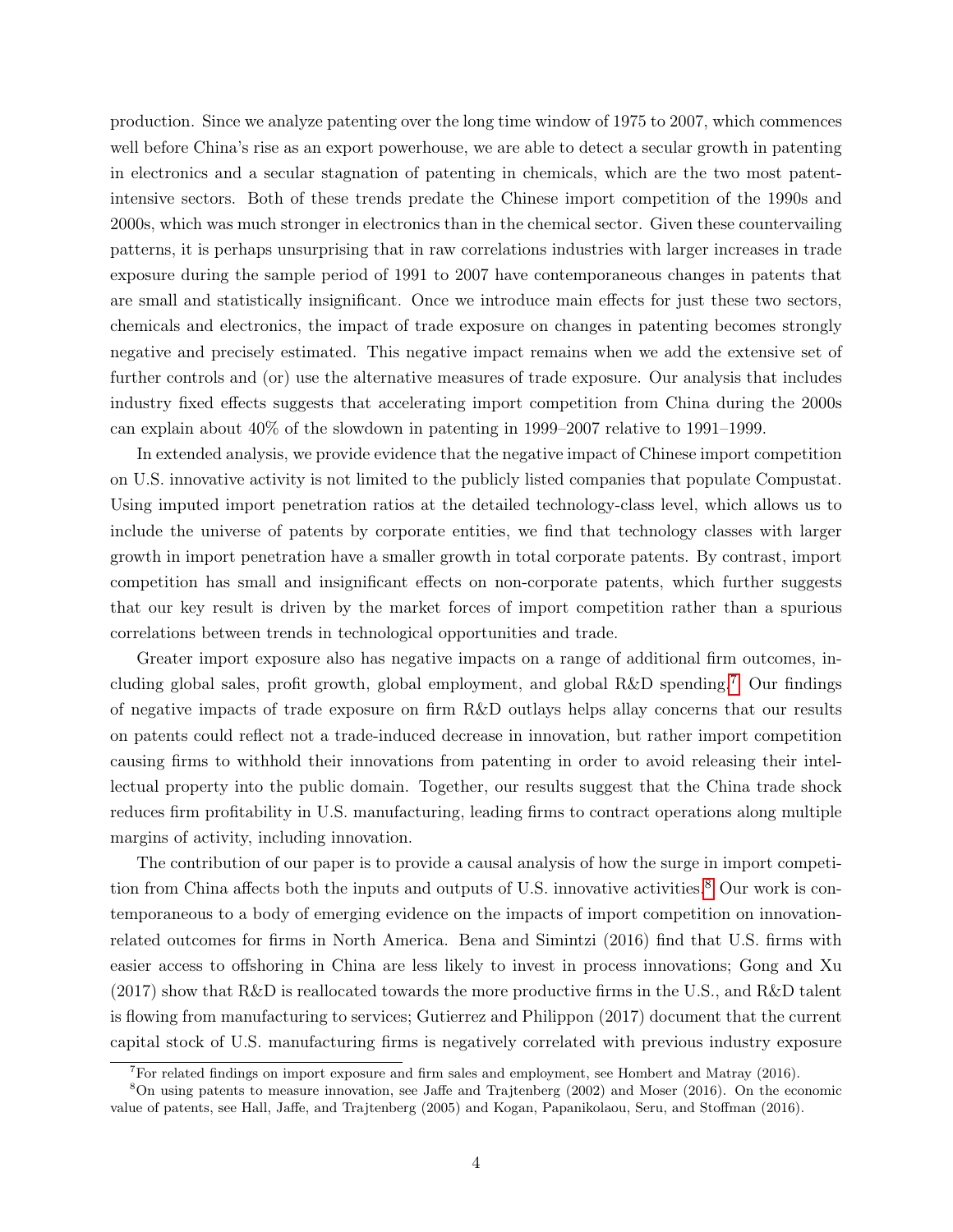production. Since we analyze patenting over the long time window of 1975 to 2007, which commences well before China's rise as an export powerhouse, we are able to detect a secular growth in patenting in electronics and a secular stagnation of patenting in chemicals, which are the two most patent-intensive sectors. Both of these trends predate the Chinese import competition of the 1990s and 2000s, which was much stronger in electronics than in the chemical sector. Given these countervailing patterns, it is perhaps unsurprising that in raw correlations industries with larger increases in trade exposure during the sample period of 1991 to 2007 have contemporaneous changes in patents that are small and statistically insignificant. Once we introduce main effects for just these two sectors, chemicals and electronics, the impact of trade exposure on changes in patenting becomes strongly negative and precisely estimated. This negative impact remains when we add the extensive set of further controls and (or) use the alternative measures of trade exposure. Our analysis that includes industry fixed effects suggests that accelerating import competition from China during the 2000s can explain about 40% of the slowdown in patenting in 1999–2007 relative to 1991–1999.

In extended analysis, we provide evidence that the negative impact of Chinese import competition on U.S. innovative activity is not limited to the publicly listed companies that populate Compustat. Using imputed import penetration ratios at the detailed technology-class level, which allows us to include the universe of patents by corporate entities, we find that technology classes with larger growth in import penetration have a smaller growth in total corporate patents. By contrast, import competition has small and insignificant effects on non-corporate patents, which further suggests that our key result is driven by the market forces of import competition rather than a spurious correlations between trends in technological opportunities and trade.

Greater import exposure also has negative impacts on a range of additional firm outcomes, including global sales, profit growth, global employment, and global R&D spending.[7] Our findings of negative impacts of trade exposure on firm R&D outlays helps allay concerns that our results on patents could reflect not a trade-induced decrease in innovation, but rather import competition causing firms to withhold their innovations from patenting in order to avoid releasing their intellectual property into the public domain. Together, our results suggest that the China trade shock reduces firm profitability in U.S. manufacturing, leading firms to contract operations along multiple margins of activity, including innovation.

The contribution of our paper is to provide a causal analysis of how the surge in import competition from China affects both the inputs and outputs of U.S. innovative activities.[8] Our work is contemporaneous to a body of emerging evidence on the impacts of import competition on innovation-related outcomes for firms in North America. Bena and Simintzi (2016) find that U.S. firms with easier access to offshoring in China are less likely to invest in process innovations; Gong and Xu (2017) show that R&D is reallocated towards the more productive firms in the U.S., and R&D talent is flowing from manufacturing to services; Gutierrez and Philippon (2017) document that the current capital stock of U.S. manufacturing firms is negatively correlated with previous industry exposure

[7] For related findings on import exposure and firm sales and employment, see Hombert and Matray (2016).

[8] On using patents to measure innovation, see Jaffe and Trajtenberg (2002) and Moser (2016). On the economic value of patents, see Hall, Jaffe, and Trajtenberg (2005) and Kogan, Papanikolaou, Seru, and Stoffman (2016).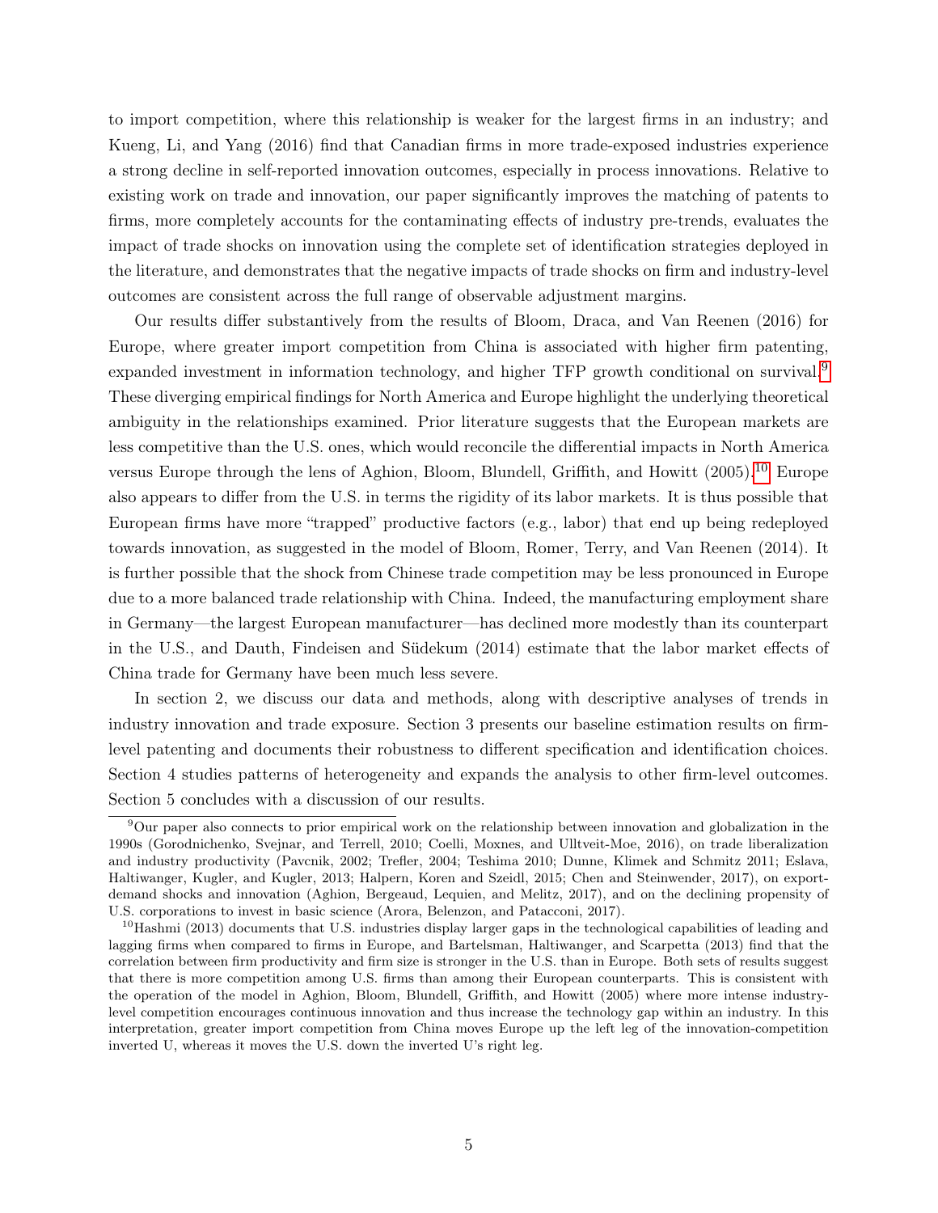to import competition, where this relationship is weaker for the largest firms in an industry; and Kueng, Li, and Yang (2016) find that Canadian firms in more trade-exposed industries experience a strong decline in self-reported innovation outcomes, especially in process innovations. Relative to existing work on trade and innovation, our paper significantly improves the matching of patents to firms, more completely accounts for the contaminating effects of industry pre-trends, evaluates the impact of trade shocks on innovation using the complete set of identification strategies deployed in the literature, and demonstrates that the negative impacts of trade shocks on firm and industry-level outcomes are consistent across the full range of observable adjustment margins.

Our results differ substantively from the results of Bloom, Draca, and Van Reenen (2016) for Europe, where greater import competition from China is associated with higher firm patenting, expanded investment in information technology, and higher TFP growth conditional on survival.[9] These diverging empirical findings for North America and Europe highlight the underlying theoretical ambiguity in the relationships examined. Prior literature suggests that the European markets are less competitive than the U.S. ones, which would reconcile the differential impacts in North America versus Europe through the lens of Aghion, Bloom, Blundell, Griffith, and Howitt (2005).[10] Europe also appears to differ from the U.S. in terms the rigidity of its labor markets. It is thus possible that European firms have more "trapped" productive factors (e.g., labor) that end up being redeployed towards innovation, as suggested in the model of Bloom, Romer, Terry, and Van Reenen (2014). It is further possible that the shock from Chinese trade competition may be less pronounced in Europe due to a more balanced trade relationship with China. Indeed, the manufacturing employment share in Germany—the largest European manufacturer—has declined more modestly than its counterpart in the U.S., and Dauth, Findeisen and Südekum (2014) estimate that the labor market effects of China trade for Germany have been much less severe.

In section 2, we discuss our data and methods, along with descriptive analyses of trends in industry innovation and trade exposure. Section 3 presents our baseline estimation results on firm-level patenting and documents their robustness to different specification and identification choices. Section 4 studies patterns of heterogeneity and expands the analysis to other firm-level outcomes. Section 5 concludes with a discussion of our results.

[9] Our paper also connects to prior empirical work on the relationship between innovation and globalization in the 1990s (Gorodnichenko, Svejnar, and Terrell, 2010; Coelli, Moxnes, and Ulltveit-Moe, 2016), on trade liberalization and industry productivity (Pavcnik, 2002; Trefler, 2004; Teshima 2010; Dunne, Klimek and Schmitz 2011; Eslava, Haltiwanger, Kugler, and Kugler, 2013; Halpern, Koren and Szeidl, 2015; Chen and Steinwender, 2017), on export-demand shocks and innovation (Aghion, Bergeaud, Lequien, and Melitz, 2017), and on the declining propensity of U.S. corporations to invest in basic science (Arora, Belenzon, and Patacconi, 2017).

[10] Hashmi (2013) documents that U.S. industries display larger gaps in the technological capabilities of leading and lagging firms when compared to firms in Europe, and Bartelsman, Haltiwanger, and Scarpetta (2013) find that the correlation between firm productivity and firm size is stronger in the U.S. than in Europe. Both sets of results suggest that there is more competition among U.S. firms than among their European counterparts. This is consistent with the operation of the model in Aghion, Bloom, Blundell, Griffith, and Howitt (2005) where more intense industry-level competition encourages continuous innovation and thus increase the technology gap within an industry. In this interpretation, greater import competition from China moves Europe up the left leg of the innovation-competition inverted U, whereas it moves the U.S. down the inverted U's right leg.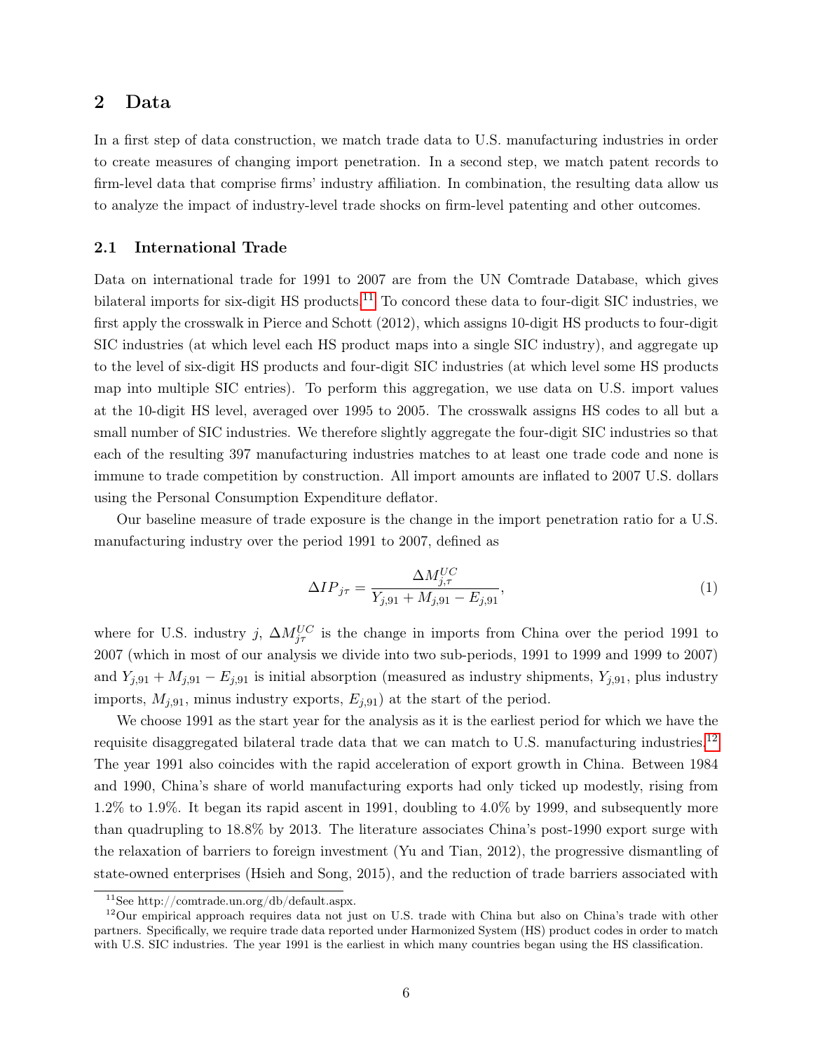## 2 Data

In a first step of data construction, we match trade data to U.S. manufacturing industries in order to create measures of changing import penetration. In a second step, we match patent records to firm-level data that comprise firms' industry affiliation. In combination, the resulting data allow us to analyze the impact of industry-level trade shocks on firm-level patenting and other outcomes.

### 2.1 International Trade

Data on international trade for 1991 to 2007 are from the UN Comtrade Database, which gives bilateral imports for six-digit HS products.[11] To concord these data to four-digit SIC industries, we first apply the crosswalk in Pierce and Schott (2012), which assigns 10-digit HS products to four-digit SIC industries (at which level each HS product maps into a single SIC industry), and aggregate up to the level of six-digit HS products and four-digit SIC industries (at which level some HS products map into multiple SIC entries). To perform this aggregation, we use data on U.S. import values at the 10-digit HS level, averaged over 1995 to 2005. The crosswalk assigns HS codes to all but a small number of SIC industries. We therefore slightly aggregate the four-digit SIC industries so that each of the resulting 397 manufacturing industries matches to at least one trade code and none is immune to trade competition by construction. All import amounts are inflated to 2007 U.S. dollars using the Personal Consumption Expenditure deflator.

Our baseline measure of trade exposure is the change in the import penetration ratio for a U.S. manufacturing industry over the period 1991 to 2007, defined as

$$\Delta IP_{j\tau} = \frac{\Delta M^{UC}_{j,\tau}}{Y_{j,91} + M_{j,91} - E_{j,91}}, \tag{1}$$

where for U.S. industry $j$, $\Delta M^{UC}_{j\tau}$ is the change in imports from China over the period 1991 to 2007 (which in most of our analysis we divide into two sub-periods, 1991 to 1999 and 1999 to 2007) and $Y_{j,91} + M_{j,91} - E_{j,91}$ is initial absorption (measured as industry shipments, $Y_{j,91}$, plus industry imports, $M_{j,91}$, minus industry exports, $E_{j,91}$) at the start of the period.

We choose 1991 as the start year for the analysis as it is the earliest period for which we have the requisite disaggregated bilateral trade data that we can match to U.S. manufacturing industries.[12] The year 1991 also coincides with the rapid acceleration of export growth in China. Between 1984 and 1990, China's share of world manufacturing exports had only ticked up modestly, rising from 1.2% to 1.9%. It began its rapid ascent in 1991, doubling to 4.0% by 1999, and subsequently more than quadrupling to 18.8% by 2013. The literature associates China's post-1990 export surge with the relaxation of barriers to foreign investment (Yu and Tian, 2012), the progressive dismantling of state-owned enterprises (Hsieh and Song, 2015), and the reduction of trade barriers associated with

[11] See http://comtrade.un.org/db/default.aspx.

[12] Our empirical approach requires data not just on U.S. trade with China but also on China's trade with other partners. Specifically, we require trade data reported under Harmonized System (HS) product codes in order to match with U.S. SIC industries. The year 1991 is the earliest in which many countries began using the HS classification.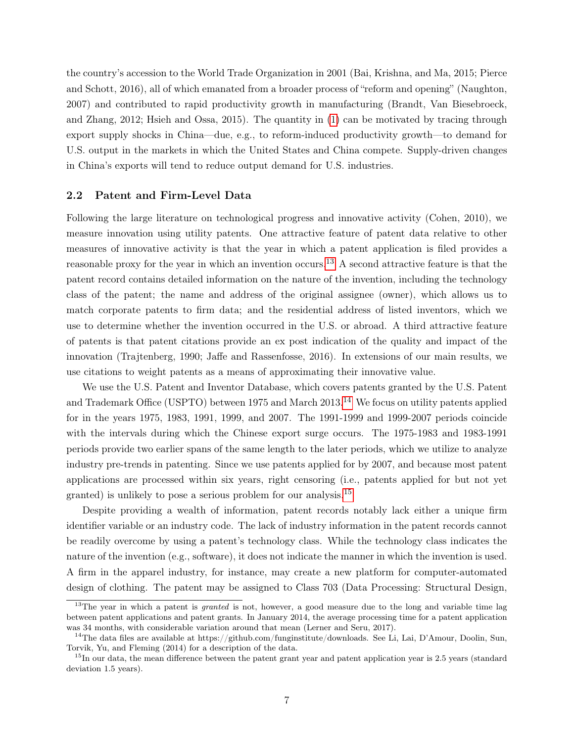the country's accession to the World Trade Organization in 2001 (Bai, Krishna, and Ma, 2015; Pierce and Schott, 2016), all of which emanated from a broader process of "reform and opening" (Naughton, 2007) and contributed to rapid productivity growth in manufacturing (Brandt, Van Biesebroeck, and Zhang, 2012; Hsieh and Ossa, 2015). The quantity in (1) can be motivated by tracing through export supply shocks in China—due, e.g., to reform-induced productivity growth—to demand for U.S. output in the markets in which the United States and China compete. Supply-driven changes in China's exports will tend to reduce output demand for U.S. industries.

## 2.2 Patent and Firm-Level Data

Following the large literature on technological progress and innovative activity (Cohen, 2010), we measure innovation using utility patents. One attractive feature of patent data relative to other measures of innovative activity is that the year in which a patent application is filed provides a reasonable proxy for the year in which an invention occurs.[13] A second attractive feature is that the patent record contains detailed information on the nature of the invention, including the technology class of the patent; the name and address of the original assignee (owner), which allows us to match corporate patents to firm data; and the residential address of listed inventors, which we use to determine whether the invention occurred in the U.S. or abroad. A third attractive feature of patents is that patent citations provide an ex post indication of the quality and impact of the innovation (Trajtenberg, 1990; Jaffe and Rassenfosse, 2016). In extensions of our main results, we use citations to weight patents as a means of approximating their innovative value.

We use the U.S. Patent and Inventor Database, which covers patents granted by the U.S. Patent and Trademark Office (USPTO) between 1975 and March 2013.[14] We focus on utility patents applied for in the years 1975, 1983, 1991, 1999, and 2007. The 1991-1999 and 1999-2007 periods coincide with the intervals during which the Chinese export surge occurs. The 1975-1983 and 1983-1991 periods provide two earlier spans of the same length to the later periods, which we utilize to analyze industry pre-trends in patenting. Since we use patents applied for by 2007, and because most patent applications are processed within six years, right censoring (i.e., patents applied for but not yet granted) is unlikely to pose a serious problem for our analysis.[15]

Despite providing a wealth of information, patent records notably lack either a unique firm identifier variable or an industry code. The lack of industry information in the patent records cannot be readily overcome by using a patent's technology class. While the technology class indicates the nature of the invention (e.g., software), it does not indicate the manner in which the invention is used. A firm in the apparel industry, for instance, may create a new platform for computer-automated design of clothing. The patent may be assigned to Class 703 (Data Processing: Structural Design,

[13] The year in which a patent is *granted* is not, however, a good measure due to the long and variable time lag between patent applications and patent grants. In January 2014, the average processing time for a patent application was 34 months, with considerable variation around that mean (Lerner and Seru, 2017).

[14] The data files are available at https://github.com/funginstitute/downloads. See Li, Lai, D'Amour, Doolin, Sun, Torvik, Yu, and Fleming (2014) for a description of the data.

[15] In our data, the mean difference between the patent grant year and patent application year is 2.5 years (standard deviation 1.5 years).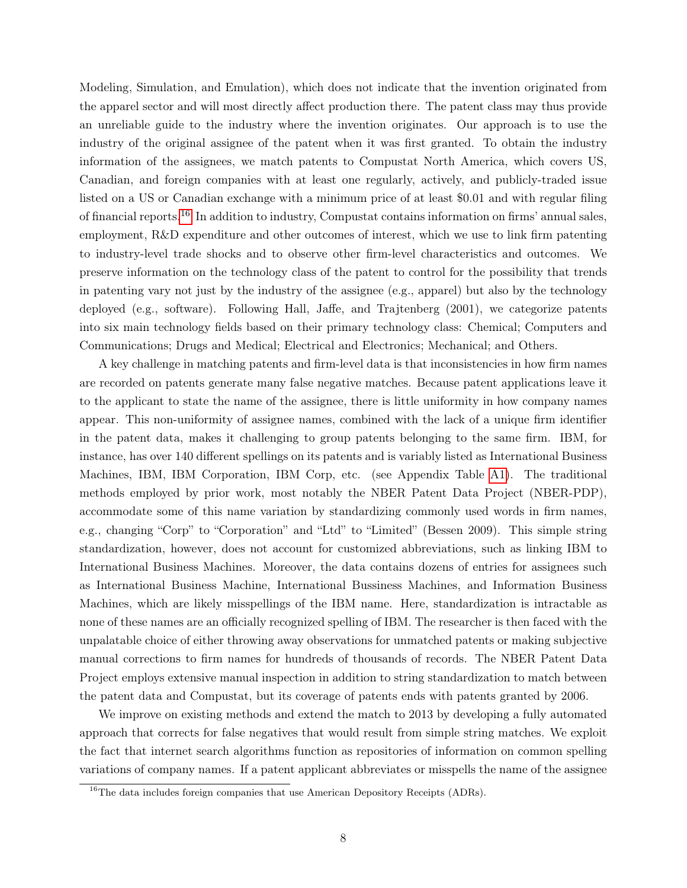Modeling, Simulation, and Emulation), which does not indicate that the invention originated from the apparel sector and will most directly affect production there. The patent class may thus provide an unreliable guide to the industry where the invention originates. Our approach is to use the industry of the original assignee of the patent when it was first granted. To obtain the industry information of the assignees, we match patents to Compustat North America, which covers US, Canadian, and foreign companies with at least one regularly, actively, and publicly-traded issue listed on a US or Canadian exchange with a minimum price of at least $0.01 and with regular filing of financial reports.[16] In addition to industry, Compustat contains information on firms' annual sales, employment, R&D expenditure and other outcomes of interest, which we use to link firm patenting to industry-level trade shocks and to observe other firm-level characteristics and outcomes. We preserve information on the technology class of the patent to control for the possibility that trends in patenting vary not just by the industry of the assignee (e.g., apparel) but also by the technology deployed (e.g., software). Following Hall, Jaffe, and Trajtenberg (2001), we categorize patents into six main technology fields based on their primary technology class: Chemical; Computers and Communications; Drugs and Medical; Electrical and Electronics; Mechanical; and Others.

A key challenge in matching patents and firm-level data is that inconsistencies in how firm names are recorded on patents generate many false negative matches. Because patent applications leave it to the applicant to state the name of the assignee, there is little uniformity in how company names appear. This non-uniformity of assignee names, combined with the lack of a unique firm identifier in the patent data, makes it challenging to group patents belonging to the same firm. IBM, for instance, has over 140 different spellings on its patents and is variably listed as International Business Machines, IBM, IBM Corporation, IBM Corp, etc. (see Appendix Table A1). The traditional methods employed by prior work, most notably the NBER Patent Data Project (NBER-PDP), accommodate some of this name variation by standardizing commonly used words in firm names, e.g., changing "Corp" to "Corporation" and "Ltd" to "Limited" (Bessen 2009). This simple string standardization, however, does not account for customized abbreviations, such as linking IBM to International Business Machines. Moreover, the data contains dozens of entries for assignees such as International Business Machine, International Bussiness Machines, and Information Business Machines, which are likely misspellings of the IBM name. Here, standardization is intractable as none of these names are an officially recognized spelling of IBM. The researcher is then faced with the unpalatable choice of either throwing away observations for unmatched patents or making subjective manual corrections to firm names for hundreds of thousands of records. The NBER Patent Data Project employs extensive manual inspection in addition to string standardization to match between the patent data and Compustat, but its coverage of patents ends with patents granted by 2006.

We improve on existing methods and extend the match to 2013 by developing a fully automated approach that corrects for false negatives that would result from simple string matches. We exploit the fact that internet search algorithms function as repositories of information on common spelling variations of company names. If a patent applicant abbreviates or misspells the name of the assignee

[16] The data includes foreign companies that use American Depository Receipts (ADRs).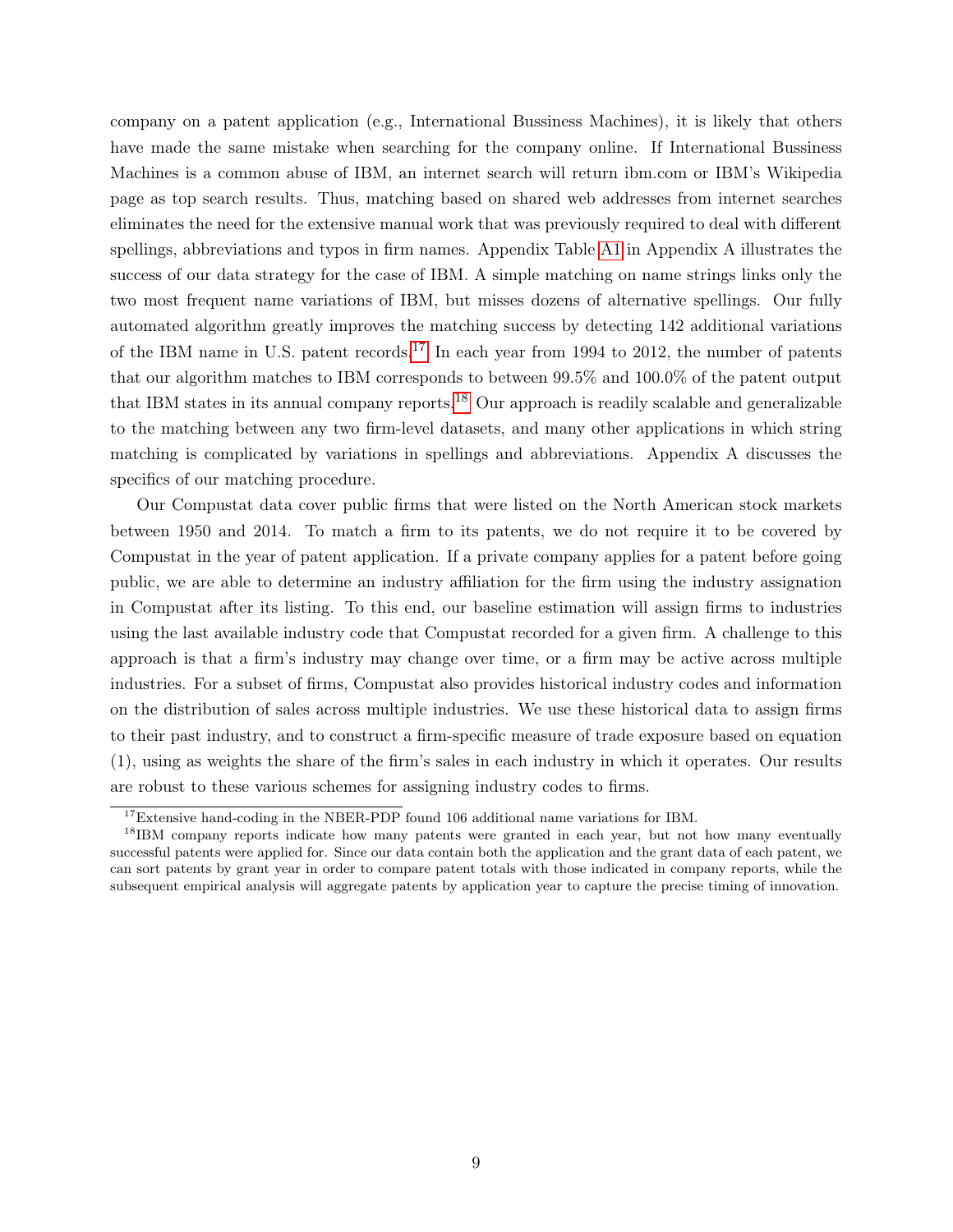company on a patent application (e.g., International Bussiness Machines), it is likely that others have made the same mistake when searching for the company online. If International Bussiness Machines is a common abuse of IBM, an internet search will return ibm.com or IBM's Wikipedia page as top search results. Thus, matching based on shared web addresses from internet searches eliminates the need for the extensive manual work that was previously required to deal with different spellings, abbreviations and typos in firm names. Appendix Table A1 in Appendix A illustrates the success of our data strategy for the case of IBM. A simple matching on name strings links only the two most frequent name variations of IBM, but misses dozens of alternative spellings. Our fully automated algorithm greatly improves the matching success by detecting 142 additional variations of the IBM name in U.S. patent records.[17] In each year from 1994 to 2012, the number of patents that our algorithm matches to IBM corresponds to between 99.5% and 100.0% of the patent output that IBM states in its annual company reports.[18] Our approach is readily scalable and generalizable to the matching between any two firm-level datasets, and many other applications in which string matching is complicated by variations in spellings and abbreviations. Appendix A discusses the specifics of our matching procedure.

Our Compustat data cover public firms that were listed on the North American stock markets between 1950 and 2014. To match a firm to its patents, we do not require it to be covered by Compustat in the year of patent application. If a private company applies for a patent before going public, we are able to determine an industry affiliation for the firm using the industry assignation in Compustat after its listing. To this end, our baseline estimation will assign firms to industries using the last available industry code that Compustat recorded for a given firm. A challenge to this approach is that a firm's industry may change over time, or a firm may be active across multiple industries. For a subset of firms, Compustat also provides historical industry codes and information on the distribution of sales across multiple industries. We use these historical data to assign firms to their past industry, and to construct a firm-specific measure of trade exposure based on equation (1), using as weights the share of the firm's sales in each industry in which it operates. Our results are robust to these various schemes for assigning industry codes to firms.

[17] Extensive hand-coding in the NBER-PDP found 106 additional name variations for IBM.

[18] IBM company reports indicate how many patents were granted in each year, but not how many eventually successful patents were applied for. Since our data contain both the application and the grant data of each patent, we can sort patents by grant year in order to compare patent totals with those indicated in company reports, while the subsequent empirical analysis will aggregate patents by application year to capture the precise timing of innovation.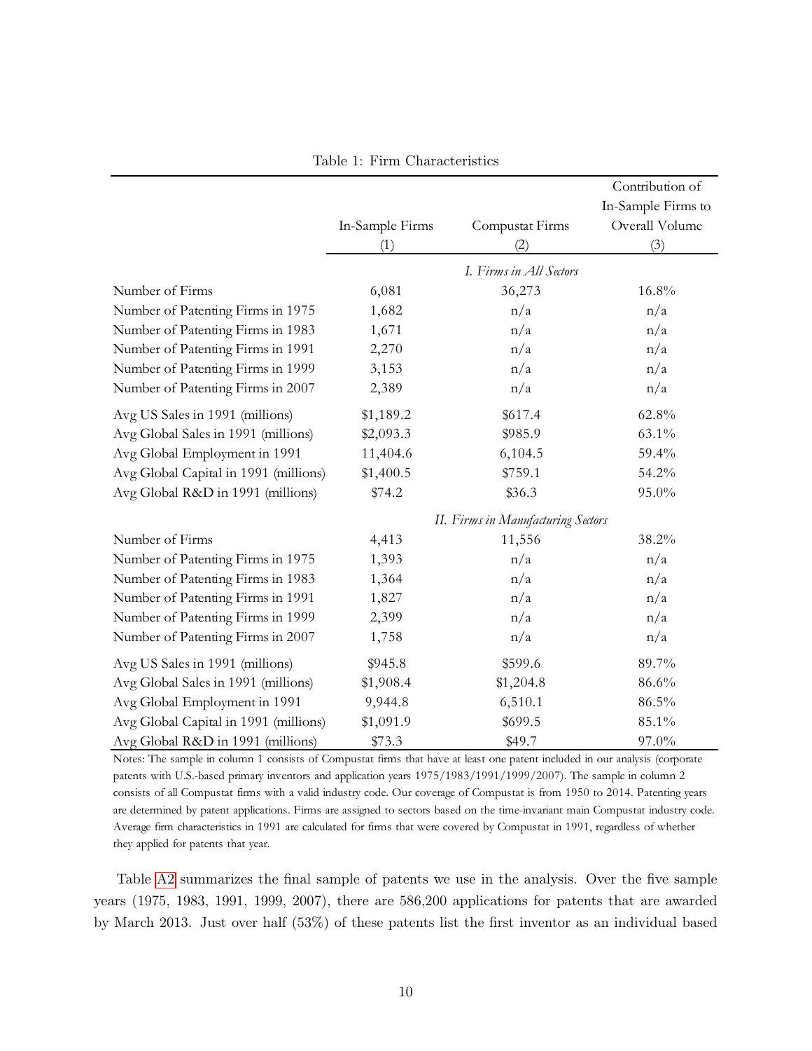Table 1: Firm Characteristics

| | In-Sample Firms | Compustat Firms | Contribution of In-Sample Firms to Overall Volume |
|---|---|---|---|
| | (1) | (2) | (3) |
| | | *I. Firms in All Sectors* | |
| Number of Firms | 6,081 | 36,273 | 16.8% |
| Number of Patenting Firms in 1975 | 1,682 | n/a | n/a |
| Number of Patenting Firms in 1983 | 1,671 | n/a | n/a |
| Number of Patenting Firms in 1991 | 2,270 | n/a | n/a |
| Number of Patenting Firms in 1999 | 3,153 | n/a | n/a |
| Number of Patenting Firms in 2007 | 2,389 | n/a | n/a |
| Avg US Sales in 1991 (millions) | $1,189.2 | $617.4 | 62.8% |
| Avg Global Sales in 1991 (millions) | $2,093.3 | $985.9 | 63.1% |
| Avg Global Employment in 1991 | 11,404.6 | 6,104.5 | 59.4% |
| Avg Global Capital in 1991 (millions) | $1,400.5 | $759.1 | 54.2% |
| Avg Global R&D in 1991 (millions) | $74.2 | $36.3 | 95.0% |
| | | *II. Firms in Manufacturing Sectors* | |
| Number of Firms | 4,413 | 11,556 | 38.2% |
| Number of Patenting Firms in 1975 | 1,393 | n/a | n/a |
| Number of Patenting Firms in 1983 | 1,364 | n/a | n/a |
| Number of Patenting Firms in 1991 | 1,827 | n/a | n/a |
| Number of Patenting Firms in 1999 | 2,399 | n/a | n/a |
| Number of Patenting Firms in 2007 | 1,758 | n/a | n/a |
| Avg US Sales in 1991 (millions) | $945.8 | $599.6 | 89.7% |
| Avg Global Sales in 1991 (millions) | $1,908.4 | $1,204.8 | 86.6% |
| Avg Global Employment in 1991 | 9,944.8 | 6,510.1 | 86.5% |
| Avg Global Capital in 1991 (millions) | $1,091.9 | $699.5 | 85.1% |
| Avg Global R&D in 1991 (millions) | $73.3 | $49.7 | 97.0% |

Notes: The sample in column 1 consists of Compustat firms that have at least one patent included in our analysis (corporate patents with U.S.-based primary inventors and application years 1975/1983/1991/1999/2007). The sample in column 2 consists of all Compustat firms with a valid industry code. Our coverage of Compustat is from 1950 to 2014. Patenting years are determined by patent applications. Firms are assigned to sectors based on the time-invariant main Compustat industry code. Average firm characteristics in 1991 are calculated for firms that were covered by Compustat in 1991, regardless of whether they applied for patents that year.

Table A2 summarizes the final sample of patents we use in the analysis. Over the five sample years (1975, 1983, 1991, 1999, 2007), there are 586,200 applications for patents that are awarded by March 2013. Just over half (53%) of these patents list the first inventor as an individual based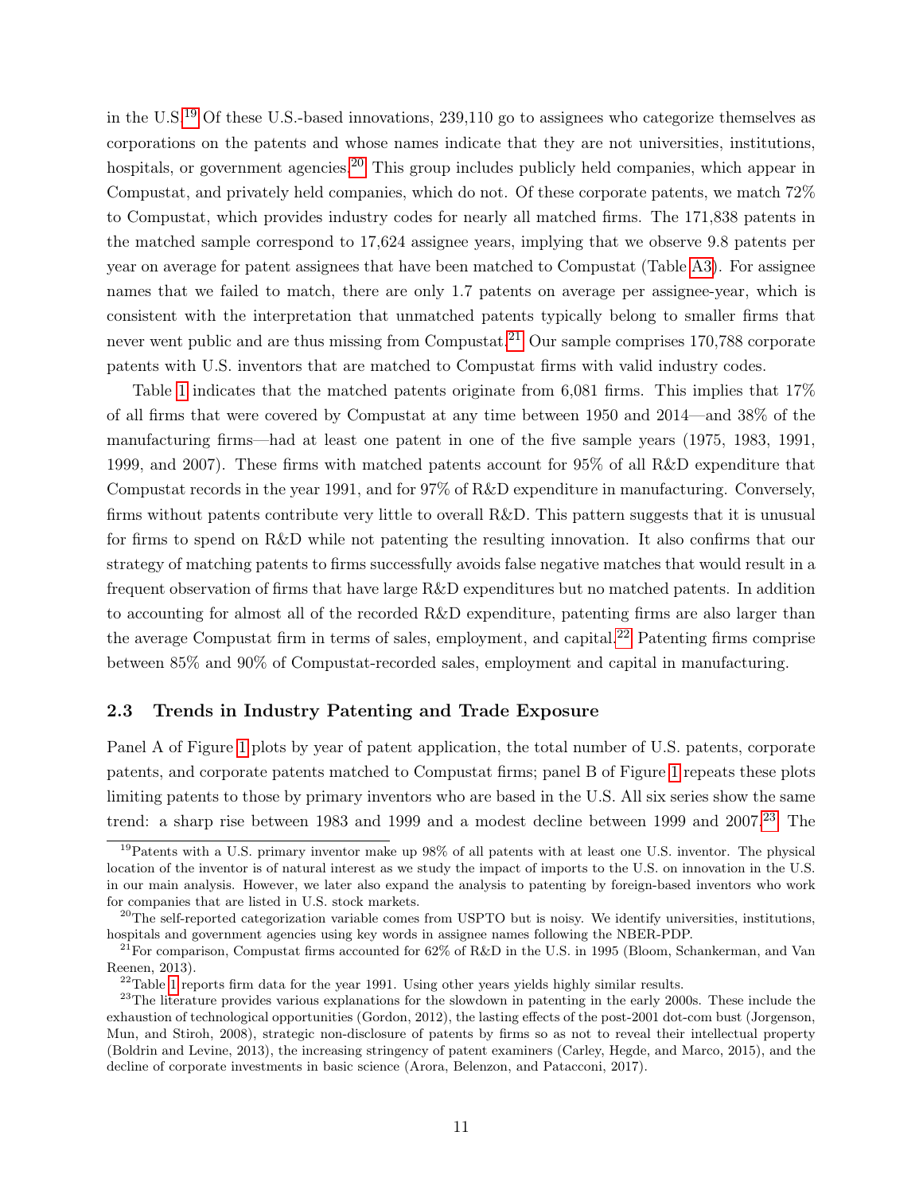in the U.S.[19] Of these U.S.-based innovations, 239,110 go to assignees who categorize themselves as corporations on the patents and whose names indicate that they are not universities, institutions, hospitals, or government agencies.[20] This group includes publicly held companies, which appear in Compustat, and privately held companies, which do not. Of these corporate patents, we match 72% to Compustat, which provides industry codes for nearly all matched firms. The 171,838 patents in the matched sample correspond to 17,624 assignee years, implying that we observe 9.8 patents per year on average for patent assignees that have been matched to Compustat (Table A3). For assignee names that we failed to match, there are only 1.7 patents on average per assignee-year, which is consistent with the interpretation that unmatched patents typically belong to smaller firms that never went public and are thus missing from Compustat.[21] Our sample comprises 170,788 corporate patents with U.S. inventors that are matched to Compustat firms with valid industry codes.

Table 1 indicates that the matched patents originate from 6,081 firms. This implies that 17% of all firms that were covered by Compustat at any time between 1950 and 2014—and 38% of the manufacturing firms—had at least one patent in one of the five sample years (1975, 1983, 1991, 1999, and 2007). These firms with matched patents account for 95% of all R&D expenditure that Compustat records in the year 1991, and for 97% of R&D expenditure in manufacturing. Conversely, firms without patents contribute very little to overall R&D. This pattern suggests that it is unusual for firms to spend on R&D while not patenting the resulting innovation. It also confirms that our strategy of matching patents to firms successfully avoids false negative matches that would result in a frequent observation of firms that have large R&D expenditures but no matched patents. In addition to accounting for almost all of the recorded R&D expenditure, patenting firms are also larger than the average Compustat firm in terms of sales, employment, and capital.[22] Patenting firms comprise between 85% and 90% of Compustat-recorded sales, employment and capital in manufacturing.

### 2.3 Trends in Industry Patenting and Trade Exposure

Panel A of Figure 1 plots by year of patent application, the total number of U.S. patents, corporate patents, and corporate patents matched to Compustat firms; panel B of Figure 1 repeats these plots limiting patents to those by primary inventors who are based in the U.S. All six series show the same trend: a sharp rise between 1983 and 1999 and a modest decline between 1999 and 2007.[23] The

[19] Patents with a U.S. primary inventor make up 98% of all patents with at least one U.S. inventor. The physical location of the inventor is of natural interest as we study the impact of imports to the U.S. on innovation in the U.S. in our main analysis. However, we later also expand the analysis to patenting by foreign-based inventors who work for companies that are listed in U.S. stock markets.

[20] The self-reported categorization variable comes from USPTO but is noisy. We identify universities, institutions, hospitals and government agencies using key words in assignee names following the NBER-PDP.

[21] For comparison, Compustat firms accounted for 62% of R&D in the U.S. in 1995 (Bloom, Schankerman, and Van Reenen, 2013).

[22] Table 1 reports firm data for the year 1991. Using other years yields highly similar results.

[23] The literature provides various explanations for the slowdown in patenting in the early 2000s. These include the exhaustion of technological opportunities (Gordon, 2012), the lasting effects of the post-2001 dot-com bust (Jorgenson, Mun, and Stiroh, 2008), strategic non-disclosure of patents by firms so as not to reveal their intellectual property (Boldrin and Levine, 2013), the increasing stringency of patent examiners (Carley, Hegde, and Marco, 2015), and the decline of corporate investments in basic science (Arora, Belenzon, and Patacconi, 2017).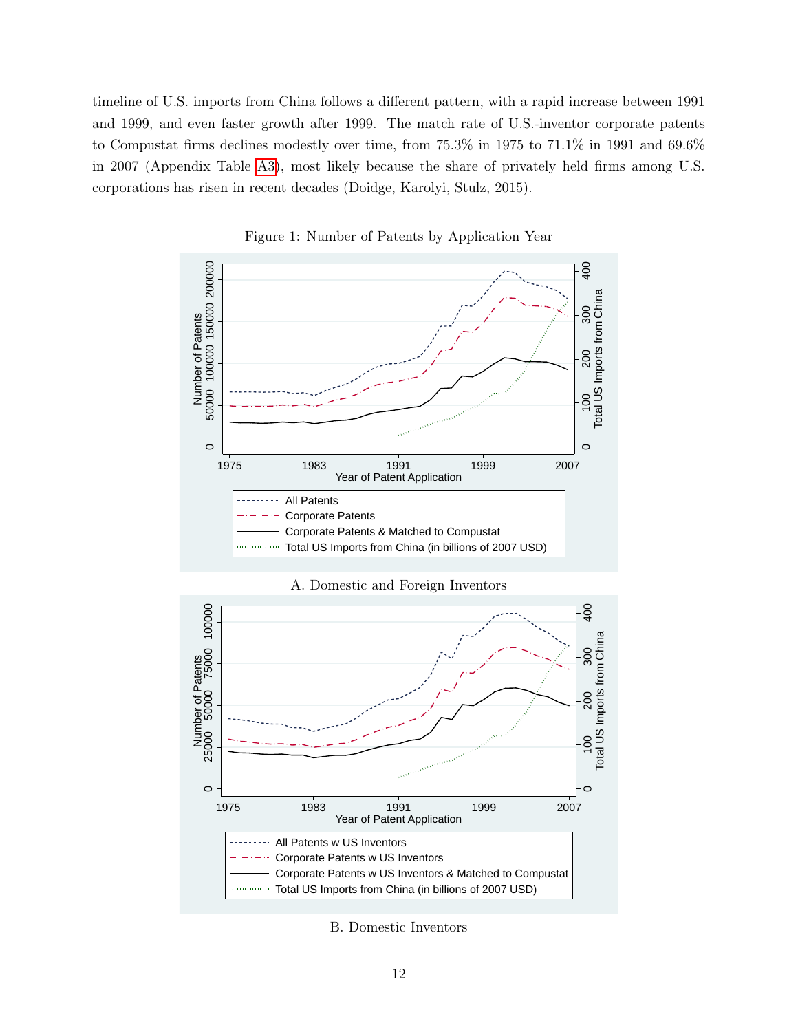timeline of U.S. imports from China follows a different pattern, with a rapid increase between 1991 and 1999, and even faster growth after 1999. The match rate of U.S.-inventor corporate patents to Compustat firms declines modestly over time, from 75.3% in 1975 to 71.1% in 1991 and 69.6% in 2007 (Appendix Table A3), most likely because the share of privately held firms among U.S. corporations has risen in recent decades (Doidge, Karolyi, Stulz, 2015).

Figure 1: Number of Patents by Application Year

A. Domestic and Foreign Inventors

B. Domestic Inventors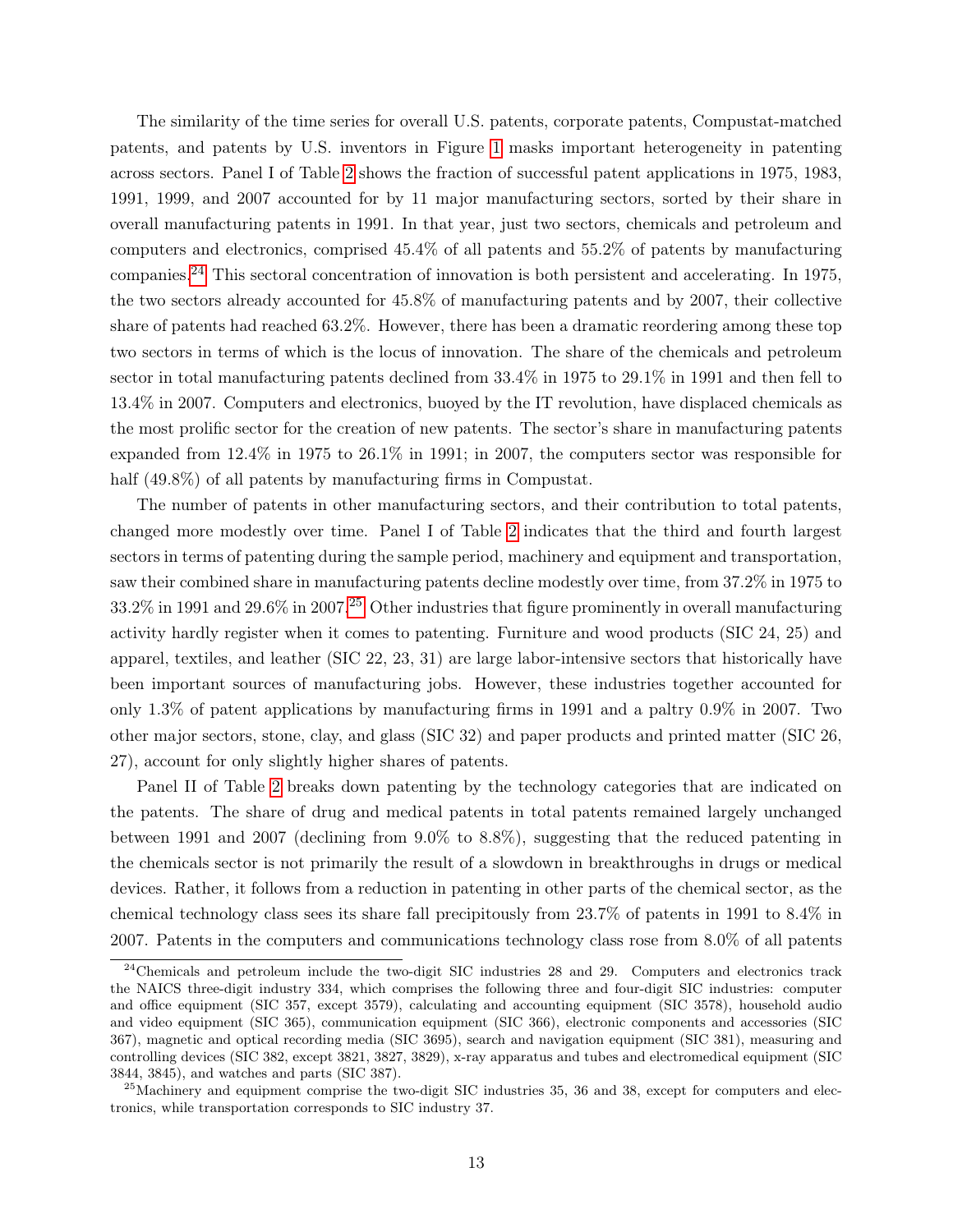The similarity of the time series for overall U.S. patents, corporate patents, Compustat-matched patents, and patents by U.S. inventors in Figure 1 masks important heterogeneity in patenting across sectors. Panel I of Table 2 shows the fraction of successful patent applications in 1975, 1983, 1991, 1999, and 2007 accounted for by 11 major manufacturing sectors, sorted by their share in overall manufacturing patents in 1991. In that year, just two sectors, chemicals and petroleum and computers and electronics, comprised 45.4% of all patents and 55.2% of patents by manufacturing companies.[24] This sectoral concentration of innovation is both persistent and accelerating. In 1975, the two sectors already accounted for 45.8% of manufacturing patents and by 2007, their collective share of patents had reached 63.2%. However, there has been a dramatic reordering among these top two sectors in terms of which is the locus of innovation. The share of the chemicals and petroleum sector in total manufacturing patents declined from 33.4% in 1975 to 29.1% in 1991 and then fell to 13.4% in 2007. Computers and electronics, buoyed by the IT revolution, have displaced chemicals as the most prolific sector for the creation of new patents. The sector's share in manufacturing patents expanded from 12.4% in 1975 to 26.1% in 1991; in 2007, the computers sector was responsible for half (49.8%) of all patents by manufacturing firms in Compustat.

The number of patents in other manufacturing sectors, and their contribution to total patents, changed more modestly over time. Panel I of Table 2 indicates that the third and fourth largest sectors in terms of patenting during the sample period, machinery and equipment and transportation, saw their combined share in manufacturing patents decline modestly over time, from 37.2% in 1975 to 33.2% in 1991 and 29.6% in 2007.[25] Other industries that figure prominently in overall manufacturing activity hardly register when it comes to patenting. Furniture and wood products (SIC 24, 25) and apparel, textiles, and leather (SIC 22, 23, 31) are large labor-intensive sectors that historically have been important sources of manufacturing jobs. However, these industries together accounted for only 1.3% of patent applications by manufacturing firms in 1991 and a paltry 0.9% in 2007. Two other major sectors, stone, clay, and glass (SIC 32) and paper products and printed matter (SIC 26, 27), account for only slightly higher shares of patents.

Panel II of Table 2 breaks down patenting by the technology categories that are indicated on the patents. The share of drug and medical patents in total patents remained largely unchanged between 1991 and 2007 (declining from 9.0% to 8.8%), suggesting that the reduced patenting in the chemicals sector is not primarily the result of a slowdown in breakthroughs in drugs or medical devices. Rather, it follows from a reduction in patenting in other parts of the chemical sector, as the chemical technology class sees its share fall precipitously from 23.7% of patents in 1991 to 8.4% in 2007. Patents in the computers and communications technology class rose from 8.0% of all patents

[24] Chemicals and petroleum include the two-digit SIC industries 28 and 29. Computers and electronics track the NAICS three-digit industry 334, which comprises the following three and four-digit SIC industries: computer and office equipment (SIC 357, except 3579), calculating and accounting equipment (SIC 3578), household audio and video equipment (SIC 365), communication equipment (SIC 366), electronic components and accessories (SIC 367), magnetic and optical recording media (SIC 3695), search and navigation equipment (SIC 381), measuring and controlling devices (SIC 382, except 3821, 3827, 3829), x-ray apparatus and tubes and electromedical equipment (SIC 3844, 3845), and watches and parts (SIC 387).

[25] Machinery and equipment comprise the two-digit SIC industries 35, 36 and 38, except for computers and electronics, while transportation corresponds to SIC industry 37.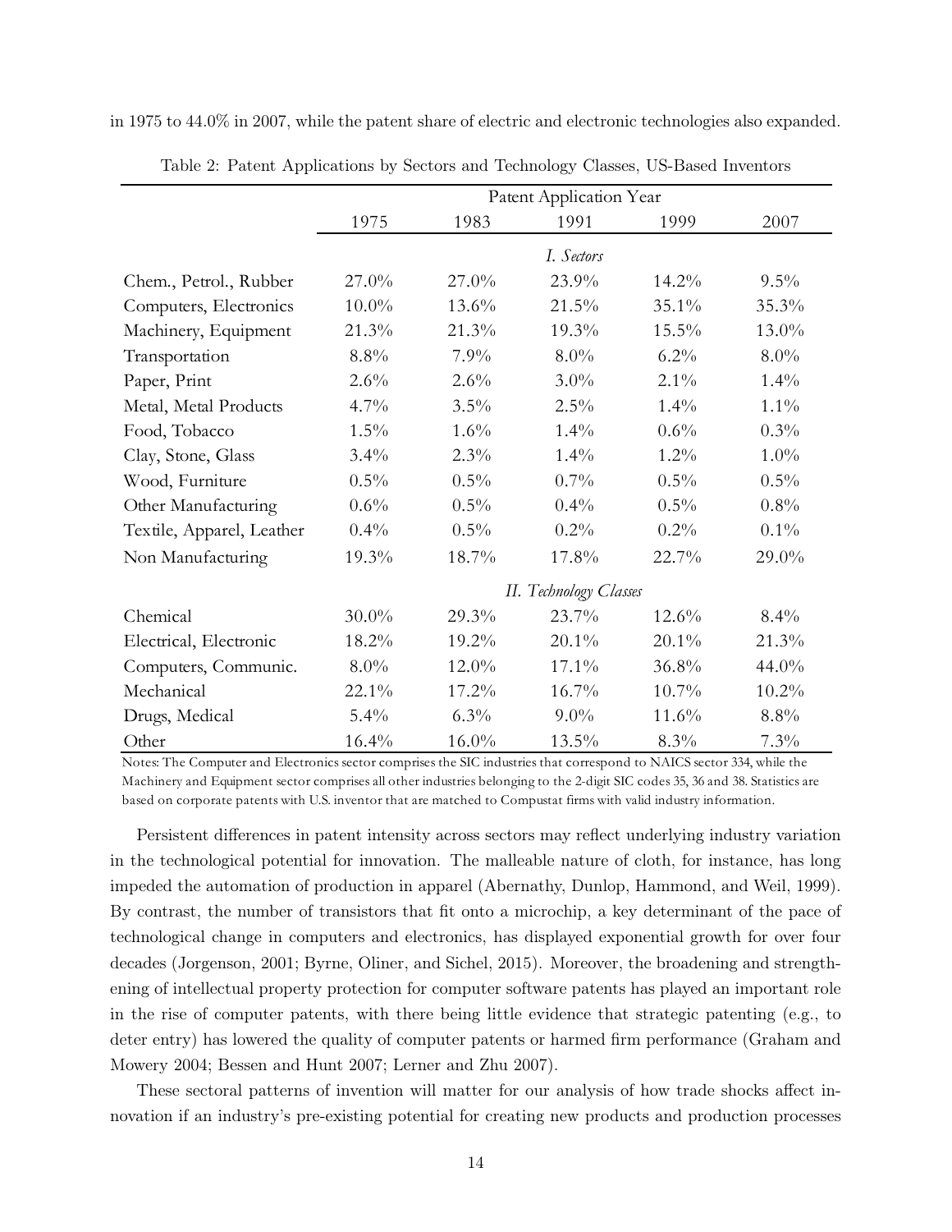in 1975 to 44.0% in 2007, while the patent share of electric and electronic technologies also expanded.

Table 2: Patent Applications by Sectors and Technology Classes, US-Based Inventors

| | Patent Application Year | | | | |
|---|---|---|---|---|---|
| | 1975 | 1983 | 1991 | 1999 | 2007 |
| | | | *I. Sectors* | | |
| Chem., Petrol., Rubber | 27.0% | 27.0% | 23.9% | 14.2% | 9.5% |
| Computers, Electronics | 10.0% | 13.6% | 21.5% | 35.1% | 35.3% |
| Machinery, Equipment | 21.3% | 21.3% | 19.3% | 15.5% | 13.0% |
| Transportation | 8.8% | 7.9% | 8.0% | 6.2% | 8.0% |
| Paper, Print | 2.6% | 2.6% | 3.0% | 2.1% | 1.4% |
| Metal, Metal Products | 4.7% | 3.5% | 2.5% | 1.4% | 1.1% |
| Food, Tobacco | 1.5% | 1.6% | 1.4% | 0.6% | 0.3% |
| Clay, Stone, Glass | 3.4% | 2.3% | 1.4% | 1.2% | 1.0% |
| Wood, Furniture | 0.5% | 0.5% | 0.7% | 0.5% | 0.5% |
| Other Manufacturing | 0.6% | 0.5% | 0.4% | 0.5% | 0.8% |
| Textile, Apparel, Leather | 0.4% | 0.5% | 0.2% | 0.2% | 0.1% |
| Non Manufacturing | 19.3% | 18.7% | 17.8% | 22.7% | 29.0% |
| | | | *II. Technology Classes* | | |
| Chemical | 30.0% | 29.3% | 23.7% | 12.6% | 8.4% |
| Electrical, Electronic | 18.2% | 19.2% | 20.1% | 20.1% | 21.3% |
| Computers, Communic. | 8.0% | 12.0% | 17.1% | 36.8% | 44.0% |
| Mechanical | 22.1% | 17.2% | 16.7% | 10.7% | 10.2% |
| Drugs, Medical | 5.4% | 6.3% | 9.0% | 11.6% | 8.8% |
| Other | 16.4% | 16.0% | 13.5% | 8.3% | 7.3% |

Notes: The Computer and Electronics sector comprises the SIC industries that correspond to NAICS sector 334, while the Machinery and Equipment sector comprises all other industries belonging to the 2-digit SIC codes 35, 36 and 38. Statistics are based on corporate patents with U.S. inventor that are matched to Compustat firms with valid industry information.

Persistent differences in patent intensity across sectors may reflect underlying industry variation in the technological potential for innovation. The malleable nature of cloth, for instance, has long impeded the automation of production in apparel (Abernathy, Dunlop, Hammond, and Weil, 1999). By contrast, the number of transistors that fit onto a microchip, a key determinant of the pace of technological change in computers and electronics, has displayed exponential growth for over four decades (Jorgenson, 2001; Byrne, Oliner, and Sichel, 2015). Moreover, the broadening and strengthening of intellectual property protection for computer software patents has played an important role in the rise of computer patents, with there being little evidence that strategic patenting (e.g., to deter entry) has lowered the quality of computer patents or harmed firm performance (Graham and Mowery 2004; Bessen and Hunt 2007; Lerner and Zhu 2007).

These sectoral patterns of invention will matter for our analysis of how trade shocks affect innovation if an industry's pre-existing potential for creating new products and production processes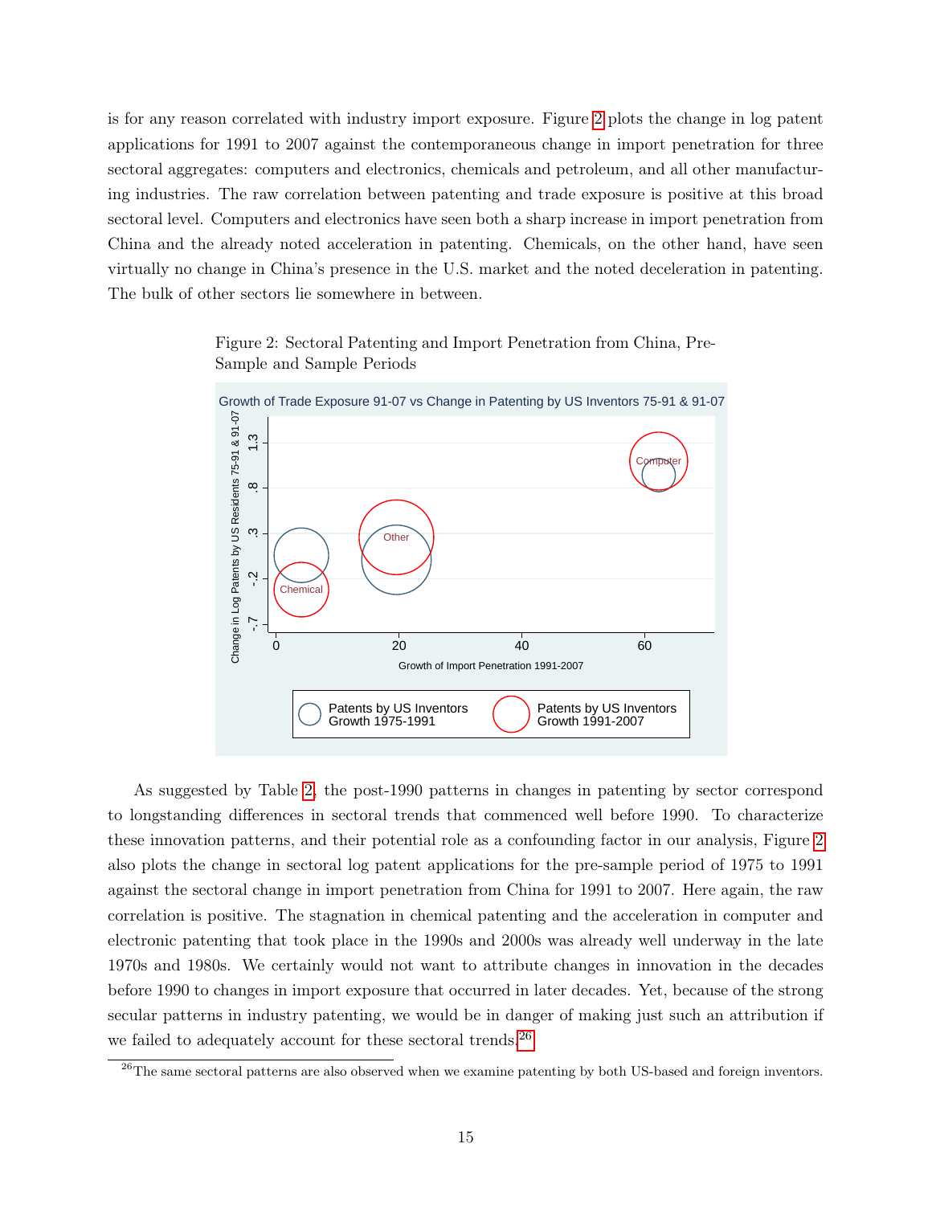is for any reason correlated with industry import exposure. Figure 2 plots the change in log patent applications for 1991 to 2007 against the contemporaneous change in import penetration for three sectoral aggregates: computers and electronics, chemicals and petroleum, and all other manufacturing industries. The raw correlation between patenting and trade exposure is positive at this broad sectoral level. Computers and electronics have seen both a sharp increase in import penetration from China and the already noted acceleration in patenting. Chemicals, on the other hand, have seen virtually no change in China's presence in the U.S. market and the noted deceleration in patenting. The bulk of other sectors lie somewhere in between.

Figure 2: Sectoral Patenting and Import Penetration from China, Pre-Sample and Sample Periods

As suggested by Table 2, the post-1990 patterns in changes in patenting by sector correspond to longstanding differences in sectoral trends that commenced well before 1990. To characterize these innovation patterns, and their potential role as a confounding factor in our analysis, Figure 2 also plots the change in sectoral log patent applications for the pre-sample period of 1975 to 1991 against the sectoral change in import penetration from China for 1991 to 2007. Here again, the raw correlation is positive. The stagnation in chemical patenting and the acceleration in computer and electronic patenting that took place in the 1990s and 2000s was already well underway in the late 1970s and 1980s. We certainly would not want to attribute changes in innovation in the decades before 1990 to changes in import exposure that occurred in later decades. Yet, because of the strong secular patterns in industry patenting, we would be in danger of making just such an attribution if we failed to adequately account for these sectoral trends.[26]

[26] The same sectoral patterns are also observed when we examine patenting by both US-based and foreign inventors.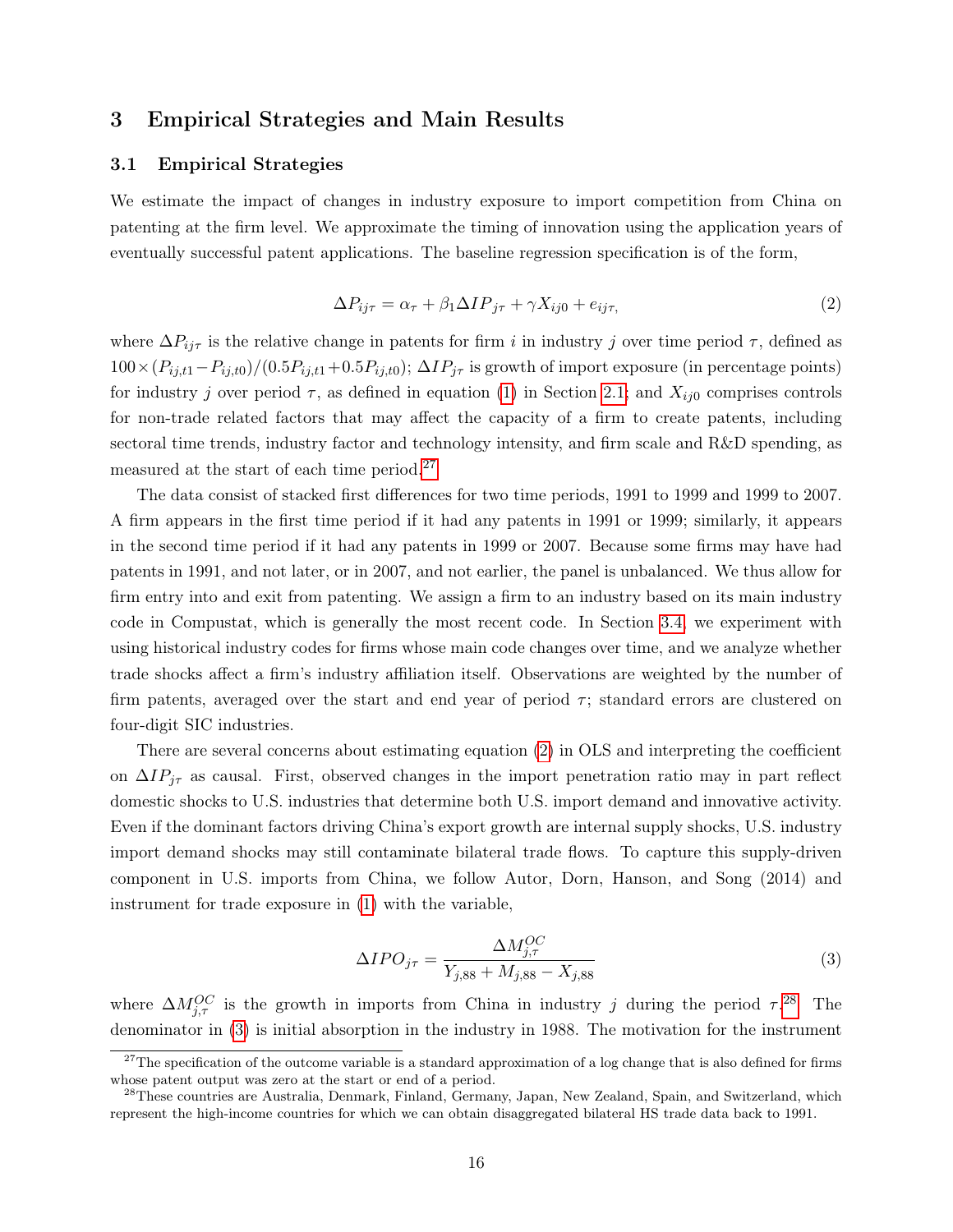# 3 Empirical Strategies and Main Results

## 3.1 Empirical Strategies

We estimate the impact of changes in industry exposure to import competition from China on patenting at the firm level. We approximate the timing of innovation using the application years of eventually successful patent applications. The baseline regression specification is of the form,

$$\Delta P_{ij\tau} = \alpha_\tau + \beta_1 \Delta IP_{j\tau} + \gamma X_{ij0} + e_{ij\tau}, \tag{2}$$

where $\Delta P_{ij\tau}$ is the relative change in patents for firm $i$ in industry $j$ over time period $\tau$, defined as $100 \times (P_{ij,t1} - P_{ij,t0})/(0.5P_{ij,t1} + 0.5P_{ij,t0})$; $\Delta IP_{j\tau}$ is growth of import exposure (in percentage points) for industry $j$ over period $\tau$, as defined in equation (1) in Section 2.1; and $X_{ij0}$ comprises controls for non-trade related factors that may affect the capacity of a firm to create patents, including sectoral time trends, industry factor and technology intensity, and firm scale and R&D spending, as measured at the start of each time period.[27]

The data consist of stacked first differences for two time periods, 1991 to 1999 and 1999 to 2007. A firm appears in the first time period if it had any patents in 1991 or 1999; similarly, it appears in the second time period if it had any patents in 1999 or 2007. Because some firms may have had patents in 1991, and not later, or in 2007, and not earlier, the panel is unbalanced. We thus allow for firm entry into and exit from patenting. We assign a firm to an industry based on its main industry code in Compustat, which is generally the most recent code. In Section 3.4, we experiment with using historical industry codes for firms whose main code changes over time, and we analyze whether trade shocks affect a firm's industry affiliation itself. Observations are weighted by the number of firm patents, averaged over the start and end year of period $\tau$; standard errors are clustered on four-digit SIC industries.

There are several concerns about estimating equation (2) in OLS and interpreting the coefficient on $\Delta IP_{j\tau}$ as causal. First, observed changes in the import penetration ratio may in part reflect domestic shocks to U.S. industries that determine both U.S. import demand and innovative activity. Even if the dominant factors driving China's export growth are internal supply shocks, U.S. industry import demand shocks may still contaminate bilateral trade flows. To capture this supply-driven component in U.S. imports from China, we follow Autor, Dorn, Hanson, and Song (2014) and instrument for trade exposure in (1) with the variable,

$$\Delta IPO_{j\tau} = \frac{\Delta M^{OC}_{j,\tau}}{Y_{j,88} + M_{j,88} - X_{j,88}} \tag{3}$$

where $\Delta M^{OC}_{j,\tau}$ is the growth in imports from China in industry $j$ during the period $\tau$.[28] The denominator in (3) is initial absorption in the industry in 1988. The motivation for the instrument

[27] The specification of the outcome variable is a standard approximation of a log change that is also defined for firms whose patent output was zero at the start or end of a period.

[28] These countries are Australia, Denmark, Finland, Germany, Japan, New Zealand, Spain, and Switzerland, which represent the high-income countries for which we can obtain disaggregated bilateral HS trade data back to 1991.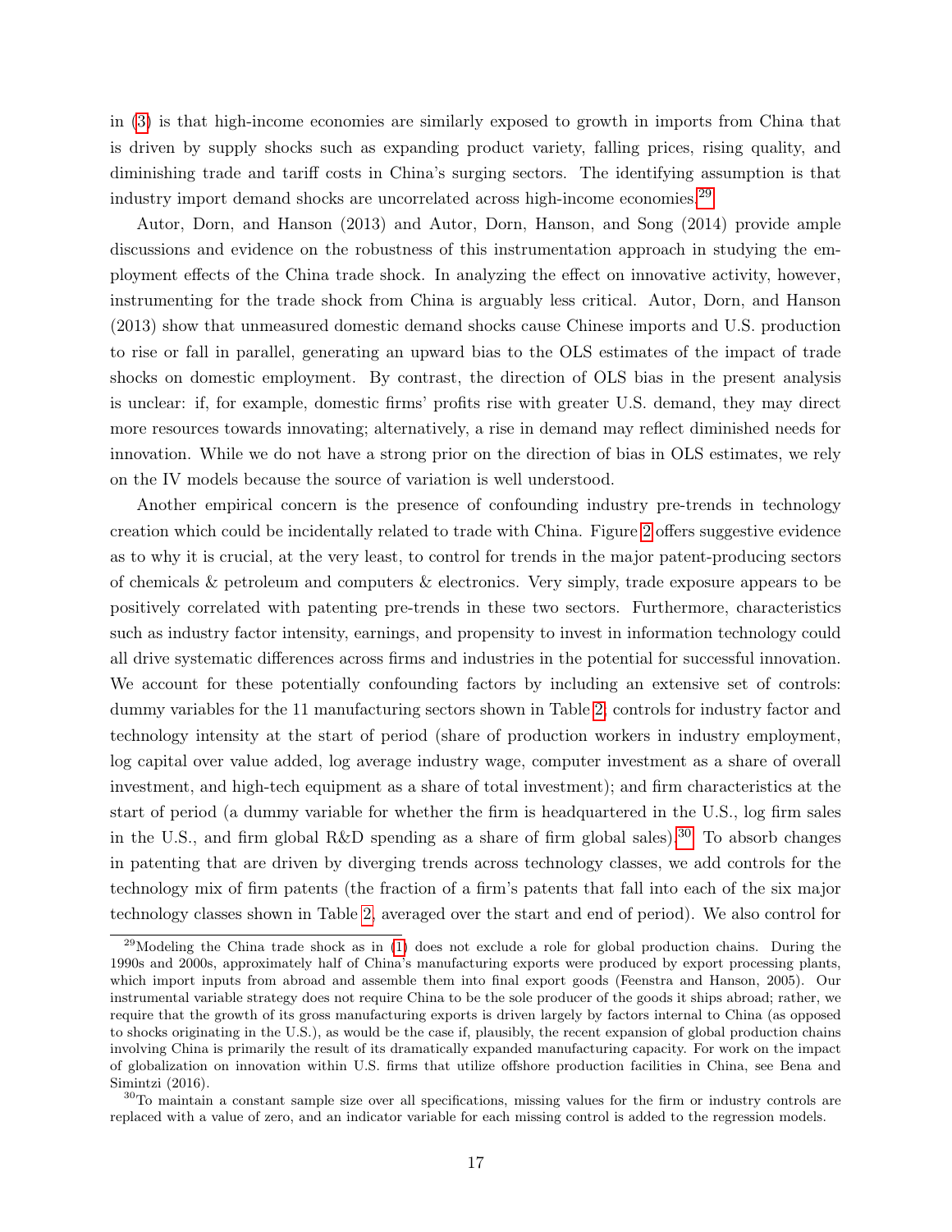in (3) is that high-income economies are similarly exposed to growth in imports from China that is driven by supply shocks such as expanding product variety, falling prices, rising quality, and diminishing trade and tariff costs in China's surging sectors. The identifying assumption is that industry import demand shocks are uncorrelated across high-income economies.[29]

Autor, Dorn, and Hanson (2013) and Autor, Dorn, Hanson, and Song (2014) provide ample discussions and evidence on the robustness of this instrumentation approach in studying the employment effects of the China trade shock. In analyzing the effect on innovative activity, however, instrumenting for the trade shock from China is arguably less critical. Autor, Dorn, and Hanson (2013) show that unmeasured domestic demand shocks cause Chinese imports and U.S. production to rise or fall in parallel, generating an upward bias to the OLS estimates of the impact of trade shocks on domestic employment. By contrast, the direction of OLS bias in the present analysis is unclear: if, for example, domestic firms' profits rise with greater U.S. demand, they may direct more resources towards innovating; alternatively, a rise in demand may reflect diminished needs for innovation. While we do not have a strong prior on the direction of bias in OLS estimates, we rely on the IV models because the source of variation is well understood.

Another empirical concern is the presence of confounding industry pre-trends in technology creation which could be incidentally related to trade with China. Figure 2 offers suggestive evidence as to why it is crucial, at the very least, to control for trends in the major patent-producing sectors of chemicals & petroleum and computers & electronics. Very simply, trade exposure appears to be positively correlated with patenting pre-trends in these two sectors. Furthermore, characteristics such as industry factor intensity, earnings, and propensity to invest in information technology could all drive systematic differences across firms and industries in the potential for successful innovation. We account for these potentially confounding factors by including an extensive set of controls: dummy variables for the 11 manufacturing sectors shown in Table 2, controls for industry factor and technology intensity at the start of period (share of production workers in industry employment, log capital over value added, log average industry wage, computer investment as a share of overall investment, and high-tech equipment as a share of total investment); and firm characteristics at the start of period (a dummy variable for whether the firm is headquartered in the U.S., log firm sales in the U.S., and firm global R&D spending as a share of firm global sales).[30] To absorb changes in patenting that are driven by diverging trends across technology classes, we add controls for the technology mix of firm patents (the fraction of a firm's patents that fall into each of the six major technology classes shown in Table 2, averaged over the start and end of period). We also control for

[29] Modeling the China trade shock as in (1) does not exclude a role for global production chains. During the 1990s and 2000s, approximately half of China's manufacturing exports were produced by export processing plants, which import inputs from abroad and assemble them into final export goods (Feenstra and Hanson, 2005). Our instrumental variable strategy does not require China to be the sole producer of the goods it ships abroad; rather, we require that the growth of its gross manufacturing exports is driven largely by factors internal to China (as opposed to shocks originating in the U.S.), as would be the case if, plausibly, the recent expansion of global production chains involving China is primarily the result of its dramatically expanded manufacturing capacity. For work on the impact of globalization on innovation within U.S. firms that utilize offshore production facilities in China, see Bena and Simintzi (2016).

[30] To maintain a constant sample size over all specifications, missing values for the firm or industry controls are replaced with a value of zero, and an indicator variable for each missing control is added to the regression models.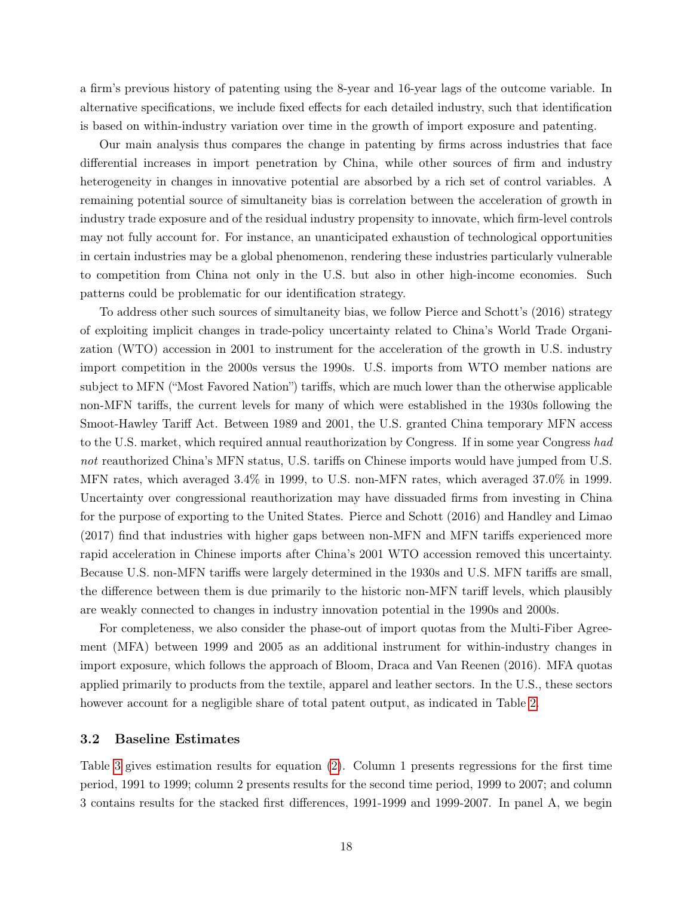a firm's previous history of patenting using the 8-year and 16-year lags of the outcome variable. In alternative specifications, we include fixed effects for each detailed industry, such that identification is based on within-industry variation over time in the growth of import exposure and patenting.

Our main analysis thus compares the change in patenting by firms across industries that face differential increases in import penetration by China, while other sources of firm and industry heterogeneity in changes in innovative potential are absorbed by a rich set of control variables. A remaining potential source of simultaneity bias is correlation between the acceleration of growth in industry trade exposure and of the residual industry propensity to innovate, which firm-level controls may not fully account for. For instance, an unanticipated exhaustion of technological opportunities in certain industries may be a global phenomenon, rendering these industries particularly vulnerable to competition from China not only in the U.S. but also in other high-income economies. Such patterns could be problematic for our identification strategy.

To address other such sources of simultaneity bias, we follow Pierce and Schott's (2016) strategy of exploiting implicit changes in trade-policy uncertainty related to China's World Trade Organization (WTO) accession in 2001 to instrument for the acceleration of the growth in U.S. industry import competition in the 2000s versus the 1990s. U.S. imports from WTO member nations are subject to MFN ("Most Favored Nation") tariffs, which are much lower than the otherwise applicable non-MFN tariffs, the current levels for many of which were established in the 1930s following the Smoot-Hawley Tariff Act. Between 1989 and 2001, the U.S. granted China temporary MFN access to the U.S. market, which required annual reauthorization by Congress. If in some year Congress *had not* reauthorized China's MFN status, U.S. tariffs on Chinese imports would have jumped from U.S. MFN rates, which averaged 3.4% in 1999, to U.S. non-MFN rates, which averaged 37.0% in 1999. Uncertainty over congressional reauthorization may have dissuaded firms from investing in China for the purpose of exporting to the United States. Pierce and Schott (2016) and Handley and Limao (2017) find that industries with higher gaps between non-MFN and MFN tariffs experienced more rapid acceleration in Chinese imports after China's 2001 WTO accession removed this uncertainty. Because U.S. non-MFN tariffs were largely determined in the 1930s and U.S. MFN tariffs are small, the difference between them is due primarily to the historic non-MFN tariff levels, which plausibly are weakly connected to changes in industry innovation potential in the 1990s and 2000s.

For completeness, we also consider the phase-out of import quotas from the Multi-Fiber Agreement (MFA) between 1999 and 2005 as an additional instrument for within-industry changes in import exposure, which follows the approach of Bloom, Draca and Van Reenen (2016). MFA quotas applied primarily to products from the textile, apparel and leather sectors. In the U.S., these sectors however account for a negligible share of total patent output, as indicated in Table 2.

### 3.2 Baseline Estimates

Table 3 gives estimation results for equation (2). Column 1 presents regressions for the first time period, 1991 to 1999; column 2 presents results for the second time period, 1999 to 2007; and column 3 contains results for the stacked first differences, 1991-1999 and 1999-2007. In panel A, we begin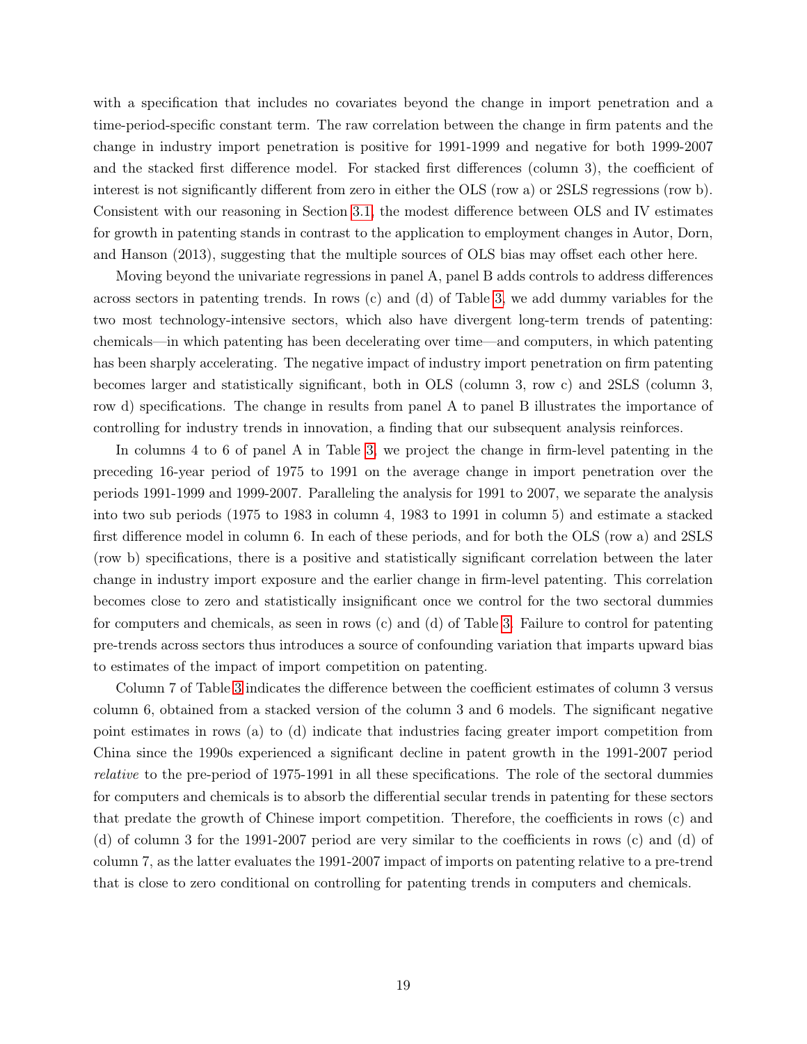with a specification that includes no covariates beyond the change in import penetration and a time-period-specific constant term. The raw correlation between the change in firm patents and the change in industry import penetration is positive for 1991-1999 and negative for both 1999-2007 and the stacked first difference model. For stacked first differences (column 3), the coefficient of interest is not significantly different from zero in either the OLS (row a) or 2SLS regressions (row b). Consistent with our reasoning in Section 3.1, the modest difference between OLS and IV estimates for growth in patenting stands in contrast to the application to employment changes in Autor, Dorn, and Hanson (2013), suggesting that the multiple sources of OLS bias may offset each other here.

Moving beyond the univariate regressions in panel A, panel B adds controls to address differences across sectors in patenting trends. In rows (c) and (d) of Table 3, we add dummy variables for the two most technology-intensive sectors, which also have divergent long-term trends of patenting: chemicals—in which patenting has been decelerating over time—and computers, in which patenting has been sharply accelerating. The negative impact of industry import penetration on firm patenting becomes larger and statistically significant, both in OLS (column 3, row c) and 2SLS (column 3, row d) specifications. The change in results from panel A to panel B illustrates the importance of controlling for industry trends in innovation, a finding that our subsequent analysis reinforces.

In columns 4 to 6 of panel A in Table 3, we project the change in firm-level patenting in the preceding 16-year period of 1975 to 1991 on the average change in import penetration over the periods 1991-1999 and 1999-2007. Paralleling the analysis for 1991 to 2007, we separate the analysis into two sub periods (1975 to 1983 in column 4, 1983 to 1991 in column 5) and estimate a stacked first difference model in column 6. In each of these periods, and for both the OLS (row a) and 2SLS (row b) specifications, there is a positive and statistically significant correlation between the later change in industry import exposure and the earlier change in firm-level patenting. This correlation becomes close to zero and statistically insignificant once we control for the two sectoral dummies for computers and chemicals, as seen in rows (c) and (d) of Table 3. Failure to control for patenting pre-trends across sectors thus introduces a source of confounding variation that imparts upward bias to estimates of the impact of import competition on patenting.

Column 7 of Table 3 indicates the difference between the coefficient estimates of column 3 versus column 6, obtained from a stacked version of the column 3 and 6 models. The significant negative point estimates in rows (a) to (d) indicate that industries facing greater import competition from China since the 1990s experienced a significant decline in patent growth in the 1991-2007 period *relative* to the pre-period of 1975-1991 in all these specifications. The role of the sectoral dummies for computers and chemicals is to absorb the differential secular trends in patenting for these sectors that predate the growth of Chinese import competition. Therefore, the coefficients in rows (c) and (d) of column 3 for the 1991-2007 period are very similar to the coefficients in rows (c) and (d) of column 7, as the latter evaluates the 1991-2007 impact of imports on patenting relative to a pre-trend that is close to zero conditional on controlling for patenting trends in computers and chemicals.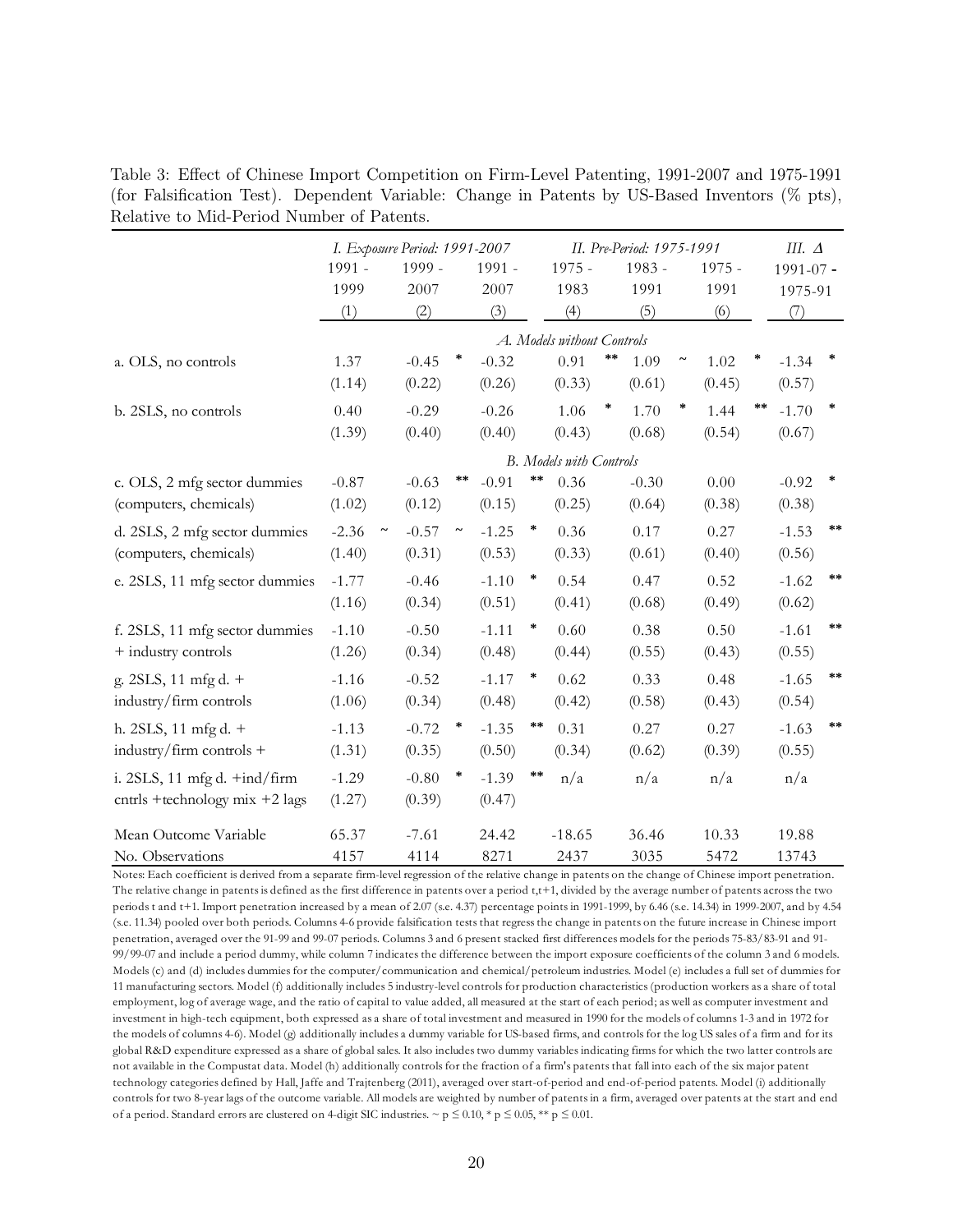Table 3: Effect of Chinese Import Competition on Firm-Level Patenting, 1991-2007 and 1975-1991 (for Falsification Test). Dependent Variable: Change in Patents by US-Based Inventors (% pts), Relative to Mid-Period Number of Patents.

| | *I. Exposure Period: 1991-2007* | | | *II. Pre-Period: 1975-1991* | | | *III. Δ* |
|---|---|---|---|---|---|---|---|
| | 1991 - 1999 | 1999 - 2007 | 1991 - 2007 | 1975 - 1983 | 1983 - 1991 | 1975 - 1991 | 1991-07 - 1975-91 |
| | (1) | (2) | (3) | (4) | (5) | (6) | (7) |
| | | | | *A. Models without Controls* | | | |
| a. OLS, no controls | 1.37 | -0.45 * | -0.32 | 0.91 ** | 1.09 ~ | 1.02 * | -1.34 * |
| | (1.14) | (0.22) | (0.26) | (0.33) | (0.61) | (0.45) | (0.57) |
| b. 2SLS, no controls | 0.40 | -0.29 | -0.26 | 1.06 * | 1.70 * | 1.44 ** | -1.70 * |
| | (1.39) | (0.40) | (0.40) | (0.43) | (0.68) | (0.54) | (0.67) |
| | | | | *B. Models with Controls* | | | |
| c. OLS, 2 mfg sector dummies (computers, chemicals) | -0.87 | -0.63 ** | -0.91 ** | 0.36 | -0.30 | 0.00 | -0.92 * |
| | (1.02) | (0.12) | (0.15) | (0.25) | (0.64) | (0.38) | (0.38) |
| d. 2SLS, 2 mfg sector dummies (computers, chemicals) | -2.36 ~ | -0.57 ~ | -1.25 * | 0.36 | 0.17 | 0.27 | -1.53 ** |
| | (1.40) | (0.31) | (0.53) | (0.33) | (0.61) | (0.40) | (0.56) |
| e. 2SLS, 11 mfg sector dummies | -1.77 | -0.46 | -1.10 * | 0.54 | 0.47 | 0.52 | -1.62 ** |
| | (1.16) | (0.34) | (0.51) | (0.41) | (0.68) | (0.49) | (0.62) |
| f. 2SLS, 11 mfg sector dummies + industry controls | -1.10 | -0.50 | -1.11 * | 0.60 | 0.38 | 0.50 | -1.61 ** |
| | (1.26) | (0.34) | (0.48) | (0.44) | (0.55) | (0.43) | (0.55) |
| g. 2SLS, 11 mfg d. + industry/firm controls | -1.16 | -0.52 | -1.17 * | 0.62 | 0.33 | 0.48 | -1.65 ** |
| | (1.06) | (0.34) | (0.48) | (0.42) | (0.58) | (0.43) | (0.54) |
| h. 2SLS, 11 mfg d. + industry/firm controls + | -1.13 | -0.72 * | -1.35 ** | 0.31 | 0.27 | 0.27 | -1.63 ** |
| | (1.31) | (0.35) | (0.50) | (0.34) | (0.62) | (0.39) | (0.55) |
| i. 2SLS, 11 mfg d. +ind/firm cntrls +technology mix +2 lags | -1.29 | -0.80 * | -1.39 ** | n/a | n/a | n/a | n/a |
| | (1.27) | (0.39) | (0.47) | | | | |
| Mean Outcome Variable | 65.37 | -7.61 | 24.42 | -18.65 | 36.46 | 10.33 | 19.88 |
| No. Observations | 4157 | 4114 | 8271 | 2437 | 3035 | 5472 | 13743 |

Notes: Each coefficient is derived from a separate firm-level regression of the relative change in patents on the change of Chinese import penetration. The relative change in patents is defined as the first difference in patents over a period t,t+1, divided by the average number of patents across the two periods t and t+1. Import penetration increased by a mean of 2.07 (s.e. 4.37) percentage points in 1991-1999, by 6.46 (s.e. 14.34) in 1999-2007, and by 4.54 (s.e. 11.34) pooled over both periods. Columns 4-6 provide falsification tests that regress the change in patents on the future increase in Chinese import penetration, averaged over the 91-99 and 99-07 periods. Columns 3 and 6 present stacked first differences models for the periods 75-83/83-91 and 91-99/99-07 and include a period dummy, while column 7 indicates the difference between the import exposure coefficients of the column 3 and 6 models. Models (c) and (d) includes dummies for the computer/communication and chemical/petroleum industries. Model (e) includes a full set of dummies for 11 manufacturing sectors. Model (f) additionally includes 5 industry-level controls for production characteristics (production workers as a share of total employment, log of average wage, and the ratio of capital to value added, all measured at the start of each period; as well as computer investment and investment in high-tech equipment, both expressed as a share of total investment and measured in 1990 for the models of columns 1-3 and in 1972 for the models of columns 4-6). Model (g) additionally includes a dummy variable for US-based firms, and controls for the log US sales of a firm and for its global R&D expenditure expressed as a share of global sales. It also includes two dummy variables indicating firms for which the two latter controls are not available in the Compustat data. Model (h) additionally controls for the fraction of a firm's patents that fall into each of the six major patent technology categories defined by Hall, Jaffe and Trajtenberg (2011), averaged over start-of-period and end-of-period patents. Model (i) additionally controls for two 8-year lags of the outcome variable. All models are weighted by number of patents in a firm, averaged over patents at the start and end of a period. Standard errors are clustered on 4-digit SIC industries. ~ $p \leq 0.10$, * $p \leq 0.05$, ** $p \leq 0.01$.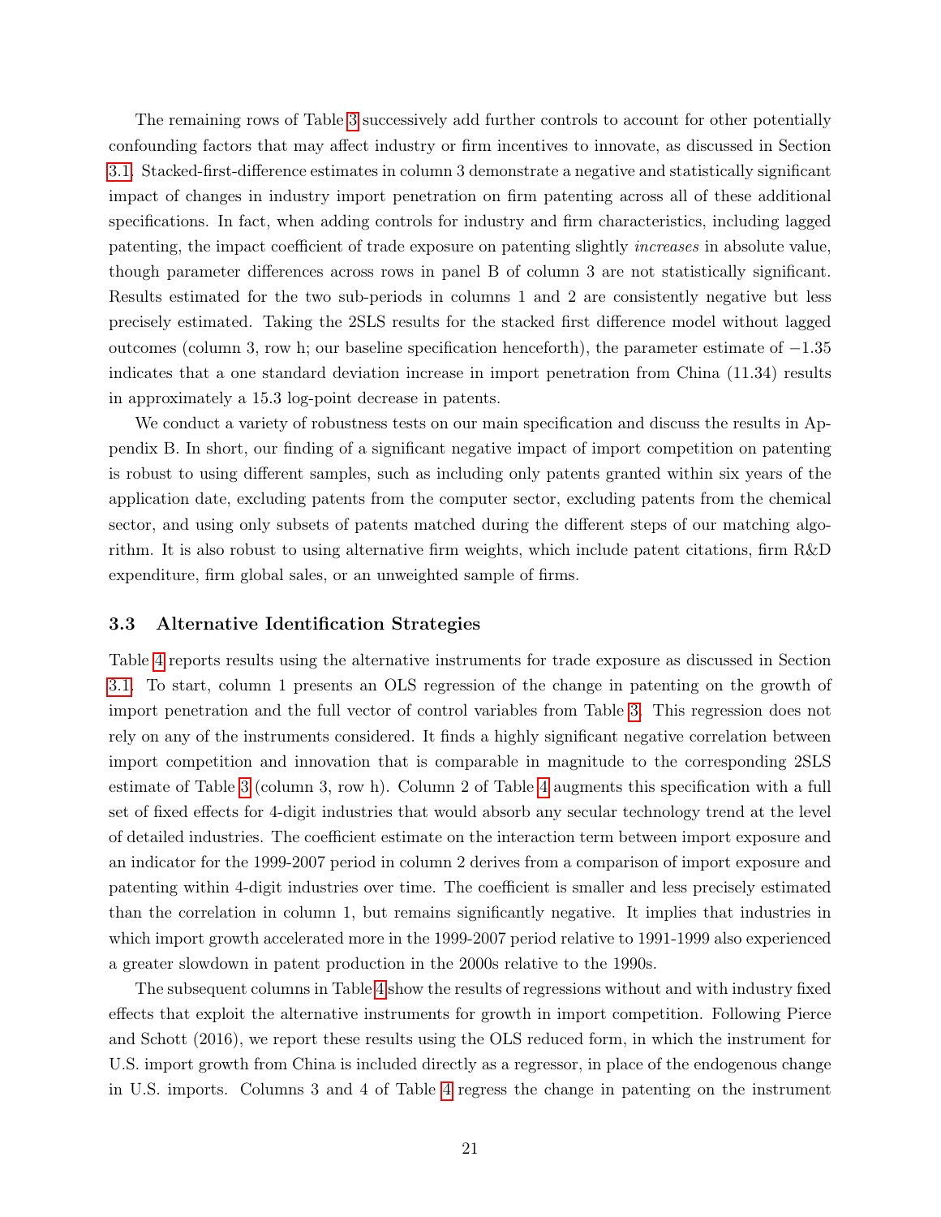The remaining rows of Table 3 successively add further controls to account for other potentially confounding factors that may affect industry or firm incentives to innovate, as discussed in Section 3.1. Stacked-first-difference estimates in column 3 demonstrate a negative and statistically significant impact of changes in industry import penetration on firm patenting across all of these additional specifications. In fact, when adding controls for industry and firm characteristics, including lagged patenting, the impact coefficient of trade exposure on patenting slightly *increases* in absolute value, though parameter differences across rows in panel B of column 3 are not statistically significant. Results estimated for the two sub-periods in columns 1 and 2 are consistently negative but less precisely estimated. Taking the 2SLS results for the stacked first difference model without lagged outcomes (column 3, row h; our baseline specification henceforth), the parameter estimate of $-1.35$ indicates that a one standard deviation increase in import penetration from China (11.34) results in approximately a 15.3 log-point decrease in patents.

We conduct a variety of robustness tests on our main specification and discuss the results in Appendix B. In short, our finding of a significant negative impact of import competition on patenting is robust to using different samples, such as including only patents granted within six years of the application date, excluding patents from the computer sector, excluding patents from the chemical sector, and using only subsets of patents matched during the different steps of our matching algorithm. It is also robust to using alternative firm weights, which include patent citations, firm R&D expenditure, firm global sales, or an unweighted sample of firms.

### 3.3 Alternative Identification Strategies

Table 4 reports results using the alternative instruments for trade exposure as discussed in Section 3.1. To start, column 1 presents an OLS regression of the change in patenting on the growth of import penetration and the full vector of control variables from Table 3. This regression does not rely on any of the instruments considered. It finds a highly significant negative correlation between import competition and innovation that is comparable in magnitude to the corresponding 2SLS estimate of Table 3 (column 3, row h). Column 2 of Table 4 augments this specification with a full set of fixed effects for 4-digit industries that would absorb any secular technology trend at the level of detailed industries. The coefficient estimate on the interaction term between import exposure and an indicator for the 1999-2007 period in column 2 derives from a comparison of import exposure and patenting within 4-digit industries over time. The coefficient is smaller and less precisely estimated than the correlation in column 1, but remains significantly negative. It implies that industries in which import growth accelerated more in the 1999-2007 period relative to 1991-1999 also experienced a greater slowdown in patent production in the 2000s relative to the 1990s.

The subsequent columns in Table 4 show the results of regressions without and with industry fixed effects that exploit the alternative instruments for growth in import competition. Following Pierce and Schott (2016), we report these results using the OLS reduced form, in which the instrument for U.S. import growth from China is included directly as a regressor, in place of the endogenous change in U.S. imports. Columns 3 and 4 of Table 4 regress the change in patenting on the instrument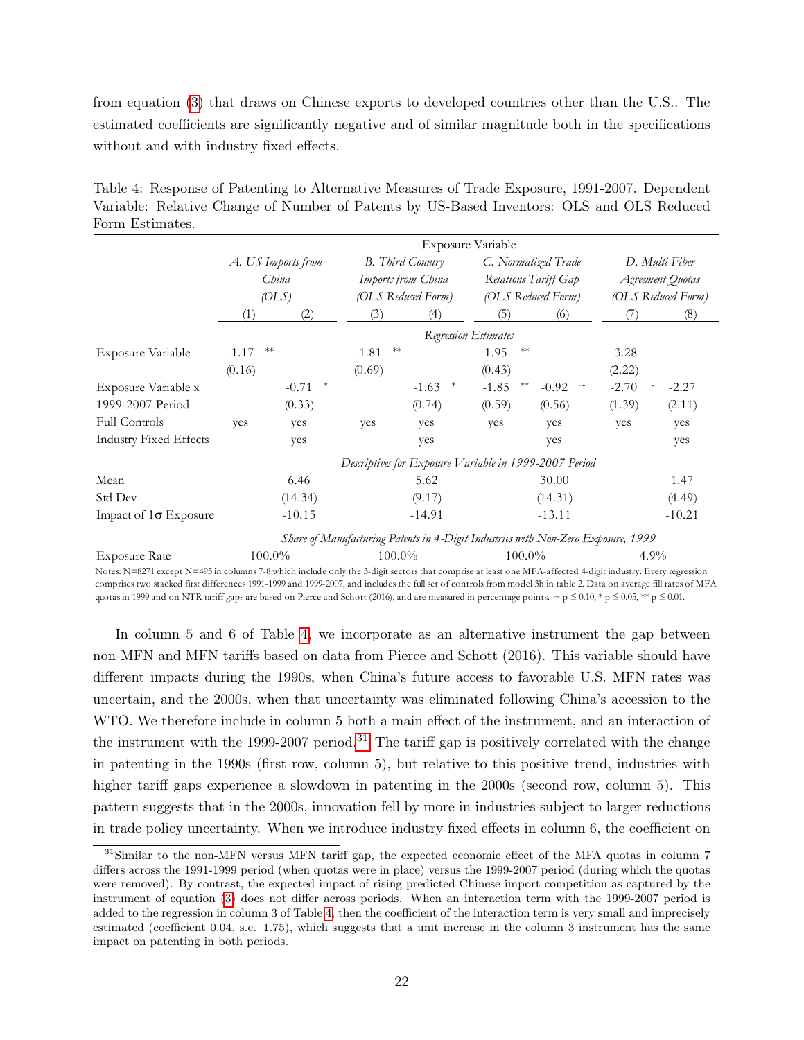from equation (3) that draws on Chinese exports to developed countries other than the U.S.. The estimated coefficients are significantly negative and of similar magnitude both in the specifications without and with industry fixed effects.

Table 4: Response of Patenting to Alternative Measures of Trade Exposure, 1991-2007. Dependent Variable: Relative Change of Number of Patents by US-Based Inventors: OLS and OLS Reduced Form Estimates.

| | Exposure Variable | | | | | | | |
|---|---|---|---|---|---|---|---|---|
| | *A. US Imports from China (OLS)* | | *B. Third Country Imports from China (OLS Reduced Form)* | | *C. Normalized Trade Relations Tariff Gap (OLS Reduced Form)* | | *D. Multi-Fiber Agreement Quotas (OLS Reduced Form)* | |
| | (1) | (2) | (3) | (4) | (5) | (6) | (7) | (8) |
| | *Regression Estimates* | | | | | | | |
| Exposure Variable | -1.17 ** | | -1.81 ** | | 1.95 ** | | -3.28 | |
| | (0.16) | | (0.69) | | (0.43) | | (2.22) | |
| Exposure Variable x 1999-2007 Period | | -0.71 * | | -1.63 * | -1.85 ** | -0.92 ~ | -2.70 ~ | -2.27 |
| | | (0.33) | | (0.74) | (0.59) | (0.56) | (1.39) | (2.11) |
| Full Controls | yes | yes | yes | yes | yes | yes | yes | yes |
| Industry Fixed Effects | | yes | | yes | | yes | | yes |
| | *Descriptives for Exposure Variable in 1999-2007 Period* | | | | | | | |
| Mean | | 6.46 | | 5.62 | | 30.00 | | 1.47 |
| Std Dev | | (14.34) | | (9.17) | | (14.31) | | (4.49) |
| Impact of 1σ Exposure | | -10.15 | | -14.91 | | -13.11 | | -10.21 |
| | *Share of Manufacturing Patents in 4-Digit Industries with Non-Zero Exposure, 1999* | | | | | | | |
| Exposure Rate | 100.0% | | 100.0% | | 100.0% | | 4.9% | |

Notes: N=8271 except N=495 in columns 7-8 which include only the 3-digit sectors that comprise at least one MFA-affected 4-digit industry. Every regression comprises two stacked first differences 1991-1999 and 1999-2007, and includes the full set of controls from model 3h in table 2. Data on average fill rates of MFA quotas in 1999 and on NTR tariff gaps are based on Pierce and Schott (2016), and are measured in percentage points. ~ p ≤ 0.10, * p ≤ 0.05, ** p ≤ 0.01.

In column 5 and 6 of Table 4, we incorporate as an alternative instrument the gap between non-MFN and MFN tariffs based on data from Pierce and Schott (2016). This variable should have different impacts during the 1990s, when China's future access to favorable U.S. MFN rates was uncertain, and the 2000s, when that uncertainty was eliminated following China's accession to the WTO. We therefore include in column 5 both a main effect of the instrument, and an interaction of the instrument with the 1999-2007 period.[31] The tariff gap is positively correlated with the change in patenting in the 1990s (first row, column 5), but relative to this positive trend, industries with higher tariff gaps experience a slowdown in patenting in the 2000s (second row, column 5). This pattern suggests that in the 2000s, innovation fell by more in industries subject to larger reductions in trade policy uncertainty. When we introduce industry fixed effects in column 6, the coefficient on

[31] Similar to the non-MFN versus MFN tariff gap, the expected economic effect of the MFA quotas in column 7 differs across the 1991-1999 period (when quotas were in place) versus the 1999-2007 period (during which the quotas were removed). By contrast, the expected impact of rising predicted Chinese import competition as captured by the instrument of equation (3) does not differ across periods. When an interaction term with the 1999-2007 period is added to the regression in column 3 of Table 4, then the coefficient of the interaction term is very small and imprecisely estimated (coefficient 0.04, s.e. 1.75), which suggests that a unit increase in the column 3 instrument has the same impact on patenting in both periods.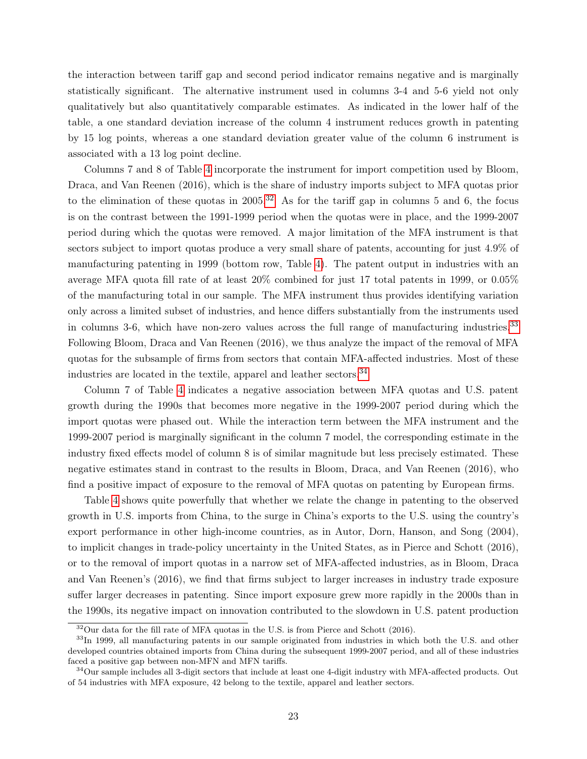the interaction between tariff gap and second period indicator remains negative and is marginally statistically significant. The alternative instrument used in columns 3-4 and 5-6 yield not only qualitatively but also quantitatively comparable estimates. As indicated in the lower half of the table, a one standard deviation increase of the column 4 instrument reduces growth in patenting by 15 log points, whereas a one standard deviation greater value of the column 6 instrument is associated with a 13 log point decline.

Columns 7 and 8 of Table 4 incorporate the instrument for import competition used by Bloom, Draca, and Van Reenen (2016), which is the share of industry imports subject to MFA quotas prior to the elimination of these quotas in 2005.[32] As for the tariff gap in columns 5 and 6, the focus is on the contrast between the 1991-1999 period when the quotas were in place, and the 1999-2007 period during which the quotas were removed. A major limitation of the MFA instrument is that sectors subject to import quotas produce a very small share of patents, accounting for just 4.9% of manufacturing patenting in 1999 (bottom row, Table 4). The patent output in industries with an average MFA quota fill rate of at least 20% combined for just 17 total patents in 1999, or 0.05% of the manufacturing total in our sample. The MFA instrument thus provides identifying variation only across a limited subset of industries, and hence differs substantially from the instruments used in columns 3-6, which have non-zero values across the full range of manufacturing industries.[33] Following Bloom, Draca and Van Reenen (2016), we thus analyze the impact of the removal of MFA quotas for the subsample of firms from sectors that contain MFA-affected industries. Most of these industries are located in the textile, apparel and leather sectors.[34]

Column 7 of Table 4 indicates a negative association between MFA quotas and U.S. patent growth during the 1990s that becomes more negative in the 1999-2007 period during which the import quotas were phased out. While the interaction term between the MFA instrument and the 1999-2007 period is marginally significant in the column 7 model, the corresponding estimate in the industry fixed effects model of column 8 is of similar magnitude but less precisely estimated. These negative estimates stand in contrast to the results in Bloom, Draca, and Van Reenen (2016), who find a positive impact of exposure to the removal of MFA quotas on patenting by European firms.

Table 4 shows quite powerfully that whether we relate the change in patenting to the observed growth in U.S. imports from China, to the surge in China's exports to the U.S. using the country's export performance in other high-income countries, as in Autor, Dorn, Hanson, and Song (2004), to implicit changes in trade-policy uncertainty in the United States, as in Pierce and Schott (2016), or to the removal of import quotas in a narrow set of MFA-affected industries, as in Bloom, Draca and Van Reenen's (2016), we find that firms subject to larger increases in industry trade exposure suffer larger decreases in patenting. Since import exposure grew more rapidly in the 2000s than in the 1990s, its negative impact on innovation contributed to the slowdown in U.S. patent production

[32] Our data for the fill rate of MFA quotas in the U.S. is from Pierce and Schott (2016).

[33] In 1999, all manufacturing patents in our sample originated from industries in which both the U.S. and other developed countries obtained imports from China during the subsequent 1999-2007 period, and all of these industries faced a positive gap between non-MFN and MFN tariffs.

[34] Our sample includes all 3-digit sectors that include at least one 4-digit industry with MFA-affected products. Out of 54 industries with MFA exposure, 42 belong to the textile, apparel and leather sectors.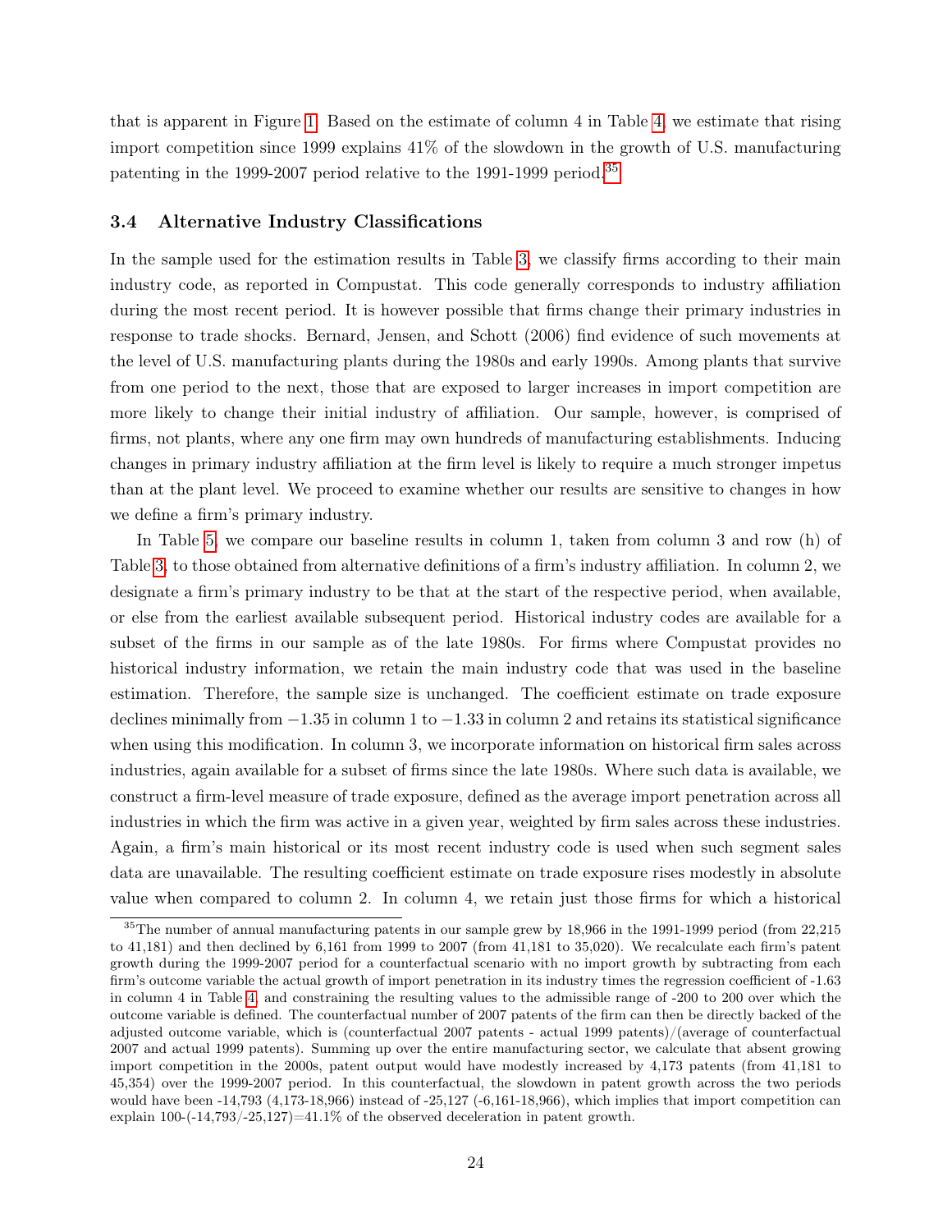that is apparent in Figure 1. Based on the estimate of column 4 in Table 4, we estimate that rising import competition since 1999 explains 41% of the slowdown in the growth of U.S. manufacturing patenting in the 1999-2007 period relative to the 1991-1999 period.[35]

### 3.4 Alternative Industry Classifications

In the sample used for the estimation results in Table 3, we classify firms according to their main industry code, as reported in Compustat. This code generally corresponds to industry affiliation during the most recent period. It is however possible that firms change their primary industries in response to trade shocks. Bernard, Jensen, and Schott (2006) find evidence of such movements at the level of U.S. manufacturing plants during the 1980s and early 1990s. Among plants that survive from one period to the next, those that are exposed to larger increases in import competition are more likely to change their initial industry of affiliation. Our sample, however, is comprised of firms, not plants, where any one firm may own hundreds of manufacturing establishments. Inducing changes in primary industry affiliation at the firm level is likely to require a much stronger impetus than at the plant level. We proceed to examine whether our results are sensitive to changes in how we define a firm's primary industry.

In Table 5, we compare our baseline results in column 1, taken from column 3 and row (h) of Table 3, to those obtained from alternative definitions of a firm's industry affiliation. In column 2, we designate a firm's primary industry to be that at the start of the respective period, when available, or else from the earliest available subsequent period. Historical industry codes are available for a subset of the firms in our sample as of the late 1980s. For firms where Compustat provides no historical industry information, we retain the main industry code that was used in the baseline estimation. Therefore, the sample size is unchanged. The coefficient estimate on trade exposure declines minimally from $-1.35$ in column 1 to $-1.33$ in column 2 and retains its statistical significance when using this modification. In column 3, we incorporate information on historical firm sales across industries, again available for a subset of firms since the late 1980s. Where such data is available, we construct a firm-level measure of trade exposure, defined as the average import penetration across all industries in which the firm was active in a given year, weighted by firm sales across these industries. Again, a firm's main historical or its most recent industry code is used when such segment sales data are unavailable. The resulting coefficient estimate on trade exposure rises modestly in absolute value when compared to column 2. In column 4, we retain just those firms for which a historical

[35] The number of annual manufacturing patents in our sample grew by 18,966 in the 1991-1999 period (from 22,215 to 41,181) and then declined by 6,161 from 1999 to 2007 (from 41,181 to 35,020). We recalculate each firm's patent growth during the 1999-2007 period for a counterfactual scenario with no import growth by subtracting from each firm's outcome variable the actual growth of import penetration in its industry times the regression coefficient of -1.63 in column 4 in Table 4, and constraining the resulting values to the admissible range of -200 to 200 over which the outcome variable is defined. The counterfactual number of 2007 patents of the firm can then be directly backed of the adjusted outcome variable, which is (counterfactual 2007 patents - actual 1999 patents)/(average of counterfactual 2007 and actual 1999 patents). Summing up over the entire manufacturing sector, we calculate that absent growing import competition in the 2000s, patent output would have modestly increased by 4,173 patents (from 41,181 to 45,354) over the 1999-2007 period. In this counterfactual, the slowdown in patent growth across the two periods would have been -14,793 (4,173-18,966) instead of -25,127 (-6,161-18,966), which implies that import competition can explain 100-(-14,793/-25,127)=41.1% of the observed deceleration in patent growth.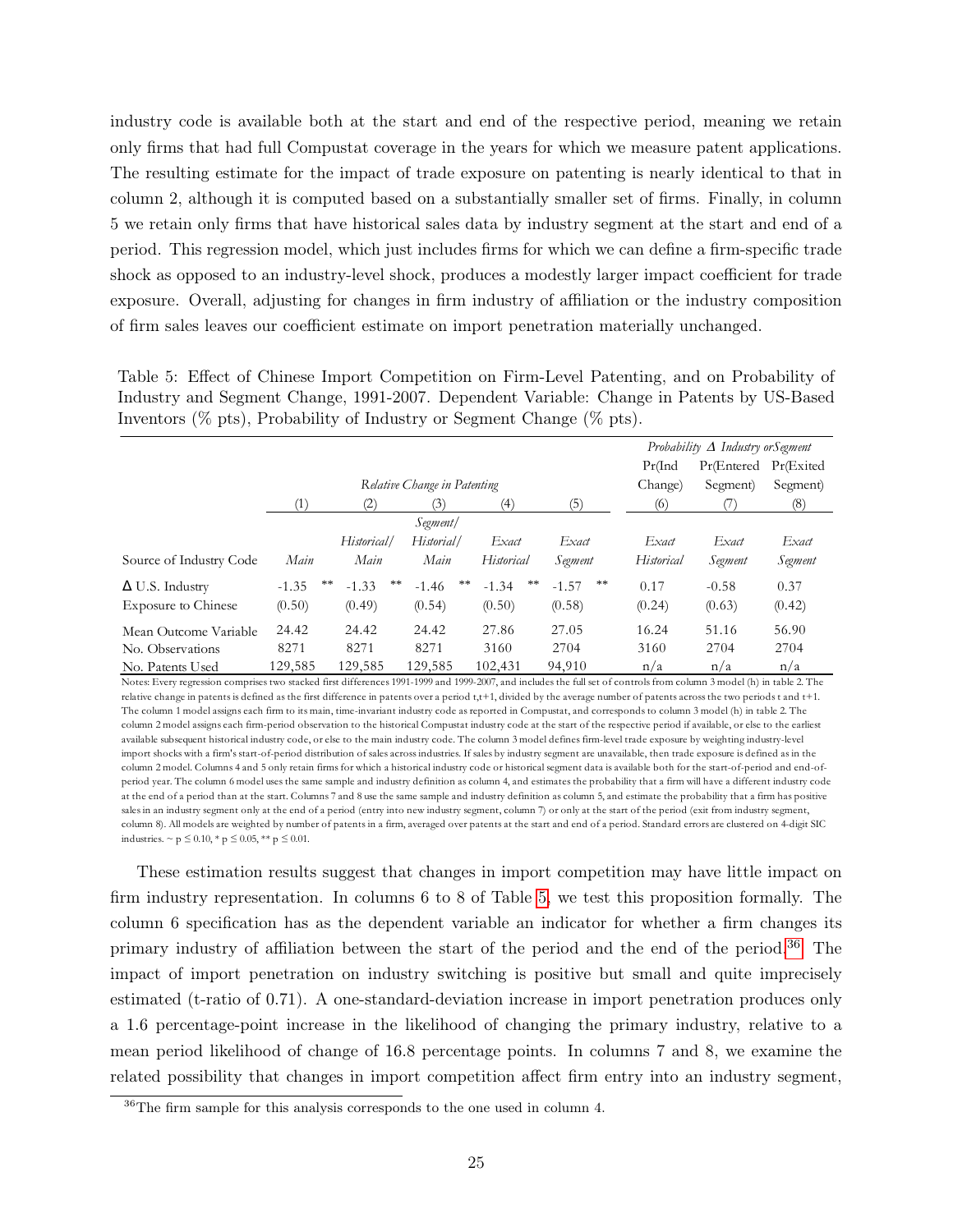industry code is available both at the start and end of the respective period, meaning we retain only firms that had full Compustat coverage in the years for which we measure patent applications. The resulting estimate for the impact of trade exposure on patenting is nearly identical to that in column 2, although it is computed based on a substantially smaller set of firms. Finally, in column 5 we retain only firms that have historical sales data by industry segment at the start and end of a period. This regression model, which just includes firms for which we can define a firm-specific trade shock as opposed to an industry-level shock, produces a modestly larger impact coefficient for trade exposure. Overall, adjusting for changes in firm industry of affiliation or the industry composition of firm sales leaves our coefficient estimate on import penetration materially unchanged.

Table 5: Effect of Chinese Import Competition on Firm-Level Patenting, and on Probability of Industry and Segment Change, 1991-2007. Dependent Variable: Change in Patents by US-Based Inventors (% pts), Probability of Industry or Segment Change (% pts).

| | Relative Change in Patenting | | | | | Probability Δ Industry or Segment | | |
|---|---|---|---|---|---|---|---|---|
| | | | | | | Pr(Ind Change) | Pr(Entered Segment) | Pr(Exited Segment) |
| | (1) | (2) | (3) | (4) | (5) | (6) | (7) | (8) |
| Source of Industry Code | *Main* | *Historical/ Main* | *Segment/ Historical/ Main* | *Exact Historical* | *Exact Segment* | *Exact Historical* | *Exact Segment* | *Exact Segment* |
| Δ U.S. Industry Exposure to Chinese | -1.35 ** | -1.33 ** | -1.46 ** | -1.34 ** | -1.57 ** | 0.17 | -0.58 | 0.37 |
| | (0.50) | (0.49) | (0.54) | (0.50) | (0.58) | (0.24) | (0.63) | (0.42) |
| Mean Outcome Variable | 24.42 | 24.42 | 24.42 | 27.86 | 27.05 | 16.24 | 51.16 | 56.90 |
| No. Observations | 8271 | 8271 | 8271 | 3160 | 2704 | 3160 | 2704 | 2704 |
| No. Patents Used | 129,585 | 129,585 | 129,585 | 102,431 | 94,910 | n/a | n/a | n/a |

Notes: Every regression comprises two stacked first differences 1991-1999 and 1999-2007, and includes the full set of controls from column 3 model (h) in table 2. The relative change in patents is defined as the first difference in patents over a period t,t+1, divided by the average number of patents across the two periods t and t+1. The column 1 model assigns each firm to its main, time-invariant industry code as reported in Compustat, and corresponds to column 3 model (h) in table 2. The column 2 model assigns each firm-period observation to the historical Compustat industry code at the start of the respective period if available, or else to the earliest available subsequent historical industry code, or else to the main industry code. The column 3 model defines firm-level trade exposure by weighting industry-level import shocks with a firm's start-of-period distribution of sales across industries. If sales by industry segment are unavailable, then trade exposure is defined as in the column 2 model. Columns 4 and 5 only retain firms for which a historical industry code or historical segment data is available both for the start-of-period and end-of-period year. The column 6 model uses the same sample and industry definition as column 4, and estimates the probability that a firm will have a different industry code at the end of a period than at the start. Columns 7 and 8 use the same sample and industry definition as column 5, and estimate the probability that a firm has positive sales in an industry segment only at the end of a period (entry into new industry segment, column 7) or only at the start of the period (exit from industry segment, column 8). All models are weighted by number of patents in a firm, averaged over patents at the start and end of a period. Standard errors are clustered on 4-digit SIC industries. ~ $p \leq 0.10$, * $p \leq 0.05$, ** $p \leq 0.01$.

These estimation results suggest that changes in import competition may have little impact on firm industry representation. In columns 6 to 8 of Table 5, we test this proposition formally. The column 6 specification has as the dependent variable an indicator for whether a firm changes its primary industry of affiliation between the start of the period and the end of the period.[36] The impact of import penetration on industry switching is positive but small and quite imprecisely estimated (t-ratio of 0.71). A one-standard-deviation increase in import penetration produces only a 1.6 percentage-point increase in the likelihood of changing the primary industry, relative to a mean period likelihood of change of 16.8 percentage points. In columns 7 and 8, we examine the related possibility that changes in import competition affect firm entry into an industry segment,

[36] The firm sample for this analysis corresponds to the one used in column 4.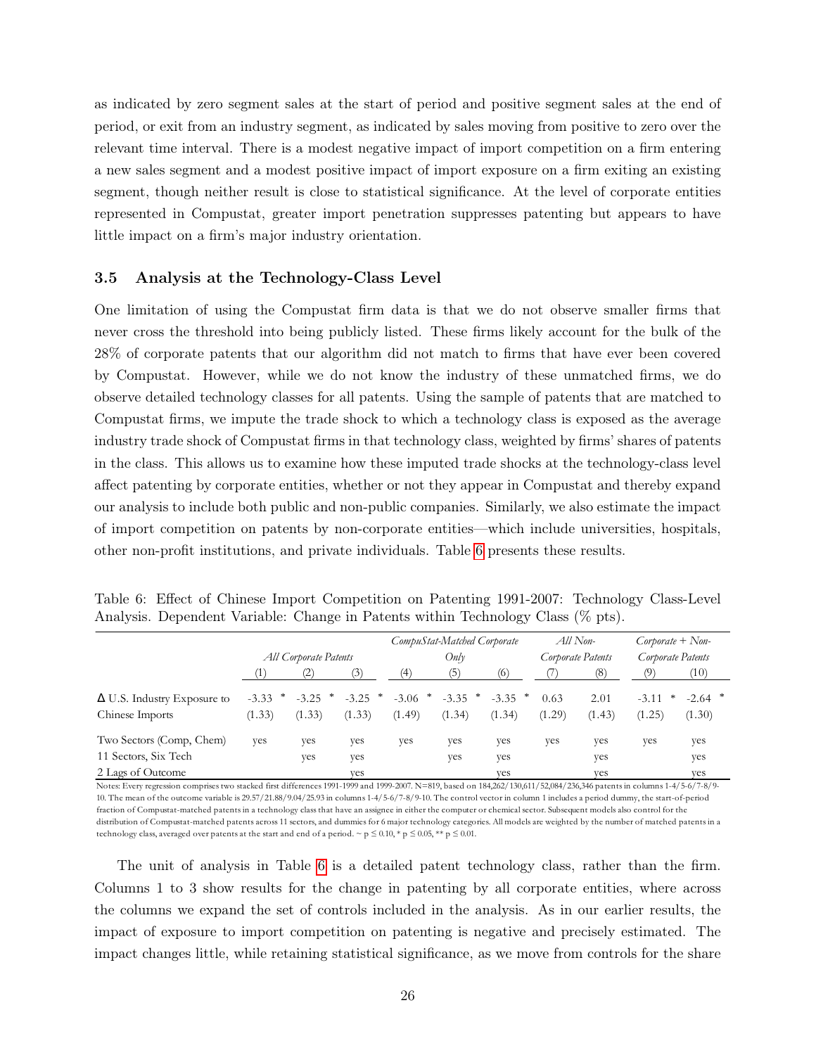as indicated by zero segment sales at the start of period and positive segment sales at the end of period, or exit from an industry segment, as indicated by sales moving from positive to zero over the relevant time interval. There is a modest negative impact of import competition on a firm entering a new sales segment and a modest positive impact of import exposure on a firm exiting an existing segment, though neither result is close to statistical significance. At the level of corporate entities represented in Compustat, greater import penetration suppresses patenting but appears to have little impact on a firm's major industry orientation.

### 3.5 Analysis at the Technology-Class Level

One limitation of using the Compustat firm data is that we do not observe smaller firms that never cross the threshold into being publicly listed. These firms likely account for the bulk of the 28% of corporate patents that our algorithm did not match to firms that have ever been covered by Compustat. However, while we do not know the industry of these unmatched firms, we do observe detailed technology classes for all patents. Using the sample of patents that are matched to Compustat firms, we impute the trade shock to which a technology class is exposed as the average industry trade shock of Compustat firms in that technology class, weighted by firms' shares of patents in the class. This allows us to examine how these imputed trade shocks at the technology-class level affect patenting by corporate entities, whether or not they appear in Compustat and thereby expand our analysis to include both public and non-public companies. Similarly, we also estimate the impact of import competition on patents by non-corporate entities—which include universities, hospitals, other non-profit institutions, and private individuals. Table 6 presents these results.

Table 6: Effect of Chinese Import Competition on Patenting 1991-2007: Technology Class-Level Analysis. Dependent Variable: Change in Patents within Technology Class (% pts).

| | *All Corporate Patents* | | | *CompuStat-Matched Corporate Only* | | | *All Non-Corporate Patents* | | *Corporate + Non-Corporate Patents* | |
|---|---|---|---|---|---|---|---|---|---|---|
| | (1) | (2) | (3) | (4) | (5) | (6) | (7) | (8) | (9) | (10) |
| Δ U.S. Industry Exposure to Chinese Imports | -3.33 * | -3.25 * | -3.25 * | -3.06 * | -3.35 * | -3.35 * | 0.63 | 2.01 | -3.11 * | -2.64 * |
| | (1.33) | (1.33) | (1.33) | (1.49) | (1.34) | (1.34) | (1.29) | (1.43) | (1.25) | (1.30) |
| Two Sectors (Comp, Chem) | yes | yes | yes | yes | yes | yes | yes | yes | yes | yes |
| 11 Sectors, Six Tech | | yes | yes | | yes | yes | | yes | | yes |
| 2 Lags of Outcome | | | yes | | | yes | | yes | | yes |

Notes: Every regression comprises two stacked first differences 1991-1999 and 1999-2007. N=819, based on 184,262/130,611/52,084/236,346 patents in columns 1-4/5-6/7-8/9-10. The mean of the outcome variable is 29.57/21.88/9.04/25.93 in columns 1-4/5-6/7-8/9-10. The control vector in column 1 includes a period dummy, the start-of-period fraction of Compustat-matched patents in a technology class that have an assignee in either the computer or chemical sector. Subsequent models also control for the distribution of Compustat-matched patents across 11 sectors, and dummies for 6 major technology categories. All models are weighted by the number of matched patents in a technology class, averaged over patents at the start and end of a period. ~ $p \leq 0.10$, * $p \leq 0.05$, ** $p \leq 0.01$.

The unit of analysis in Table 6 is a detailed patent technology class, rather than the firm. Columns 1 to 3 show results for the change in patenting by all corporate entities, where across the columns we expand the set of controls included in the analysis. As in our earlier results, the impact of exposure to import competition on patenting is negative and precisely estimated. The impact changes little, while retaining statistical significance, as we move from controls for the share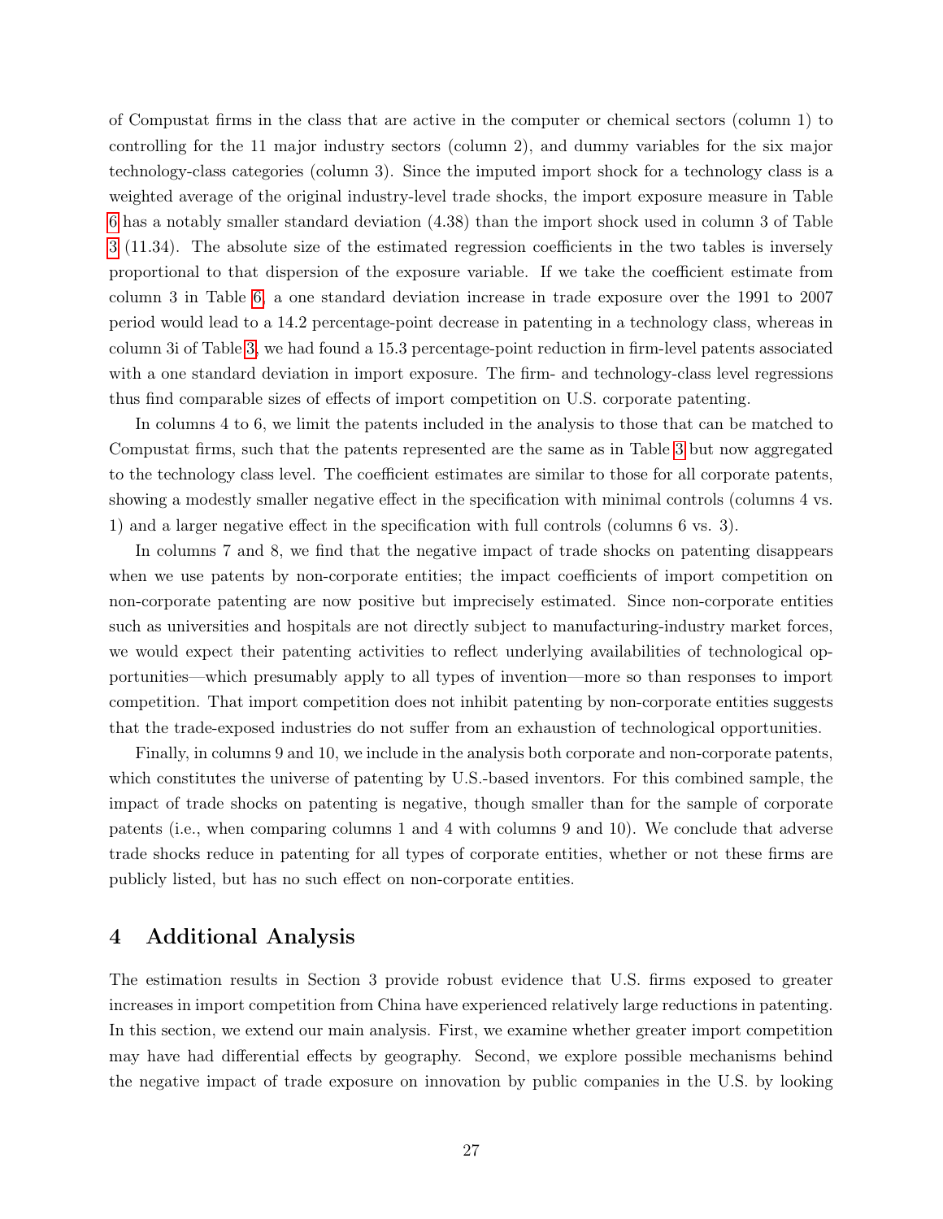of Compustat firms in the class that are active in the computer or chemical sectors (column 1) to controlling for the 11 major industry sectors (column 2), and dummy variables for the six major technology-class categories (column 3). Since the imputed import shock for a technology class is a weighted average of the original industry-level trade shocks, the import exposure measure in Table 6 has a notably smaller standard deviation (4.38) than the import shock used in column 3 of Table 3 (11.34). The absolute size of the estimated regression coefficients in the two tables is inversely proportional to that dispersion of the exposure variable. If we take the coefficient estimate from column 3 in Table 6, a one standard deviation increase in trade exposure over the 1991 to 2007 period would lead to a 14.2 percentage-point decrease in patenting in a technology class, whereas in column 3i of Table 3, we had found a 15.3 percentage-point reduction in firm-level patents associated with a one standard deviation in import exposure. The firm- and technology-class level regressions thus find comparable sizes of effects of import competition on U.S. corporate patenting.

In columns 4 to 6, we limit the patents included in the analysis to those that can be matched to Compustat firms, such that the patents represented are the same as in Table 3 but now aggregated to the technology class level. The coefficient estimates are similar to those for all corporate patents, showing a modestly smaller negative effect in the specification with minimal controls (columns 4 vs. 1) and a larger negative effect in the specification with full controls (columns 6 vs. 3).

In columns 7 and 8, we find that the negative impact of trade shocks on patenting disappears when we use patents by non-corporate entities; the impact coefficients of import competition on non-corporate patenting are now positive but imprecisely estimated. Since non-corporate entities such as universities and hospitals are not directly subject to manufacturing-industry market forces, we would expect their patenting activities to reflect underlying availabilities of technological opportunities—which presumably apply to all types of invention—more so than responses to import competition. That import competition does not inhibit patenting by non-corporate entities suggests that the trade-exposed industries do not suffer from an exhaustion of technological opportunities.

Finally, in columns 9 and 10, we include in the analysis both corporate and non-corporate patents, which constitutes the universe of patenting by U.S.-based inventors. For this combined sample, the impact of trade shocks on patenting is negative, though smaller than for the sample of corporate patents (i.e., when comparing columns 1 and 4 with columns 9 and 10). We conclude that adverse trade shocks reduce in patenting for all types of corporate entities, whether or not these firms are publicly listed, but has no such effect on non-corporate entities.

# 4 Additional Analysis

The estimation results in Section 3 provide robust evidence that U.S. firms exposed to greater increases in import competition from China have experienced relatively large reductions in patenting. In this section, we extend our main analysis. First, we examine whether greater import competition may have had differential effects by geography. Second, we explore possible mechanisms behind the negative impact of trade exposure on innovation by public companies in the U.S. by looking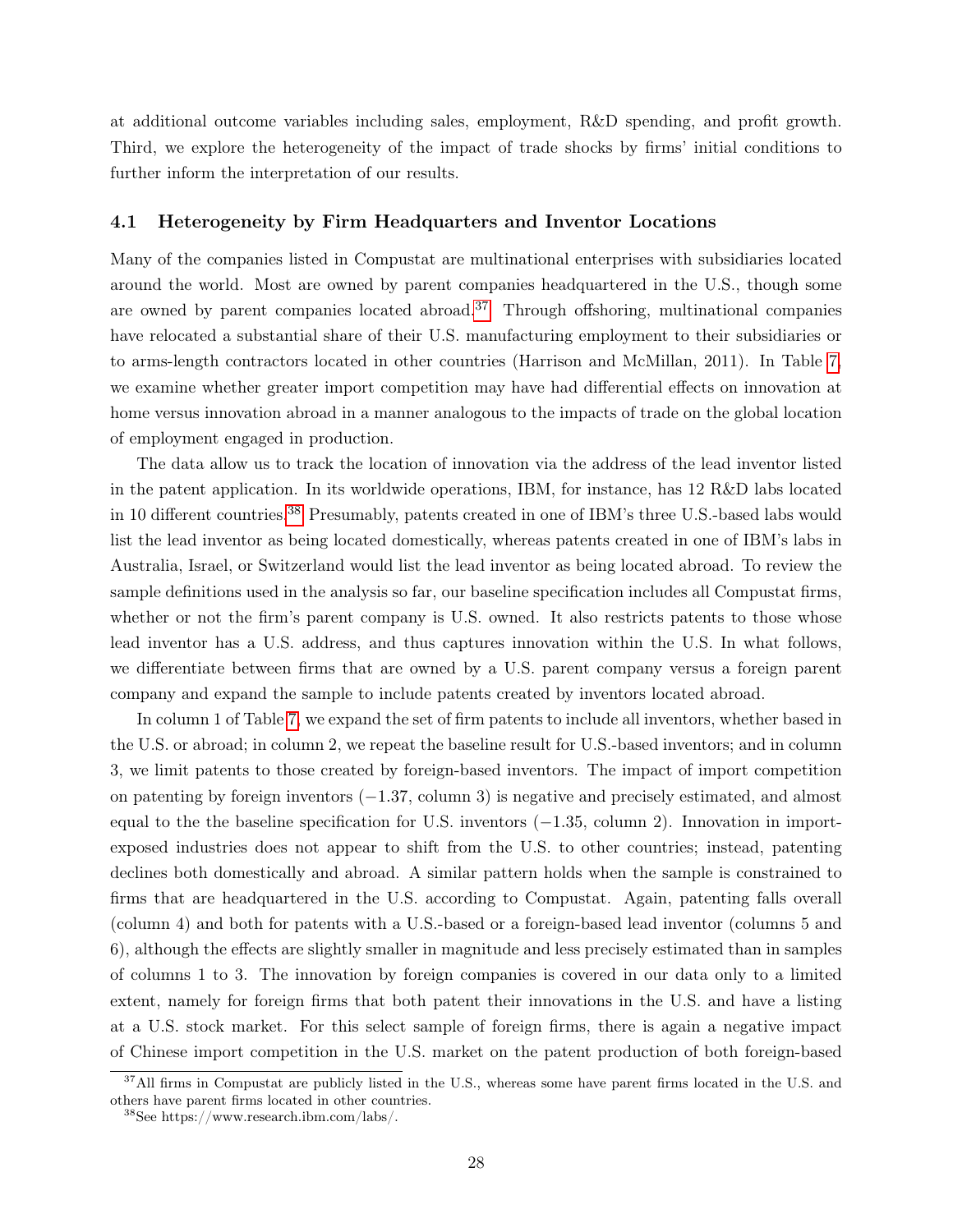at additional outcome variables including sales, employment, R&D spending, and profit growth. Third, we explore the heterogeneity of the impact of trade shocks by firms' initial conditions to further inform the interpretation of our results.

### 4.1 Heterogeneity by Firm Headquarters and Inventor Locations

Many of the companies listed in Compustat are multinational enterprises with subsidiaries located around the world. Most are owned by parent companies headquartered in the U.S., though some are owned by parent companies located abroad.[37] Through offshoring, multinational companies have relocated a substantial share of their U.S. manufacturing employment to their subsidiaries or to arms-length contractors located in other countries (Harrison and McMillan, 2011). In Table 7, we examine whether greater import competition may have had differential effects on innovation at home versus innovation abroad in a manner analogous to the impacts of trade on the global location of employment engaged in production.

The data allow us to track the location of innovation via the address of the lead inventor listed in the patent application. In its worldwide operations, IBM, for instance, has 12 R&D labs located in 10 different countries.[38] Presumably, patents created in one of IBM's three U.S.-based labs would list the lead inventor as being located domestically, whereas patents created in one of IBM's labs in Australia, Israel, or Switzerland would list the lead inventor as being located abroad. To review the sample definitions used in the analysis so far, our baseline specification includes all Compustat firms, whether or not the firm's parent company is U.S. owned. It also restricts patents to those whose lead inventor has a U.S. address, and thus captures innovation within the U.S. In what follows, we differentiate between firms that are owned by a U.S. parent company versus a foreign parent company and expand the sample to include patents created by inventors located abroad.

In column 1 of Table 7, we expand the set of firm patents to include all inventors, whether based in the U.S. or abroad; in column 2, we repeat the baseline result for U.S.-based inventors; and in column 3, we limit patents to those created by foreign-based inventors. The impact of import competition on patenting by foreign inventors ($-1.37$, column 3) is negative and precisely estimated, and almost equal to the the baseline specification for U.S. inventors ($-1.35$, column 2). Innovation in import-exposed industries does not appear to shift from the U.S. to other countries; instead, patenting declines both domestically and abroad. A similar pattern holds when the sample is constrained to firms that are headquartered in the U.S. according to Compustat. Again, patenting falls overall (column 4) and both for patents with a U.S.-based or a foreign-based lead inventor (columns 5 and 6), although the effects are slightly smaller in magnitude and less precisely estimated than in samples of columns 1 to 3. The innovation by foreign companies is covered in our data only to a limited extent, namely for foreign firms that both patent their innovations in the U.S. and have a listing at a U.S. stock market. For this select sample of foreign firms, there is again a negative impact of Chinese import competition in the U.S. market on the patent production of both foreign-based

[37] All firms in Compustat are publicly listed in the U.S., whereas some have parent firms located in the U.S. and others have parent firms located in other countries.

[38] See https://www.research.ibm.com/labs/.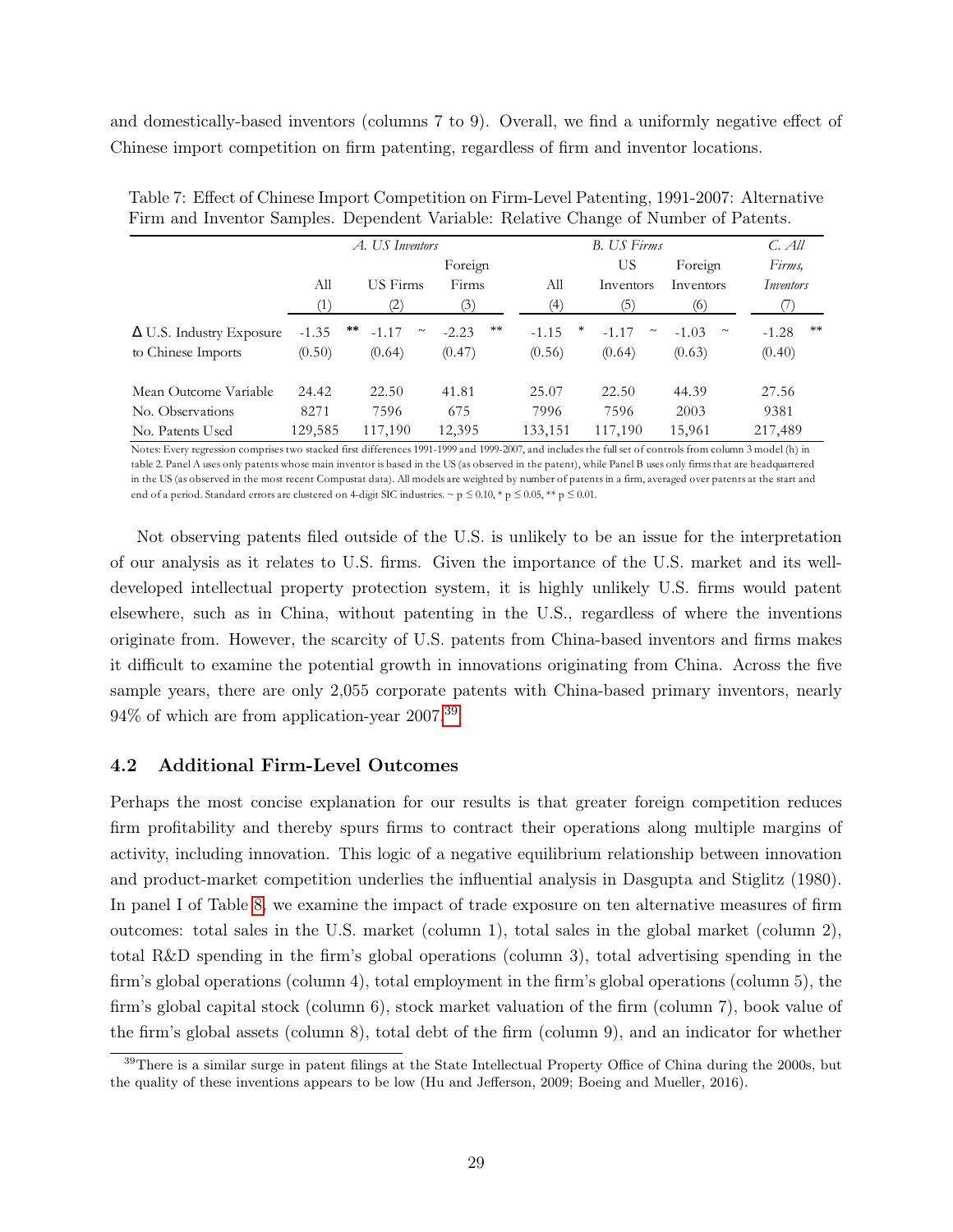and domestically-based inventors (columns 7 to 9). Overall, we find a uniformly negative effect of Chinese import competition on firm patenting, regardless of firm and inventor locations.

Table 7: Effect of Chinese Import Competition on Firm-Level Patenting, 1991-2007: Alternative Firm and Inventor Samples. Dependent Variable: Relative Change of Number of Patents.

| | *A. US Inventors* | | | *B. US Firms* | | | *C. All Firms, Inventors* |
|---|---|---|---|---|---|---|---|
| | All | US Firms | Foreign Firms | All | US Inventors | Foreign Inventors | |
| | (1) | (2) | (3) | (4) | (5) | (6) | (7) |
| Δ U.S. Industry Exposure to Chinese Imports | -1.35 ** | -1.17 ~ | -2.23 ** | -1.15 * | -1.17 ~ | -1.03 ~ | -1.28 ** |
| | (0.50) | (0.64) | (0.47) | (0.56) | (0.64) | (0.63) | (0.40) |
| Mean Outcome Variable | 24.42 | 22.50 | 41.81 | 25.07 | 22.50 | 44.39 | 27.56 |
| No. Observations | 8271 | 7596 | 675 | 7996 | 7596 | 2003 | 9381 |
| No. Patents Used | 129,585 | 117,190 | 12,395 | 133,151 | 117,190 | 15,961 | 217,489 |

Notes: Every regression comprises two stacked first differences 1991-1999 and 1999-2007, and includes the full set of controls from column 3 model (h) in table 2. Panel A uses only patents whose main inventor is based in the US (as observed in the patent), while Panel B uses only firms that are headquartered in the US (as observed in the most recent Compustat data). All models are weighted by number of patents in a firm, averaged over patents at the start and end of a period. Standard errors are clustered on 4-digit SIC industries. ~ p ≤ 0.10, * p ≤ 0.05, ** p ≤ 0.01.

Not observing patents filed outside of the U.S. is unlikely to be an issue for the interpretation of our analysis as it relates to U.S. firms. Given the importance of the U.S. market and its well-developed intellectual property protection system, it is highly unlikely U.S. firms would patent elsewhere, such as in China, without patenting in the U.S., regardless of where the inventions originate from. However, the scarcity of U.S. patents from China-based inventors and firms makes it difficult to examine the potential growth in innovations originating from China. Across the five sample years, there are only 2,055 corporate patents with China-based primary inventors, nearly 94% of which are from application-year 2007.[39]

## 4.2 Additional Firm-Level Outcomes

Perhaps the most concise explanation for our results is that greater foreign competition reduces firm profitability and thereby spurs firms to contract their operations along multiple margins of activity, including innovation. This logic of a negative equilibrium relationship between innovation and product-market competition underlies the influential analysis in Dasgupta and Stiglitz (1980). In panel I of Table 8, we examine the impact of trade exposure on ten alternative measures of firm outcomes: total sales in the U.S. market (column 1), total sales in the global market (column 2), total R&D spending in the firm's global operations (column 3), total advertising spending in the firm's global operations (column 4), total employment in the firm's global operations (column 5), the firm's global capital stock (column 6), stock market valuation of the firm (column 7), book value of the firm's global assets (column 8), total debt of the firm (column 9), and an indicator for whether

[39] There is a similar surge in patent filings at the State Intellectual Property Office of China during the 2000s, but the quality of these inventions appears to be low (Hu and Jefferson, 2009; Boeing and Mueller, 2016).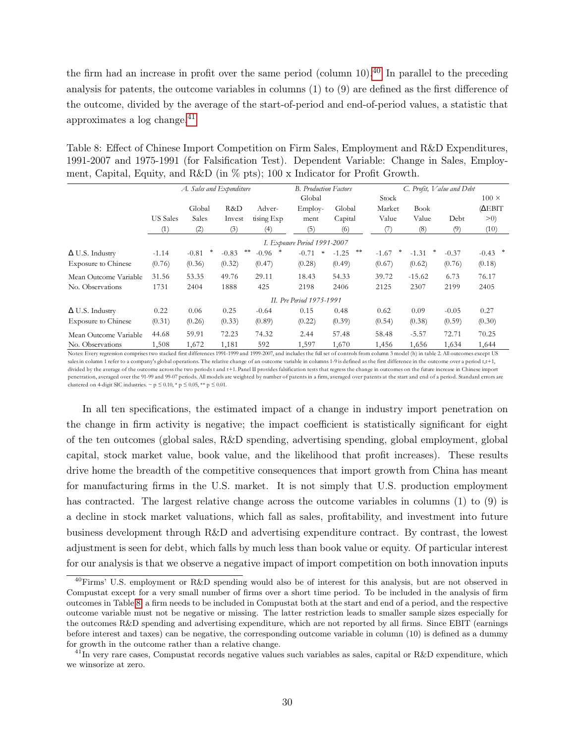the firm had an increase in profit over the same period (column 10).[40] In parallel to the preceding analysis for patents, the outcome variables in columns (1) to (9) are defined as the first difference of the outcome, divided by the average of the start-of-period and end-of-period values, a statistic that approximates a log change.[41]

Table 8: Effect of Chinese Import Competition on Firm Sales, Employment and R&D Expenditures, 1991-2007 and 1975-1991 (for Falsification Test). Dependent Variable: Change in Sales, Employment, Capital, Equity, and R&D (in % pts); 100 x Indicator for Profit Growth.

| | *A. Sales and Expenditure* | | | | *B. Production Factors* | | *C. Profit, Value and Debt* | | | |
|---|---|---|---|---|---|---|---|---|---|---|
| | US Sales | Global Sales | R&D Invest | Advertising Exp | Global Employment | Global Capital | Stock Market Value | Book Value | Debt | 100 × (ΔEBIT >0) |
| | (1) | (2) | (3) | (4) | (5) | (6) | (7) | (8) | (9) | (10) |
| | *I. Exposure Period 1991-2007* | | | | | | | | | |
| Δ U.S. Industry | -1.14 | -0.81 * | -0.83 ** | -0.96 * | -0.71 * | -1.25 ** | -1.67 * | -1.31 * | -0.37 | -0.43 * |
| Exposure to Chinese | (0.76) | (0.36) | (0.32) | (0.47) | (0.28) | (0.49) | (0.67) | (0.62) | (0.76) | (0.18) |
| Mean Outcome Variable | 31.56 | 53.35 | 49.76 | 29.11 | 18.43 | 54.33 | 39.72 | -15.62 | 6.73 | 76.17 |
| No. Observations | 1731 | 2404 | 1888 | 425 | 2198 | 2406 | 2125 | 2307 | 2199 | 2405 |
| | *II. Pre Period 1975-1991* | | | | | | | | | |
| Δ U.S. Industry | 0.22 | 0.06 | 0.25 | -0.64 | 0.15 | 0.48 | 0.62 | 0.09 | -0.05 | 0.27 |
| Exposure to Chinese | (0.31) | (0.26) | (0.33) | (0.89) | (0.22) | (0.39) | (0.54) | (0.38) | (0.59) | (0.30) |
| Mean Outcome Variable | 44.68 | 59.91 | 72.23 | 74.32 | 2.44 | 57.48 | 58.48 | -5.57 | 72.71 | 70.25 |
| No. Observations | 1,508 | 1,672 | 1,181 | 592 | 1,597 | 1,670 | 1,456 | 1,656 | 1,634 | 1,644 |

Notes: Every regression comprises two stacked first differences 1991-1999 and 1999-2007, and includes the full set of controls from column 3 model (h) in table 2. All outcomes except US sales in column 1 refer to a company's global operations. The relative change of an outcome variable in columns 1-9 is defined as the first difference in the outcome over a period t,t+1, divided by the average of the outcome across the two periods t and t+1. Panel II provides falsification tests that regress the change in outcomes on the future increase in Chinese import penetration, averaged over the 91-99 and 99-07 periods. All models are weighted by number of patents in a firm, averaged over patents at the start and end of a period. Standard errors are clustered on 4-digit SIC industries. ~ p ≤ 0.10, * p ≤ 0.05, ** p ≤ 0.01.

In all ten specifications, the estimated impact of a change in industry import penetration on the change in firm activity is negative; the impact coefficient is statistically significant for eight of the ten outcomes (global sales, R&D spending, advertising spending, global employment, global capital, stock market value, book value, and the likelihood that profit increases). These results drive home the breadth of the competitive consequences that import growth from China has meant for manufacturing firms in the U.S. market. It is not simply that U.S. production employment has contracted. The largest relative change across the outcome variables in columns (1) to (9) is a decline in stock market valuations, which fall as sales, profitability, and investment into future business development through R&D and advertising expenditure contract. By contrast, the lowest adjustment is seen for debt, which falls by much less than book value or equity. Of particular interest for our analysis is that we observe a negative impact of import competition on both innovation inputs

[40] Firms' U.S. employment or R&D spending would also be of interest for this analysis, but are not observed in Compustat except for a very small number of firms over a short time period. To be included in the analysis of firm outcomes in Table 8, a firm needs to be included in Compustat both at the start and end of a period, and the respective outcome variable must not be negative or missing. The latter restriction leads to smaller sample sizes especially for the outcomes R&D spending and advertising expenditure, which are not reported by all firms. Since EBIT (earnings before interest and taxes) can be negative, the corresponding outcome variable in column (10) is defined as a dummy for growth in the outcome rather than a relative change.

[41] In very rare cases, Compustat records negative values such variables as sales, capital or R&D expenditure, which we winsorize at zero.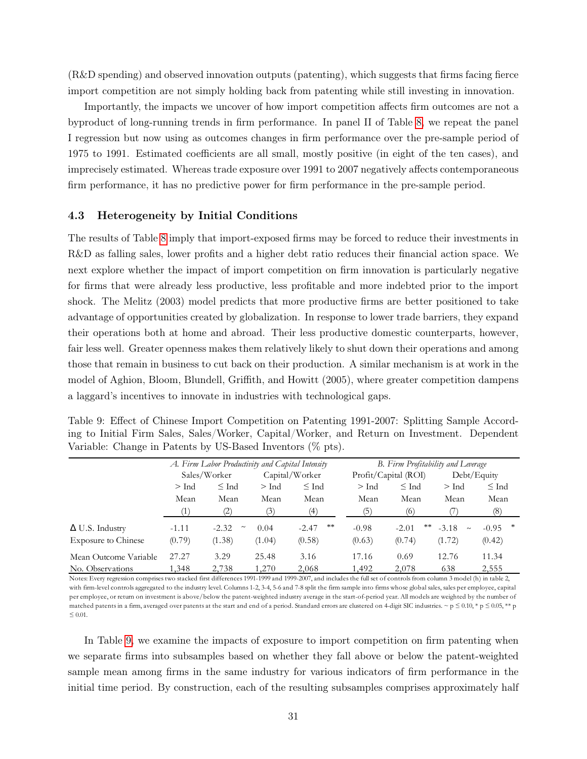(R&D spending) and observed innovation outputs (patenting), which suggests that firms facing fierce import competition are not simply holding back from patenting while still investing in innovation.

Importantly, the impacts we uncover of how import competition affects firm outcomes are not a byproduct of long-running trends in firm performance. In panel II of Table 8, we repeat the panel I regression but now using as outcomes changes in firm performance over the pre-sample period of 1975 to 1991. Estimated coefficients are all small, mostly positive (in eight of the ten cases), and imprecisely estimated. Whereas trade exposure over 1991 to 2007 negatively affects contemporaneous firm performance, it has no predictive power for firm performance in the pre-sample period.

### 4.3 Heterogeneity by Initial Conditions

The results of Table 8 imply that import-exposed firms may be forced to reduce their investments in R&D as falling sales, lower profits and a higher debt ratio reduces their financial action space. We next explore whether the impact of import competition on firm innovation is particularly negative for firms that were already less productive, less profitable and more indebted prior to the import shock. The Melitz (2003) model predicts that more productive firms are better positioned to take advantage of opportunities created by globalization. In response to lower trade barriers, they expand their operations both at home and abroad. Their less productive domestic counterparts, however, fair less well. Greater openness makes them relatively likely to shut down their operations and among those that remain in business to cut back on their production. A similar mechanism is at work in the model of Aghion, Bloom, Blundell, Griffith, and Howitt (2005), where greater competition dampens a laggard's incentives to innovate in industries with technological gaps.

Table 9: Effect of Chinese Import Competition on Patenting 1991-2007: Splitting Sample According to Initial Firm Sales, Sales/Worker, Capital/Worker, and Return on Investment. Dependent Variable: Change in Patents by US-Based Inventors (% pts).

| | *A. Firm Labor Productivity and Capital Intensity* | | | | *B. Firm Profitability and Leverage* | | | |
|---|---|---|---|---|---|---|---|---|
| | Sales/Worker | | Capital/Worker | | Profit/Capital (ROI) | | Debt/Equity | |
| | > Ind Mean | ≤ Ind Mean | > Ind Mean | ≤ Ind Mean | > Ind Mean | ≤ Ind Mean | > Ind Mean | ≤ Ind Mean |
| | (1) | (2) | (3) | (4) | (5) | (6) | (7) | (8) |
| Δ U.S. Industry Exposure to Chinese | -1.11 (0.79) | -2.32 ~ (1.38) | 0.04 (1.04) | -2.47 ** (0.58) | -0.98 (0.63) | -2.01 ** (0.74) | -3.18 ~ (1.72) | -0.95 * (0.42) |
| Mean Outcome Variable | 27.27 | 3.29 | 25.48 | 3.16 | 17.16 | 0.69 | 12.76 | 11.34 |
| No. Observations | 1,348 | 2,738 | 1,270 | 2,068 | 1,492 | 2,078 | 638 | 2,555 |

Notes: Every regression comprises two stacked first differences 1991-1999 and 1999-2007, and includes the full set of controls from column 3 model (h) in table 2, with firm-level controls aggregated to the industry level. Columns 1-2, 3-4, 5-6 and 7-8 split the firm sample into firms whose global sales, sales per employee, capital per employee, or return on investment is above/below the patent-weighted industry average in the start-of-period year. All models are weighted by the number of matched patents in a firm, averaged over patents at the start and end of a period. Standard errors are clustered on 4-digit SIC industries. ~ $p \leq 0.10$, * $p \leq 0.05$, ** $p \leq 0.01$.

In Table 9, we examine the impacts of exposure to import competition on firm patenting when we separate firms into subsamples based on whether they fall above or below the patent-weighted sample mean among firms in the same industry for various indicators of firm performance in the initial time period. By construction, each of the resulting subsamples comprises approximately half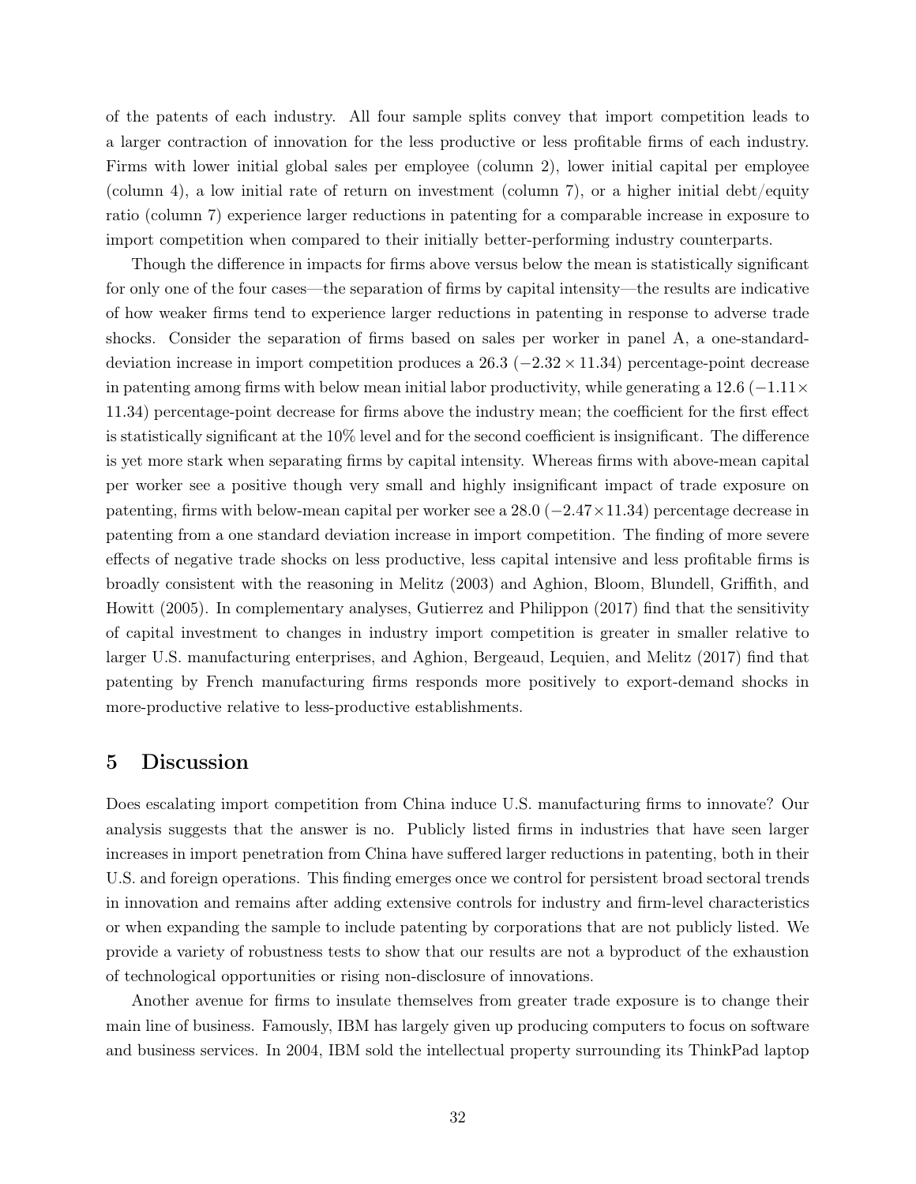of the patents of each industry. All four sample splits convey that import competition leads to a larger contraction of innovation for the less productive or less profitable firms of each industry. Firms with lower initial global sales per employee (column 2), lower initial capital per employee (column 4), a low initial rate of return on investment (column 7), or a higher initial debt/equity ratio (column 7) experience larger reductions in patenting for a comparable increase in exposure to import competition when compared to their initially better-performing industry counterparts.

Though the difference in impacts for firms above versus below the mean is statistically significant for only one of the four cases—the separation of firms by capital intensity—the results are indicative of how weaker firms tend to experience larger reductions in patenting in response to adverse trade shocks. Consider the separation of firms based on sales per worker in panel A, a one-standard-deviation increase in import competition produces a 26.3 ($-2.32 \times 11.34$) percentage-point decrease in patenting among firms with below mean initial labor productivity, while generating a 12.6 ($-1.11 \times 11.34$) percentage-point decrease for firms above the industry mean; the coefficient for the first effect is statistically significant at the 10% level and for the second coefficient is insignificant. The difference is yet more stark when separating firms by capital intensity. Whereas firms with above-mean capital per worker see a positive though very small and highly insignificant impact of trade exposure on patenting, firms with below-mean capital per worker see a 28.0 ($-2.47 \times 11.34$) percentage decrease in patenting from a one standard deviation increase in import competition. The finding of more severe effects of negative trade shocks on less productive, less capital intensive and less profitable firms is broadly consistent with the reasoning in Melitz (2003) and Aghion, Bloom, Blundell, Griffith, and Howitt (2005). In complementary analyses, Gutierrez and Philippon (2017) find that the sensitivity of capital investment to changes in industry import competition is greater in smaller relative to larger U.S. manufacturing enterprises, and Aghion, Bergeaud, Lequien, and Melitz (2017) find that patenting by French manufacturing firms responds more positively to export-demand shocks in more-productive relative to less-productive establishments.

# 5 Discussion

Does escalating import competition from China induce U.S. manufacturing firms to innovate? Our analysis suggests that the answer is no. Publicly listed firms in industries that have seen larger increases in import penetration from China have suffered larger reductions in patenting, both in their U.S. and foreign operations. This finding emerges once we control for persistent broad sectoral trends in innovation and remains after adding extensive controls for industry and firm-level characteristics or when expanding the sample to include patenting by corporations that are not publicly listed. We provide a variety of robustness tests to show that our results are not a byproduct of the exhaustion of technological opportunities or rising non-disclosure of innovations.

Another avenue for firms to insulate themselves from greater trade exposure is to change their main line of business. Famously, IBM has largely given up producing computers to focus on software and business services. In 2004, IBM sold the intellectual property surrounding its ThinkPad laptop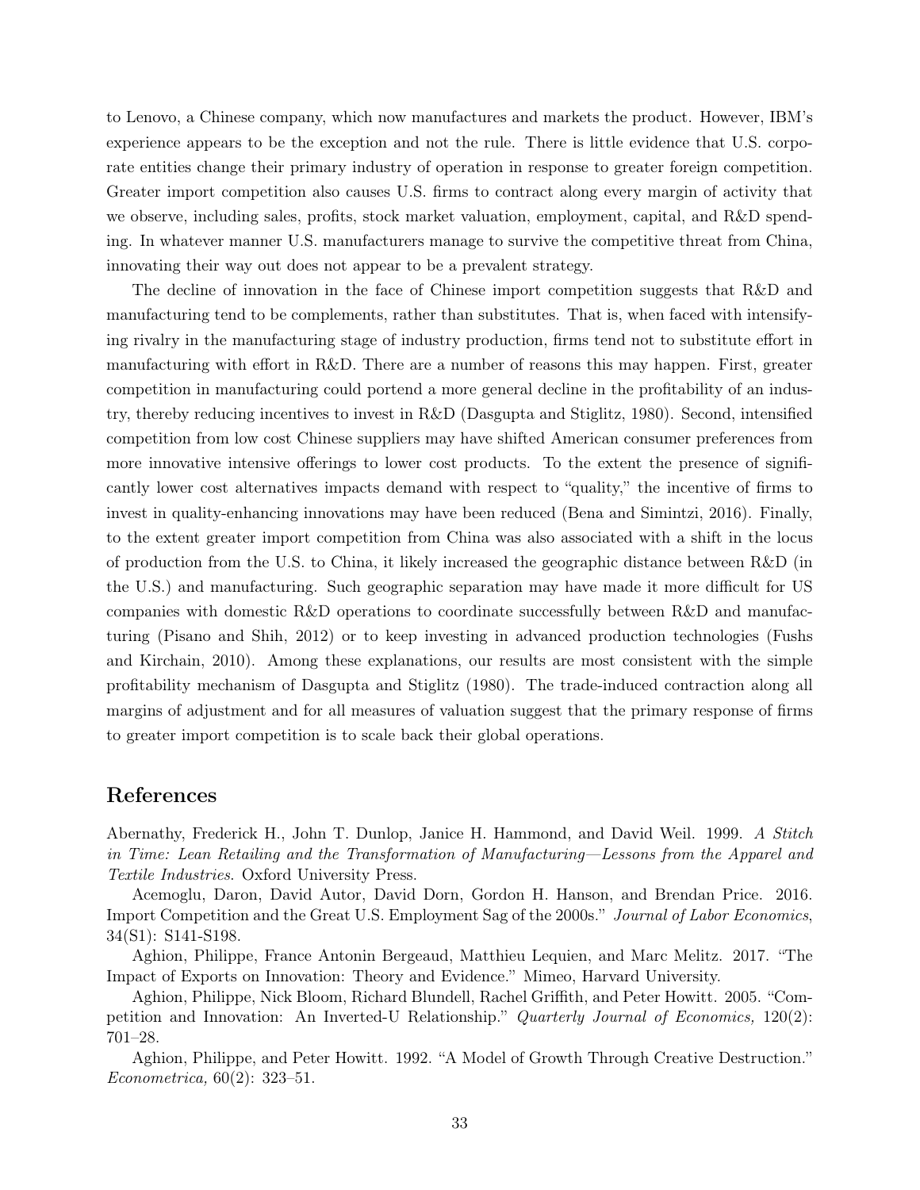to Lenovo, a Chinese company, which now manufactures and markets the product. However, IBM's experience appears to be the exception and not the rule. There is little evidence that U.S. corporate entities change their primary industry of operation in response to greater foreign competition. Greater import competition also causes U.S. firms to contract along every margin of activity that we observe, including sales, profits, stock market valuation, employment, capital, and R&D spending. In whatever manner U.S. manufacturers manage to survive the competitive threat from China, innovating their way out does not appear to be a prevalent strategy.

The decline of innovation in the face of Chinese import competition suggests that R&D and manufacturing tend to be complements, rather than substitutes. That is, when faced with intensifying rivalry in the manufacturing stage of industry production, firms tend not to substitute effort in manufacturing with effort in R&D. There are a number of reasons this may happen. First, greater competition in manufacturing could portend a more general decline in the profitability of an industry, thereby reducing incentives to invest in R&D (Dasgupta and Stiglitz, 1980). Second, intensified competition from low cost Chinese suppliers may have shifted American consumer preferences from more innovative intensive offerings to lower cost products. To the extent the presence of significantly lower cost alternatives impacts demand with respect to "quality," the incentive of firms to invest in quality-enhancing innovations may have been reduced (Bena and Simintzi, 2016). Finally, to the extent greater import competition from China was also associated with a shift in the locus of production from the U.S. to China, it likely increased the geographic distance between R&D (in the U.S.) and manufacturing. Such geographic separation may have made it more difficult for US companies with domestic R&D operations to coordinate successfully between R&D and manufacturing (Pisano and Shih, 2012) or to keep investing in advanced production technologies (Fushs and Kirchain, 2010). Among these explanations, our results are most consistent with the simple profitability mechanism of Dasgupta and Stiglitz (1980). The trade-induced contraction along all margins of adjustment and for all measures of valuation suggest that the primary response of firms to greater import competition is to scale back their global operations.

## References

Abernathy, Frederick H., John T. Dunlop, Janice H. Hammond, and David Weil. 1999. *A Stitch in Time: Lean Retailing and the Transformation of Manufacturing—Lessons from the Apparel and Textile Industries*. Oxford University Press.

Acemoglu, Daron, David Autor, David Dorn, Gordon H. Hanson, and Brendan Price. 2016. Import Competition and the Great U.S. Employment Sag of the 2000s." *Journal of Labor Economics*, 34(S1): S141-S198.

Aghion, Philippe, France Antonin Bergeaud, Matthieu Lequien, and Marc Melitz. 2017. "The Impact of Exports on Innovation: Theory and Evidence." Mimeo, Harvard University.

Aghion, Philippe, Nick Bloom, Richard Blundell, Rachel Griffith, and Peter Howitt. 2005. "Competition and Innovation: An Inverted-U Relationship." *Quarterly Journal of Economics,* 120(2): 701–28.

Aghion, Philippe, and Peter Howitt. 1992. "A Model of Growth Through Creative Destruction." *Econometrica,* 60(2): 323–51.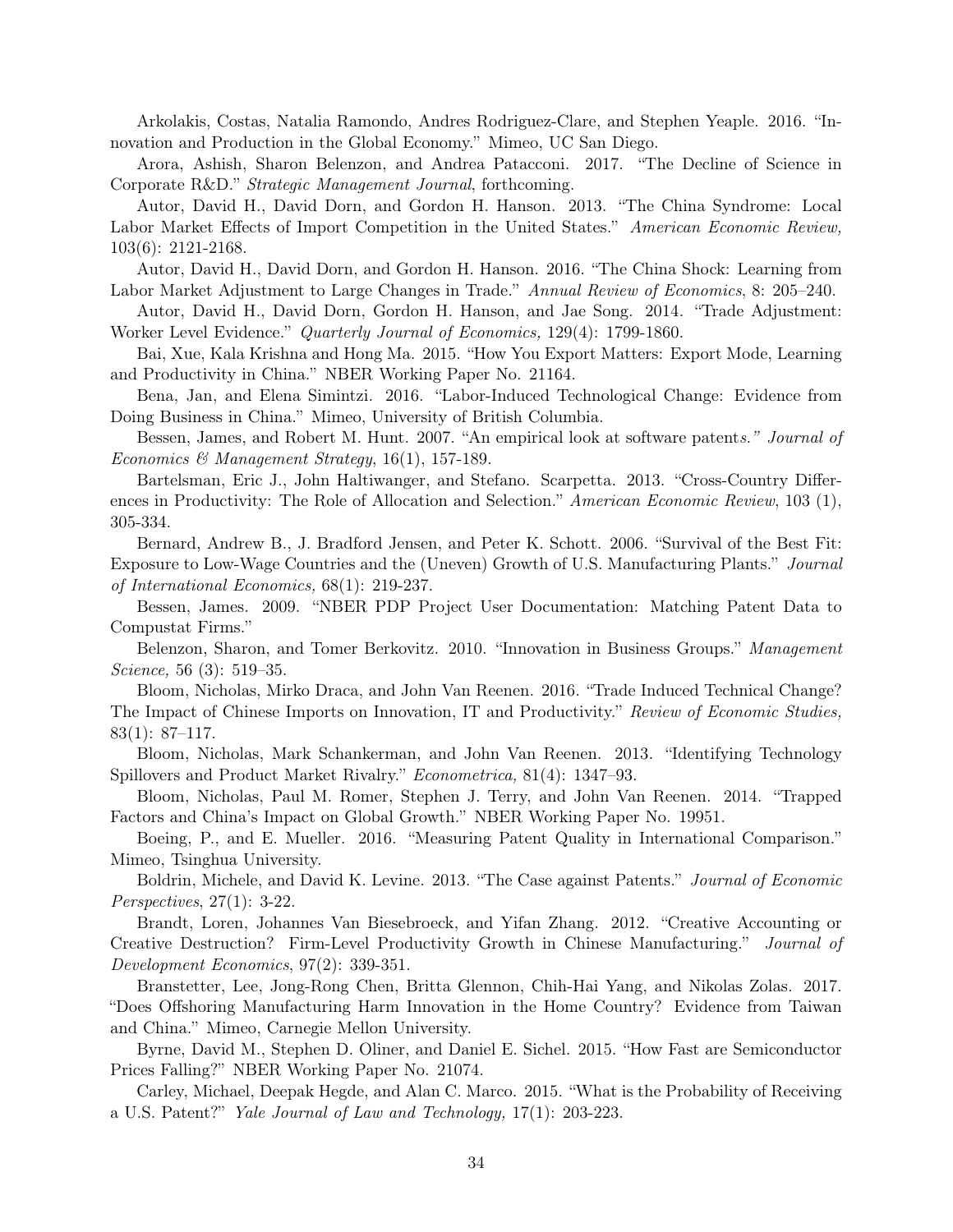Arkolakis, Costas, Natalia Ramondo, Andres Rodriguez-Clare, and Stephen Yeaple. 2016. "Innovation and Production in the Global Economy." Mimeo, UC San Diego.

Arora, Ashish, Sharon Belenzon, and Andrea Patacconi. 2017. "The Decline of Science in Corporate R&D." *Strategic Management Journal*, forthcoming.

Autor, David H., David Dorn, and Gordon H. Hanson. 2013. "The China Syndrome: Local Labor Market Effects of Import Competition in the United States." *American Economic Review,* 103(6): 2121-2168.

Autor, David H., David Dorn, and Gordon H. Hanson. 2016. "The China Shock: Learning from Labor Market Adjustment to Large Changes in Trade." *Annual Review of Economics*, 8: 205–240.

Autor, David H., David Dorn, Gordon H. Hanson, and Jae Song. 2014. "Trade Adjustment: Worker Level Evidence." *Quarterly Journal of Economics,* 129(4): 1799-1860.

Bai, Xue, Kala Krishna and Hong Ma. 2015. "How You Export Matters: Export Mode, Learning and Productivity in China." NBER Working Paper No. 21164.

Bena, Jan, and Elena Simintzi. 2016. "Labor-Induced Technological Change: Evidence from Doing Business in China." Mimeo, University of British Columbia.

Bessen, James, and Robert M. Hunt. 2007. "An empirical look at software patents." *Journal of Economics & Management Strategy*, 16(1), 157-189.

Bartelsman, Eric J., John Haltiwanger, and Stefano. Scarpetta. 2013. "Cross-Country Differences in Productivity: The Role of Allocation and Selection." *American Economic Review*, 103 (1), 305-334.

Bernard, Andrew B., J. Bradford Jensen, and Peter K. Schott. 2006. "Survival of the Best Fit: Exposure to Low-Wage Countries and the (Uneven) Growth of U.S. Manufacturing Plants." *Journal of International Economics,* 68(1): 219-237.

Bessen, James. 2009. "NBER PDP Project User Documentation: Matching Patent Data to Compustat Firms."

Belenzon, Sharon, and Tomer Berkovitz. 2010. "Innovation in Business Groups." *Management Science,* 56 (3): 519–35.

Bloom, Nicholas, Mirko Draca, and John Van Reenen. 2016. "Trade Induced Technical Change? The Impact of Chinese Imports on Innovation, IT and Productivity." *Review of Economic Studies,* 83(1): 87–117.

Bloom, Nicholas, Mark Schankerman, and John Van Reenen. 2013. "Identifying Technology Spillovers and Product Market Rivalry." *Econometrica,* 81(4): 1347–93.

Bloom, Nicholas, Paul M. Romer, Stephen J. Terry, and John Van Reenen. 2014. "Trapped Factors and China's Impact on Global Growth." NBER Working Paper No. 19951.

Boeing, P., and E. Mueller. 2016. "Measuring Patent Quality in International Comparison." Mimeo, Tsinghua University.

Boldrin, Michele, and David K. Levine. 2013. "The Case against Patents." *Journal of Economic Perspectives*, 27(1): 3-22.

Brandt, Loren, Johannes Van Biesebroeck, and Yifan Zhang. 2012. "Creative Accounting or Creative Destruction? Firm-Level Productivity Growth in Chinese Manufacturing." *Journal of Development Economics*, 97(2): 339-351.

Branstetter, Lee, Jong-Rong Chen, Britta Glennon, Chih-Hai Yang, and Nikolas Zolas. 2017. "Does Offshoring Manufacturing Harm Innovation in the Home Country? Evidence from Taiwan and China." Mimeo, Carnegie Mellon University.

Byrne, David M., Stephen D. Oliner, and Daniel E. Sichel. 2015. "How Fast are Semiconductor Prices Falling?" NBER Working Paper No. 21074.

Carley, Michael, Deepak Hegde, and Alan C. Marco. 2015. "What is the Probability of Receiving a U.S. Patent?" *Yale Journal of Law and Technology,* 17(1): 203-223.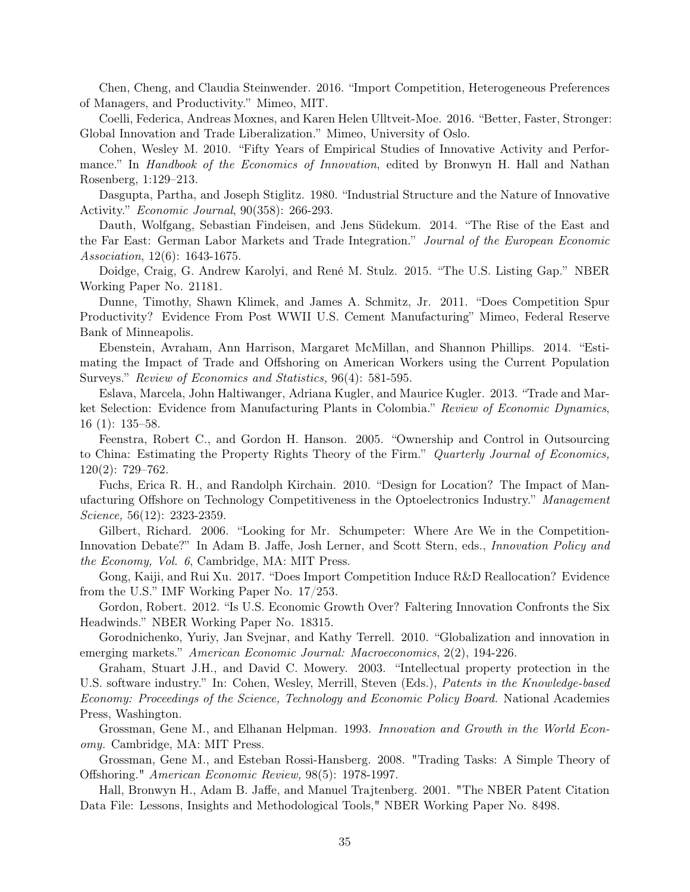Chen, Cheng, and Claudia Steinwender. 2016. "Import Competition, Heterogeneous Preferences of Managers, and Productivity." Mimeo, MIT.

Coelli, Federica, Andreas Moxnes, and Karen Helen Ulltveit-Moe. 2016. "Better, Faster, Stronger: Global Innovation and Trade Liberalization." Mimeo, University of Oslo.

Cohen, Wesley M. 2010. "Fifty Years of Empirical Studies of Innovative Activity and Performance." In *Handbook of the Economics of Innovation*, edited by Bronwyn H. Hall and Nathan Rosenberg, 1:129–213.

Dasgupta, Partha, and Joseph Stiglitz. 1980. "Industrial Structure and the Nature of Innovative Activity." *Economic Journal*, 90(358): 266-293.

Dauth, Wolfgang, Sebastian Findeisen, and Jens Südekum. 2014. "The Rise of the East and the Far East: German Labor Markets and Trade Integration." *Journal of the European Economic Association*, 12(6): 1643-1675.

Doidge, Craig, G. Andrew Karolyi, and René M. Stulz. 2015. "The U.S. Listing Gap." NBER Working Paper No. 21181.

Dunne, Timothy, Shawn Klimek, and James A. Schmitz, Jr. 2011. "Does Competition Spur Productivity? Evidence From Post WWII U.S. Cement Manufacturing" Mimeo, Federal Reserve Bank of Minneapolis.

Ebenstein, Avraham, Ann Harrison, Margaret McMillan, and Shannon Phillips. 2014. "Estimating the Impact of Trade and Offshoring on American Workers using the Current Population Surveys." *Review of Economics and Statistics,* 96(4): 581-595.

Eslava, Marcela, John Haltiwanger, Adriana Kugler, and Maurice Kugler. 2013. "Trade and Market Selection: Evidence from Manufacturing Plants in Colombia." *Review of Economic Dynamics*, 16 (1): 135–58.

Feenstra, Robert C., and Gordon H. Hanson. 2005. "Ownership and Control in Outsourcing to China: Estimating the Property Rights Theory of the Firm." *Quarterly Journal of Economics,* 120(2): 729–762.

Fuchs, Erica R. H., and Randolph Kirchain. 2010. "Design for Location? The Impact of Manufacturing Offshore on Technology Competitiveness in the Optoelectronics Industry." *Management Science,* 56(12): 2323-2359.

Gilbert, Richard. 2006. "Looking for Mr. Schumpeter: Where Are We in the Competition-Innovation Debate?" In Adam B. Jaffe, Josh Lerner, and Scott Stern, eds., *Innovation Policy and the Economy, Vol. 6*, Cambridge, MA: MIT Press.

Gong, Kaiji, and Rui Xu. 2017. "Does Import Competition Induce R&D Reallocation? Evidence from the U.S." IMF Working Paper No. 17/253.

Gordon, Robert. 2012. "Is U.S. Economic Growth Over? Faltering Innovation Confronts the Six Headwinds." NBER Working Paper No. 18315.

Gorodnichenko, Yuriy, Jan Svejnar, and Kathy Terrell. 2010. "Globalization and innovation in emerging markets." *American Economic Journal: Macroeconomics*, 2(2), 194-226.

Graham, Stuart J.H., and David C. Mowery. 2003. "Intellectual property protection in the U.S. software industry." In: Cohen, Wesley, Merrill, Steven (Eds.), *Patents in the Knowledge-based Economy: Proceedings of the Science, Technology and Economic Policy Board.* National Academies Press, Washington.

Grossman, Gene M., and Elhanan Helpman. 1993. *Innovation and Growth in the World Economy.* Cambridge, MA: MIT Press.

Grossman, Gene M., and Esteban Rossi-Hansberg. 2008. "Trading Tasks: A Simple Theory of Offshoring." *American Economic Review,* 98(5): 1978-1997.

Hall, Bronwyn H., Adam B. Jaffe, and Manuel Trajtenberg. 2001. "The NBER Patent Citation Data File: Lessons, Insights and Methodological Tools," NBER Working Paper No. 8498.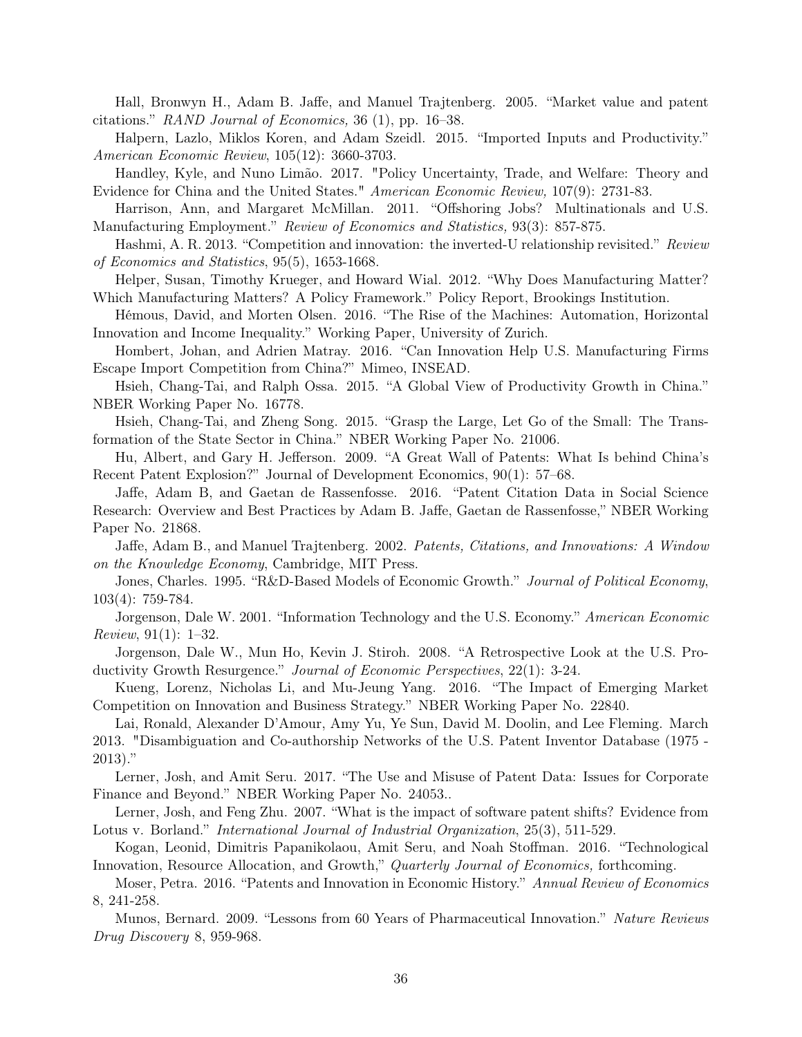Hall, Bronwyn H., Adam B. Jaffe, and Manuel Trajtenberg. 2005. "Market value and patent citations." *RAND Journal of Economics,* 36 (1), pp. 16–38.

Halpern, Lazlo, Miklos Koren, and Adam Szeidl. 2015. "Imported Inputs and Productivity." *American Economic Review*, 105(12): 3660-3703.

Handley, Kyle, and Nuno Limão. 2017. "Policy Uncertainty, Trade, and Welfare: Theory and Evidence for China and the United States." *American Economic Review,* 107(9): 2731-83.

Harrison, Ann, and Margaret McMillan. 2011. "Offshoring Jobs? Multinationals and U.S. Manufacturing Employment." *Review of Economics and Statistics,* 93(3): 857-875.

Hashmi, A. R. 2013. "Competition and innovation: the inverted-U relationship revisited." *Review of Economics and Statistics*, 95(5), 1653-1668.

Helper, Susan, Timothy Krueger, and Howard Wial. 2012. "Why Does Manufacturing Matter? Which Manufacturing Matters? A Policy Framework." Policy Report, Brookings Institution.

Hémous, David, and Morten Olsen. 2016. "The Rise of the Machines: Automation, Horizontal Innovation and Income Inequality." Working Paper, University of Zurich.

Hombert, Johan, and Adrien Matray. 2016. "Can Innovation Help U.S. Manufacturing Firms Escape Import Competition from China?" Mimeo, INSEAD.

Hsieh, Chang-Tai, and Ralph Ossa. 2015. "A Global View of Productivity Growth in China." NBER Working Paper No. 16778.

Hsieh, Chang-Tai, and Zheng Song. 2015. "Grasp the Large, Let Go of the Small: The Transformation of the State Sector in China." NBER Working Paper No. 21006.

Hu, Albert, and Gary H. Jefferson. 2009. "A Great Wall of Patents: What Is behind China's Recent Patent Explosion?" Journal of Development Economics, 90(1): 57–68.

Jaffe, Adam B, and Gaetan de Rassenfosse. 2016. "Patent Citation Data in Social Science Research: Overview and Best Practices by Adam B. Jaffe, Gaetan de Rassenfosse," NBER Working Paper No. 21868.

Jaffe, Adam B., and Manuel Trajtenberg. 2002. *Patents, Citations, and Innovations: A Window on the Knowledge Economy*, Cambridge, MIT Press.

Jones, Charles. 1995. "R&D-Based Models of Economic Growth." *Journal of Political Economy*, 103(4): 759-784.

Jorgenson, Dale W. 2001. "Information Technology and the U.S. Economy." *American Economic Review*, 91(1): 1–32.

Jorgenson, Dale W., Mun Ho, Kevin J. Stiroh. 2008. "A Retrospective Look at the U.S. Productivity Growth Resurgence." *Journal of Economic Perspectives*, 22(1): 3-24.

Kueng, Lorenz, Nicholas Li, and Mu-Jeung Yang. 2016. "The Impact of Emerging Market Competition on Innovation and Business Strategy." NBER Working Paper No. 22840.

Lai, Ronald, Alexander D'Amour, Amy Yu, Ye Sun, David M. Doolin, and Lee Fleming. March 2013. "Disambiguation and Co-authorship Networks of the U.S. Patent Inventor Database (1975 - 2013)."

Lerner, Josh, and Amit Seru. 2017. "The Use and Misuse of Patent Data: Issues for Corporate Finance and Beyond." NBER Working Paper No. 24053..

Lerner, Josh, and Feng Zhu. 2007. "What is the impact of software patent shifts? Evidence from Lotus v. Borland." *International Journal of Industrial Organization*, 25(3), 511-529.

Kogan, Leonid, Dimitris Papanikolaou, Amit Seru, and Noah Stoffman. 2016. "Technological Innovation, Resource Allocation, and Growth," *Quarterly Journal of Economics,* forthcoming.

Moser, Petra. 2016. "Patents and Innovation in Economic History." *Annual Review of Economics* 8, 241-258.

Munos, Bernard. 2009. "Lessons from 60 Years of Pharmaceutical Innovation." *Nature Reviews Drug Discovery* 8, 959-968.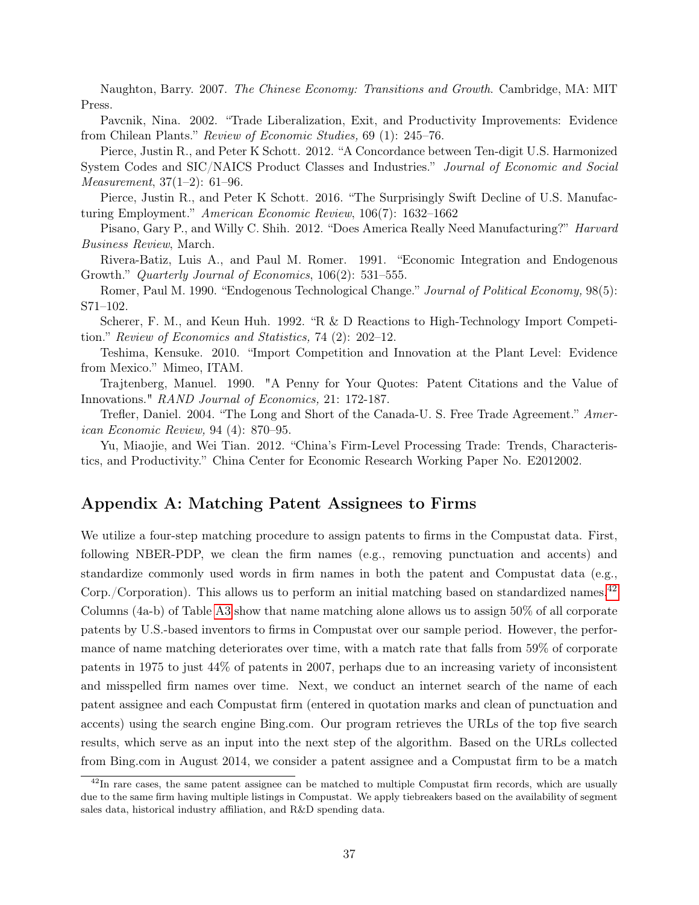Naughton, Barry. 2007. *The Chinese Economy: Transitions and Growth*. Cambridge, MA: MIT Press.

Pavcnik, Nina. 2002. "Trade Liberalization, Exit, and Productivity Improvements: Evidence from Chilean Plants." *Review of Economic Studies,* 69 (1): 245–76.

Pierce, Justin R., and Peter K Schott. 2012. "A Concordance between Ten-digit U.S. Harmonized System Codes and SIC/NAICS Product Classes and Industries." *Journal of Economic and Social Measurement*, 37(1–2): 61–96.

Pierce, Justin R., and Peter K Schott. 2016. "The Surprisingly Swift Decline of U.S. Manufacturing Employment." *American Economic Review*, 106(7): 1632–1662

Pisano, Gary P., and Willy C. Shih. 2012. "Does America Really Need Manufacturing?" *Harvard Business Review*, March.

Rivera-Batiz, Luis A., and Paul M. Romer. 1991. "Economic Integration and Endogenous Growth." *Quarterly Journal of Economics*, 106(2): 531–555.

Romer, Paul M. 1990. "Endogenous Technological Change." *Journal of Political Economy,* 98(5): S71–102.

Scherer, F. M., and Keun Huh. 1992. "R & D Reactions to High-Technology Import Competition." *Review of Economics and Statistics,* 74 (2): 202–12.

Teshima, Kensuke. 2010. "Import Competition and Innovation at the Plant Level: Evidence from Mexico." Mimeo, ITAM.

Trajtenberg, Manuel. 1990. "A Penny for Your Quotes: Patent Citations and the Value of Innovations." *RAND Journal of Economics,* 21: 172-187.

Trefler, Daniel. 2004. "The Long and Short of the Canada-U. S. Free Trade Agreement." *American Economic Review,* 94 (4): 870–95.

Yu, Miaojie, and Wei Tian. 2012. "China's Firm-Level Processing Trade: Trends, Characteristics, and Productivity." China Center for Economic Research Working Paper No. E2012002.

## Appendix A: Matching Patent Assignees to Firms

We utilize a four-step matching procedure to assign patents to firms in the Compustat data. First, following NBER-PDP, we clean the firm names (e.g., removing punctuation and accents) and standardize commonly used words in firm names in both the patent and Compustat data (e.g., Corp./Corporation). This allows us to perform an initial matching based on standardized names.[42] Columns (4a-b) of Table A3 show that name matching alone allows us to assign 50% of all corporate patents by U.S.-based inventors to firms in Compustat over our sample period. However, the performance of name matching deteriorates over time, with a match rate that falls from 59% of corporate patents in 1975 to just 44% of patents in 2007, perhaps due to an increasing variety of inconsistent and misspelled firm names over time. Next, we conduct an internet search of the name of each patent assignee and each Compustat firm (entered in quotation marks and clean of punctuation and accents) using the search engine Bing.com. Our program retrieves the URLs of the top five search results, which serve as an input into the next step of the algorithm. Based on the URLs collected from Bing.com in August 2014, we consider a patent assignee and a Compustat firm to be a match

[42] In rare cases, the same patent assignee can be matched to multiple Compustat firm records, which are usually due to the same firm having multiple listings in Compustat. We apply tiebreakers based on the availability of segment sales data, historical industry affiliation, and R&D spending data.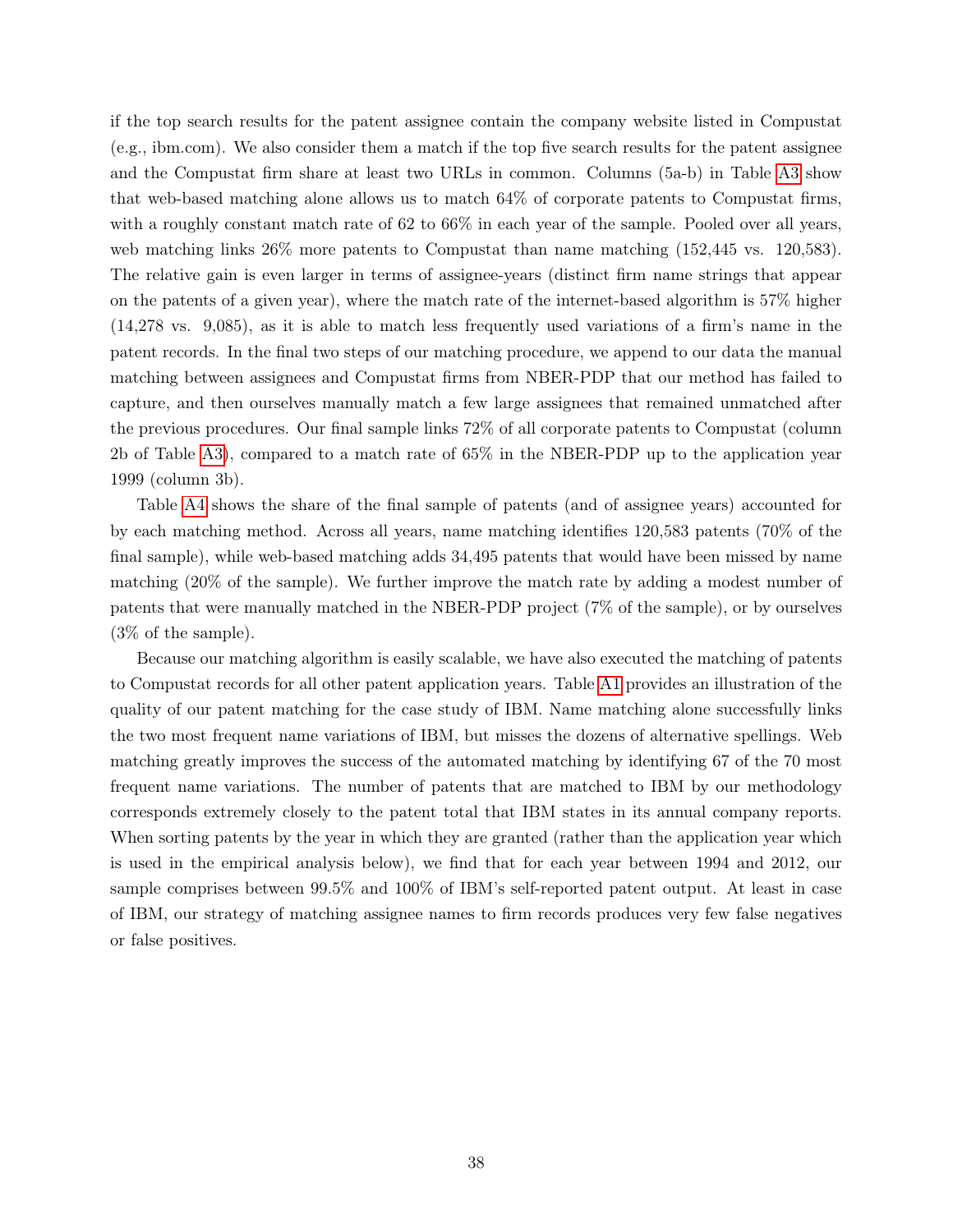if the top search results for the patent assignee contain the company website listed in Compustat (e.g., ibm.com). We also consider them a match if the top five search results for the patent assignee and the Compustat firm share at least two URLs in common. Columns (5a-b) in Table A3 show that web-based matching alone allows us to match 64% of corporate patents to Compustat firms, with a roughly constant match rate of 62 to 66% in each year of the sample. Pooled over all years, web matching links 26% more patents to Compustat than name matching (152,445 vs. 120,583). The relative gain is even larger in terms of assignee-years (distinct firm name strings that appear on the patents of a given year), where the match rate of the internet-based algorithm is 57% higher (14,278 vs. 9,085), as it is able to match less frequently used variations of a firm's name in the patent records. In the final two steps of our matching procedure, we append to our data the manual matching between assignees and Compustat firms from NBER-PDP that our method has failed to capture, and then ourselves manually match a few large assignees that remained unmatched after the previous procedures. Our final sample links 72% of all corporate patents to Compustat (column 2b of Table A3), compared to a match rate of 65% in the NBER-PDP up to the application year 1999 (column 3b).

Table A4 shows the share of the final sample of patents (and of assignee years) accounted for by each matching method. Across all years, name matching identifies 120,583 patents (70% of the final sample), while web-based matching adds 34,495 patents that would have been missed by name matching (20% of the sample). We further improve the match rate by adding a modest number of patents that were manually matched in the NBER-PDP project (7% of the sample), or by ourselves (3% of the sample).

Because our matching algorithm is easily scalable, we have also executed the matching of patents to Compustat records for all other patent application years. Table A1 provides an illustration of the quality of our patent matching for the case study of IBM. Name matching alone successfully links the two most frequent name variations of IBM, but misses the dozens of alternative spellings. Web matching greatly improves the success of the automated matching by identifying 67 of the 70 most frequent name variations. The number of patents that are matched to IBM by our methodology corresponds extremely closely to the patent total that IBM states in its annual company reports. When sorting patents by the year in which they are granted (rather than the application year which is used in the empirical analysis below), we find that for each year between 1994 and 2012, our sample comprises between 99.5% and 100% of IBM's self-reported patent output. At least in case of IBM, our strategy of matching assignee names to firm records produces very few false negatives or false positives.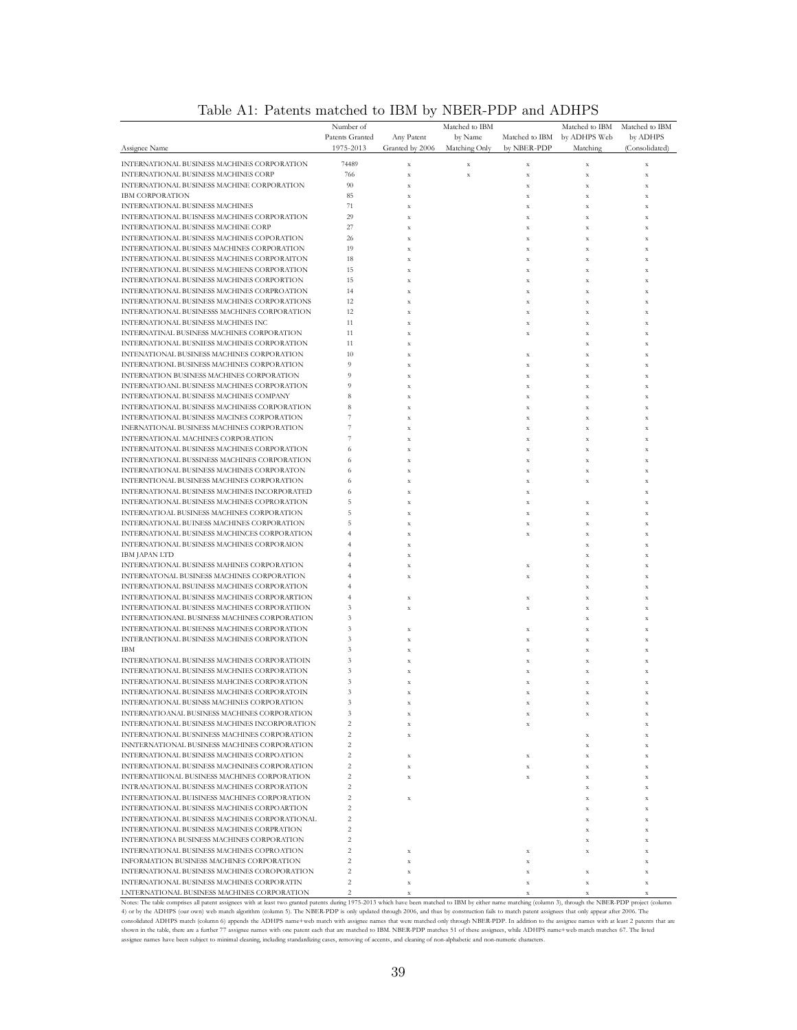# Table A1: Patents matched to IBM by NBER-PDP and ADHPS

| Assignee Name | Number of Patents Granted 1975-2013 | Any Patent Granted by 2006 | Matched to IBM by Name Matching Only | Matched to IBM by NBER-PDP | Matched to IBM by ADHPS Web Matching | Matched to IBM by ADHPS (Consolidated) |
|---|---|---|---|---|---|---|
| INTERNATIONAL BUSINESS MACHINES CORPORATION | 74489 | x | x | x | x | x |
| INTERNATIONAL BUSINESS MACHINES CORP | 766 | x | x | x | x | x |
| INTERNATIONAL BUSINESS MACHINE CORPORATION | 90 | x | | x | x | x |
| IBM CORPORATION | 85 | x | | x | x | x |
| INTERNATIONAL BUSINESS MACHINES | 71 | x | | x | x | x |
| INTERNATIONAL BUISNESS MACHINES CORPORATION | 29 | x | | x | x | x |
| INTERNATIONAL BUSINESS MACHINE CORP | 27 | x | | x | x | x |
| INTERNATIONAL BUSINESS MACHINES COPORATION | 26 | x | | x | x | x |
| INTERNATIONAL BUSINES MACHINES CORPORATION | 19 | x | | x | x | x |
| INTERNATIONAL BUSINESS MACHINES CORPORAITON | 18 | x | | x | x | x |
| INTERNATIONAL BUSINESS MACHIENS CORPORATION | 15 | x | | x | x | x |
| INTERNATIONAL BUSINESS MACHINES CORPORTION | 15 | x | | x | x | x |
| INTERNATIONAL BUSINESS MACHINES CORPROATION | 14 | x | | x | x | x |
| INTERNATIONAL BUSINESS MACHINES CORPORATIONS | 12 | x | | x | x | x |
| INTERNATIONAL BUSINESSS MACHINES CORPORATION | 12 | x | | x | x | x |
| INTERNATIONAL BUSINESS MACHINES INC | 11 | x | | x | x | x |
| INTERNATINAL BUSINESS MACHINES CORPORATION | 11 | x | | x | x | x |
| INTERNATIONAL BUSNIESS MACHINES CORPORATION | 11 | x | | | x | x |
| INTENATIONAL BUSINESS MACHINES CORPORATION | 10 | x | | x | x | x |
| INTERNATIONL BUSINESS MACHINES CORPORATION | 9 | x | | x | x | x |
| INTERNATION BUSINESS MACHINES CORPORATION | 9 | x | | x | x | x |
| INTERNATIOANL BUSINESS MACHINES CORPORATION | 9 | x | | x | x | x |
| INTERNATIONAL BUSINESS MACHINES COMPANY | 8 | x | | x | x | x |
| INTERNATIONAL BUSINESS MACHINESS CORPORATION | 8 | x | | x | x | x |
| INTERNATIONAL BUSINESS MACINES CORPORATION | 7 | x | | x | x | x |
| INERNATIONAL BUSINESS MACHINES CORPORATION | 7 | x | | x | x | x |
| INTERNATIONAL MACHINES CORPORATION | 7 | x | | x | x | x |
| INTERNAITONAL BUSINESS MACHINES CORPORATION | 6 | x | | x | x | x |
| INTERNATIONAL BUSSINESS MACHINES CORPORATION | 6 | x | | x | x | x |
| INTERNATIONAL BUSINESS MACHINES CORPORATON | 6 | x | | x | x | x |
| INTERNTIONAL BUSINESS MACHINES CORPORATION | 6 | x | | x | x | x |
| INTERNATIONAL BUSINESS MACHINES INCORPORATED | 6 | x | | x | | x |
| INTERNATIONAL BUSINESS MACHINES COPRORATION | 5 | x | | x | x | x |
| INTERNATIOAL BUSINESS MACHINES CORPORATION | 5 | x | | x | x | x |
| INTERNATIONAL BUINESS MACHINES CORPORATION | 5 | x | | x | x | x |
| INTERNATIONAL BUSINESS MACHINCES CORPORATION | 4 | x | | x | x | x |
| INTERNATIONAL BUSINESS MACHINES CORPORAION | 4 | x | | | x | x |
| IBM JAPAN LTD | 4 | x | | | x | x |
| INTERNATIONAL BUSINESS MAHINES CORPORATION | 4 | x | | x | x | x |
| INTERNATONAL BUSINESS MACHINES CORPORATION | 4 | x | | x | x | x |
| INTERNATIONAL BSUINESS MACHINES CORPORATION | 4 | | | | x | x |
| INTERNATIONAL BUSINESS MACHINES CORPORARTION | 4 | x | | x | x | x |
| INTERNATIONAL BUSINESS MACHINES CORPORATIION | 3 | x | | x | x | x |
| INTERNATIONANL BUSINESS MACHINES CORPORATION | 3 | | | | x | x |
| INTERNATIONAL BUSIENSS MACHINES CORPORATION | 3 | x | | x | x | x |
| INTERANTIONAL BUSINESS MACHINES CORPORATION | 3 | x | | x | x | x |
| IBM | 3 | x | | x | x | x |
| INTERNATIONAL BUSINESS MACHINES CORPORATIOIN | 3 | x | | x | x | x |
| INTERNATIONAL BUSINESS MACHNIES CORPORATION | 3 | x | | x | x | x |
| INTERNATIONAL BUSINESS MAHCINES CORPORATION | 3 | x | | x | x | x |
| INTERNATIONAL BUSINESS MACHINES CORPORATOIN | 3 | x | | x | x | x |
| INTERNATIONAL BUSINSS MACHINES CORPORATION | 3 | x | | x | x | x |
| INTERNATIOANAL BUSINESS MACHINES CORPORATION | 3 | x | | x | x | x |
| INTERNATIONAL BUSINESS MACHINES INCORPORATION | 2 | x | | x | | x |
| INTERNATIONAL BUSNINESS MACHINES CORPORATION | 2 | x | | | x | x |
| INNTERNATIONAL BUSINESS MACHINES CORPORATION | 2 | | | | x | x |
| INTERNATIONAL BUSINESS MACHINES CORPOATION | 2 | x | | x | x | x |
| INTERNATIONAL BUSINESS MACHNINES CORPORATION | 2 | x | | x | x | x |
| INTERNATIIONAL BUSINESS MACHINES CORPORATION | 2 | x | | x | x | x |
| INTRANATIONAL BUSINESS MACHINES CORPORATION | 2 | | | | x | x |
| INTERNATIONAL BUISINESS MACHINES CORPORATION | 2 | x | | | x | x |
| INTERNATIONAL BUSINESS MACHINES CORPOARTION | 2 | | | | x | x |
| INTERNATIONAL BUSINESS MACHINES CORPORATIONAL | 2 | | | | x | x |
| INTERNATIONAL BUSINESS MACHINES CORPRATION | 2 | | | | x | x |
| INTERNATIONA BUSINESS MACHINES CORPORATION | 2 | | | | x | x |
| INTERNATIONAL BUSINESS MACHINES COPROATION | 2 | x | | x | x | x |
| INFORMATION BUSINESS MACHINES CORPORATION | 2 | x | | x | | x |
| INTERNATIONAL BUSINESS MACHINES COROPORATION | 2 | x | | x | x | x |
| INTERNATIONAL BUSINESS MACHINES CORPORATIN | 2 | x | | x | x | x |
| LNTERNATIONAL BUSINESS MACHINES CORPORATION | 2 | x | | x | x | x |

Notes: The table comprises all patent assignees with at least two granted patents during 1975-2013 which have been matched to IBM by either name matching (column 3), through the NBER-PDP project (column 4) or by the ADHPS (our own) web match algorithm (column 5). The NBER-PDP is only updated through 2006, and thus by construction fails to match patent assignees that only appear after 2006. The consolidated ADHPS match (column 6) appends the ADHPS name+web match with assignee names that were matched only through NBER-PDP. In addition to the assignee names with at least 2 patents that are shown in the table, there are a further 77 assignee names with one patent each that are matched to IBM. NBER-PDP matches 51 of these assignees, while ADHPS name+web match matches 67. The listed assignee names have been subject to minimal cleaning, including standardizing cases, removing of accents, and cleaning of non-alphabetic and non-numeric characters.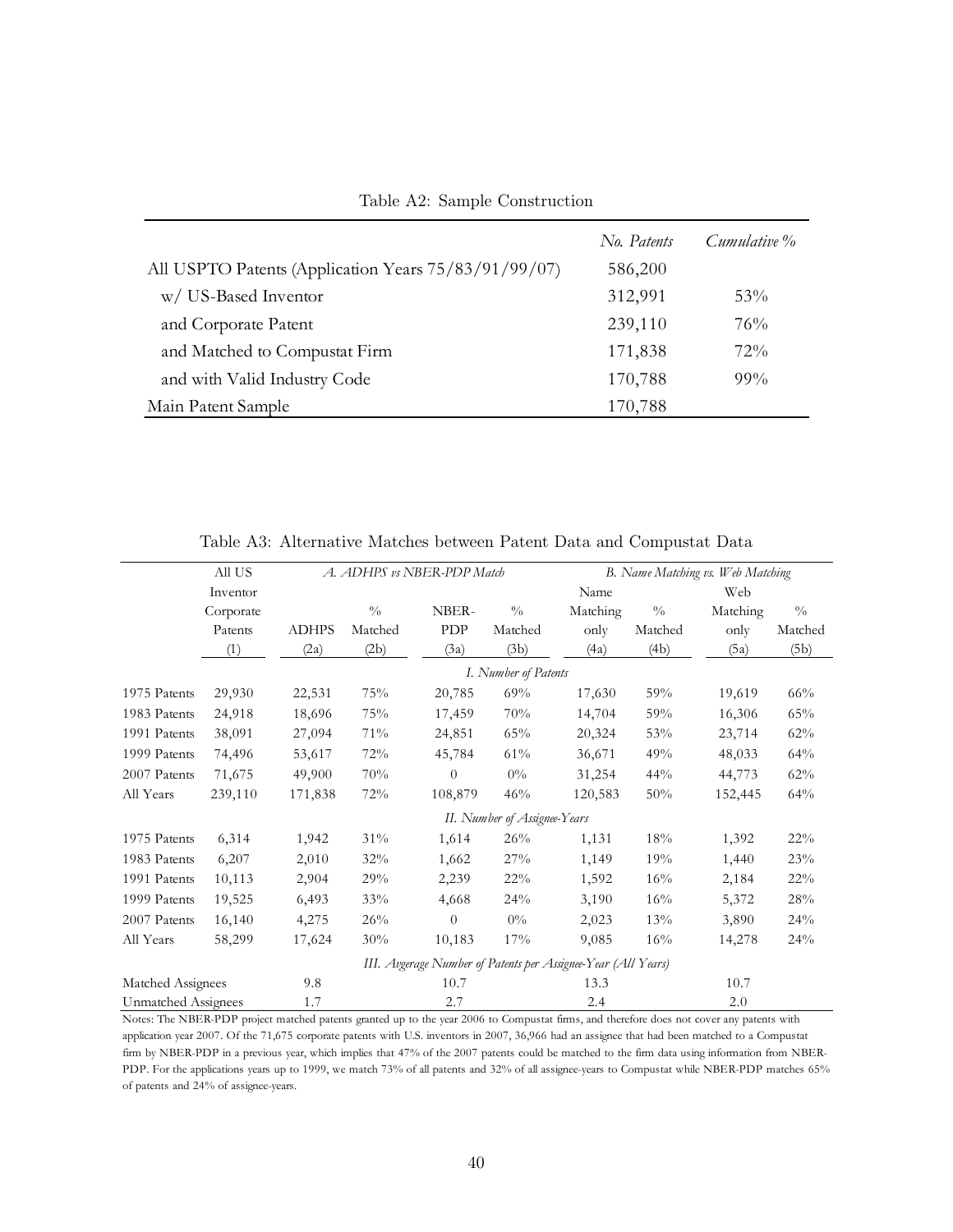Table A2: Sample Construction

| | *No. Patents* | *Cumulative %* |
|---|---|---|
| All USPTO Patents (Application Years 75/83/91/99/07) | 586,200 | |
| w/ US-Based Inventor | 312,991 | 53% |
| and Corporate Patent | 239,110 | 76% |
| and Matched to Compustat Firm | 171,838 | 72% |
| and with Valid Industry Code | 170,788 | 99% |
| Main Patent Sample | 170,788 | |

Table A3: Alternative Matches between Patent Data and Compustat Data

| | All US Inventor Corporate Patents | *A. ADHPS vs NBER-PDP Match* | | | | *B. Name Matching vs. Web Matching* | | | |
|---|---|---|---|---|---|---|---|---|---|
| | | ADHPS | % Matched | NBER-PDP | % Matched | Name Matching only | % Matched | Web Matching only | % Matched |
| | (1) | (2a) | (2b) | (3a) | (3b) | (4a) | (4b) | (5a) | (5b) |
| | | | | *I. Number of Patents* | | | | | |
| 1975 Patents | 29,930 | 22,531 | 75% | 20,785 | 69% | 17,630 | 59% | 19,619 | 66% |
| 1983 Patents | 24,918 | 18,696 | 75% | 17,459 | 70% | 14,704 | 59% | 16,306 | 65% |
| 1991 Patents | 38,091 | 27,094 | 71% | 24,851 | 65% | 20,324 | 53% | 23,714 | 62% |
| 1999 Patents | 74,496 | 53,617 | 72% | 45,784 | 61% | 36,671 | 49% | 48,033 | 64% |
| 2007 Patents | 71,675 | 49,900 | 70% | 0 | 0% | 31,254 | 44% | 44,773 | 62% |
| All Years | 239,110 | 171,838 | 72% | 108,879 | 46% | 120,583 | 50% | 152,445 | 64% |
| | | | | *II. Number of Assignee-Years* | | | | | |
| 1975 Patents | 6,314 | 1,942 | 31% | 1,614 | 26% | 1,131 | 18% | 1,392 | 22% |
| 1983 Patents | 6,207 | 2,010 | 32% | 1,662 | 27% | 1,149 | 19% | 1,440 | 23% |
| 1991 Patents | 10,113 | 2,904 | 29% | 2,239 | 22% | 1,592 | 16% | 2,184 | 22% |
| 1999 Patents | 19,525 | 6,493 | 33% | 4,668 | 24% | 3,190 | 16% | 5,372 | 28% |
| 2007 Patents | 16,140 | 4,275 | 26% | 0 | 0% | 2,023 | 13% | 3,890 | 24% |
| All Years | 58,299 | 17,624 | 30% | 10,183 | 17% | 9,085 | 16% | 14,278 | 24% |
| | | | | *III. Avgerage Number of Patents per Assignee-Year (All Years)* | | | | | |
| Matched Assignees | | 9.8 | | 10.7 | | 13.3 | | 10.7 | |
| Unmatched Assignees | | 1.7 | | 2.7 | | 2.4 | | 2.0 | |

Notes: The NBER-PDP project matched patents granted up to the year 2006 to Compustat firms, and therefore does not cover any patents with application year 2007. Of the 71,675 corporate patents with U.S. inventors in 2007, 36,966 had an assignee that had been matched to a Compustat firm by NBER-PDP in a previous year, which implies that 47% of the 2007 patents could be matched to the firm data using information from NBER-PDP. For the applications years up to 1999, we match 73% of all patents and 32% of all assignee-years to Compustat while NBER-PDP matches 65% of patents and 24% of assignee-years.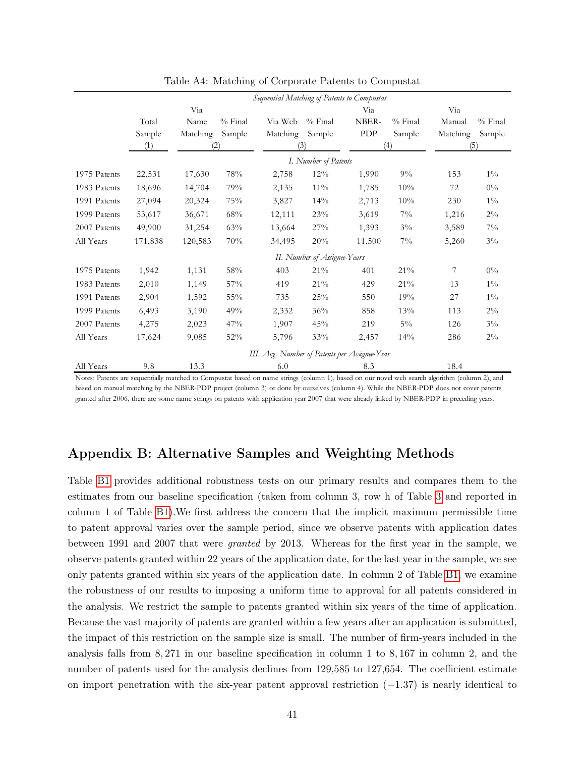Table A4: Matching of Corporate Patents to Compustat

| | Total Sample | Via Name Matching | % Final Sample | Via Web Matching | % Final Sample | Via NBER-PDP | % Final Sample | Via Manual Matching | % Final Sample |
|---|---|---|---|---|---|---|---|---|---|
| | | *Sequential Matching of Patents to Compustat* | | | | | | | |
| | (1) | (2) | | (3) | | (4) | | (5) | |
| | | | | *I. Number of Patents* | | | | | |
| 1975 Patents | 22,531 | 17,630 | 78% | 2,758 | 12% | 1,990 | 9% | 153 | 1% |
| 1983 Patents | 18,696 | 14,704 | 79% | 2,135 | 11% | 1,785 | 10% | 72 | 0% |
| 1991 Patents | 27,094 | 20,324 | 75% | 3,827 | 14% | 2,713 | 10% | 230 | 1% |
| 1999 Patents | 53,617 | 36,671 | 68% | 12,111 | 23% | 3,619 | 7% | 1,216 | 2% |
| 2007 Patents | 49,900 | 31,254 | 63% | 13,664 | 27% | 1,393 | 3% | 3,589 | 7% |
| All Years | 171,838 | 120,583 | 70% | 34,495 | 20% | 11,500 | 7% | 5,260 | 3% |
| | | | | *II. Number of Assignee-Years* | | | | | |
| 1975 Patents | 1,942 | 1,131 | 58% | 403 | 21% | 401 | 21% | 7 | 0% |
| 1983 Patents | 2,010 | 1,149 | 57% | 419 | 21% | 429 | 21% | 13 | 1% |
| 1991 Patents | 2,904 | 1,592 | 55% | 735 | 25% | 550 | 19% | 27 | 1% |
| 1999 Patents | 6,493 | 3,190 | 49% | 2,332 | 36% | 858 | 13% | 113 | 2% |
| 2007 Patents | 4,275 | 2,023 | 47% | 1,907 | 45% | 219 | 5% | 126 | 3% |
| All Years | 17,624 | 9,085 | 52% | 5,796 | 33% | 2,457 | 14% | 286 | 2% |
| | | | | *III. Avg. Number of Patents per Assignee-Year* | | | | | |
| All Years | 9.8 | 13.3 | | 6.0 | | 8.3 | | 18.4 | |

Notes: Patents are sequentially matched to Compustat based on name strings (column 1), based on our novel web search algorithm (column 2), and based on manual matching by the NBER-PDP project (column 3) or done by ourselves (column 4). While the NBER-PDP does not cover patents granted after 2006, there are some name strings on patents with application year 2007 that were already linked by NBER-PDP in preceding years.

## Appendix B: Alternative Samples and Weighting Methods

Table B1 provides additional robustness tests on our primary results and compares them to the estimates from our baseline specification (taken from column 3, row h of Table 3 and reported in column 1 of Table B1).We first address the concern that the implicit maximum permissible time to patent approval varies over the sample period, since we observe patents with application dates between 1991 and 2007 that were *granted* by 2013. Whereas for the first year in the sample, we observe patents granted within 22 years of the application date, for the last year in the sample, we see only patents granted within six years of the application date. In column 2 of Table B1, we examine the robustness of our results to imposing a uniform time to approval for all patents considered in the analysis. We restrict the sample to patents granted within six years of the time of application. Because the vast majority of patents are granted within a few years after an application is submitted, the impact of this restriction on the sample size is small. The number of firm-years included in the analysis falls from 8,271 in our baseline specification in column 1 to 8,167 in column 2, and the number of patents used for the analysis declines from 129,585 to 127,654. The coefficient estimate on import penetration with the six-year patent approval restriction ($-1.37$) is nearly identical to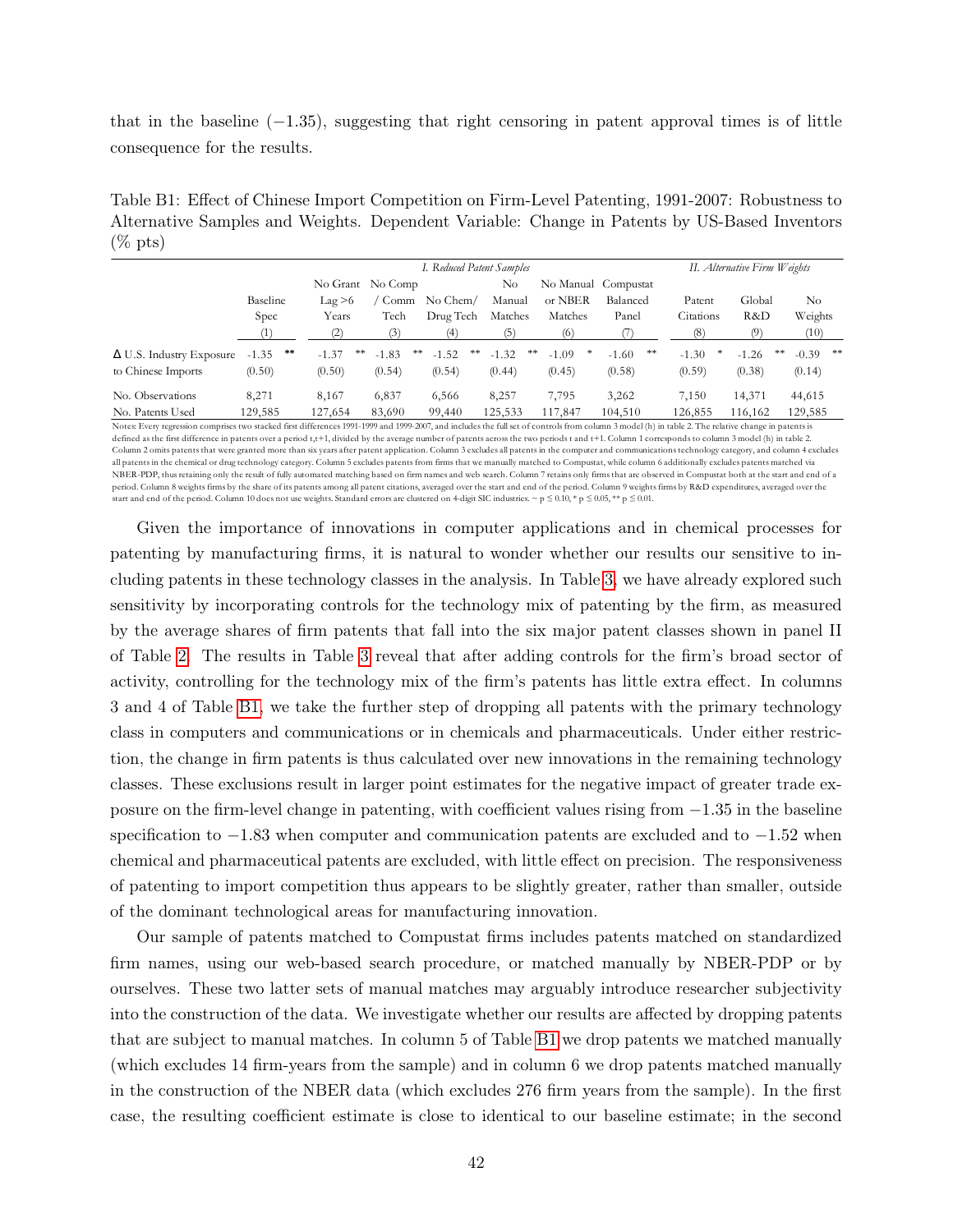that in the baseline (−1.35), suggesting that right censoring in patent approval times is of little consequence for the results.

Table B1: Effect of Chinese Import Competition on Firm-Level Patenting, 1991-2007: Robustness to Alternative Samples and Weights. Dependent Variable: Change in Patents by US-Based Inventors (% pts)

| | | *I. Reduced Patent Samples* | | | | | | *II. Alternative Firm Weights* | | |
|---|---|---|---|---|---|---|---|---|---|---|
| | Baseline Spec | No Grant Lag >6 Years | No Comp / Comm Tech | No Chem/ Drug Tech | No Manual Matches | No Manual or NBER Matches | Compustat Balanced Panel | Patent Citations | Global R&D | No Weights |
| | (1) | (2) | (3) | (4) | (5) | (6) | (7) | (8) | (9) | (10) |
| Δ U.S. Industry Exposure to Chinese Imports | -1.35 ** | -1.37 ** | -1.83 ** | -1.52 ** | -1.32 ** | -1.09 * | -1.60 ** | -1.30 * | -1.26 ** | -0.39 ** |
| | (0.50) | (0.50) | (0.54) | (0.54) | (0.44) | (0.45) | (0.58) | (0.59) | (0.38) | (0.14) |
| No. Observations | 8,271 | 8,167 | 6,837 | 6,566 | 8,257 | 7,795 | 3,262 | 7,150 | 14,371 | 44,615 |
| No. Patents Used | 129,585 | 127,654 | 83,690 | 99,440 | 125,533 | 117,847 | 104,510 | 126,855 | 116,162 | 129,585 |

Notes: Every regression comprises two stacked first differences 1991-1999 and 1999-2007, and includes the full set of controls from column 3 model (h) in table 2. The relative change in patents is defined as the first difference in patents over a period t,t+1, divided by the average number of patents across the two periods t and t+1. Column 1 corresponds to column 3 model (h) in table 2. Column 2 omits patents that were granted more than six years after patent application. Column 3 excludes all patents in the computer and communications technology category, and column 4 excludes all patents in the chemical or drug technology category. Column 5 excludes patents from firms that we manually matched to Compustat, while column 6 additionally excludes patents matched via NBER-PDP, thus retaining only the result of fully automated matching based on firm names and web search. Column 7 retains only firms that are observed in Compustat both at the start and end of a period. Column 8 weights firms by the share of its patents among all patent citations, averaged over the start and end of the period. Column 9 weights firms by R&D expenditures, averaged over the start and end of the period. Column 10 does not use weights. Standard errors are clustered on 4-digit SIC industries. ~ p ≤ 0.10, * p ≤ 0.05, ** p ≤ 0.01.

Given the importance of innovations in computer applications and in chemical processes for patenting by manufacturing firms, it is natural to wonder whether our results our sensitive to including patents in these technology classes in the analysis. In Table 3, we have already explored such sensitivity by incorporating controls for the technology mix of patenting by the firm, as measured by the average shares of firm patents that fall into the six major patent classes shown in panel II of Table 2. The results in Table 3 reveal that after adding controls for the firm's broad sector of activity, controlling for the technology mix of the firm's patents has little extra effect. In columns 3 and 4 of Table B1, we take the further step of dropping all patents with the primary technology class in computers and communications or in chemicals and pharmaceuticals. Under either restriction, the change in firm patents is thus calculated over new innovations in the remaining technology classes. These exclusions result in larger point estimates for the negative impact of greater trade exposure on the firm-level change in patenting, with coefficient values rising from −1.35 in the baseline specification to −1.83 when computer and communication patents are excluded and to −1.52 when chemical and pharmaceutical patents are excluded, with little effect on precision. The responsiveness of patenting to import competition thus appears to be slightly greater, rather than smaller, outside of the dominant technological areas for manufacturing innovation.

Our sample of patents matched to Compustat firms includes patents matched on standardized firm names, using our web-based search procedure, or matched manually by NBER-PDP or by ourselves. These two latter sets of manual matches may arguably introduce researcher subjectivity into the construction of the data. We investigate whether our results are affected by dropping patents that are subject to manual matches. In column 5 of Table B1 we drop patents we matched manually (which excludes 14 firm-years from the sample) and in column 6 we drop patents matched manually in the construction of the NBER data (which excludes 276 firm years from the sample). In the first case, the resulting coefficient estimate is close to identical to our baseline estimate; in the second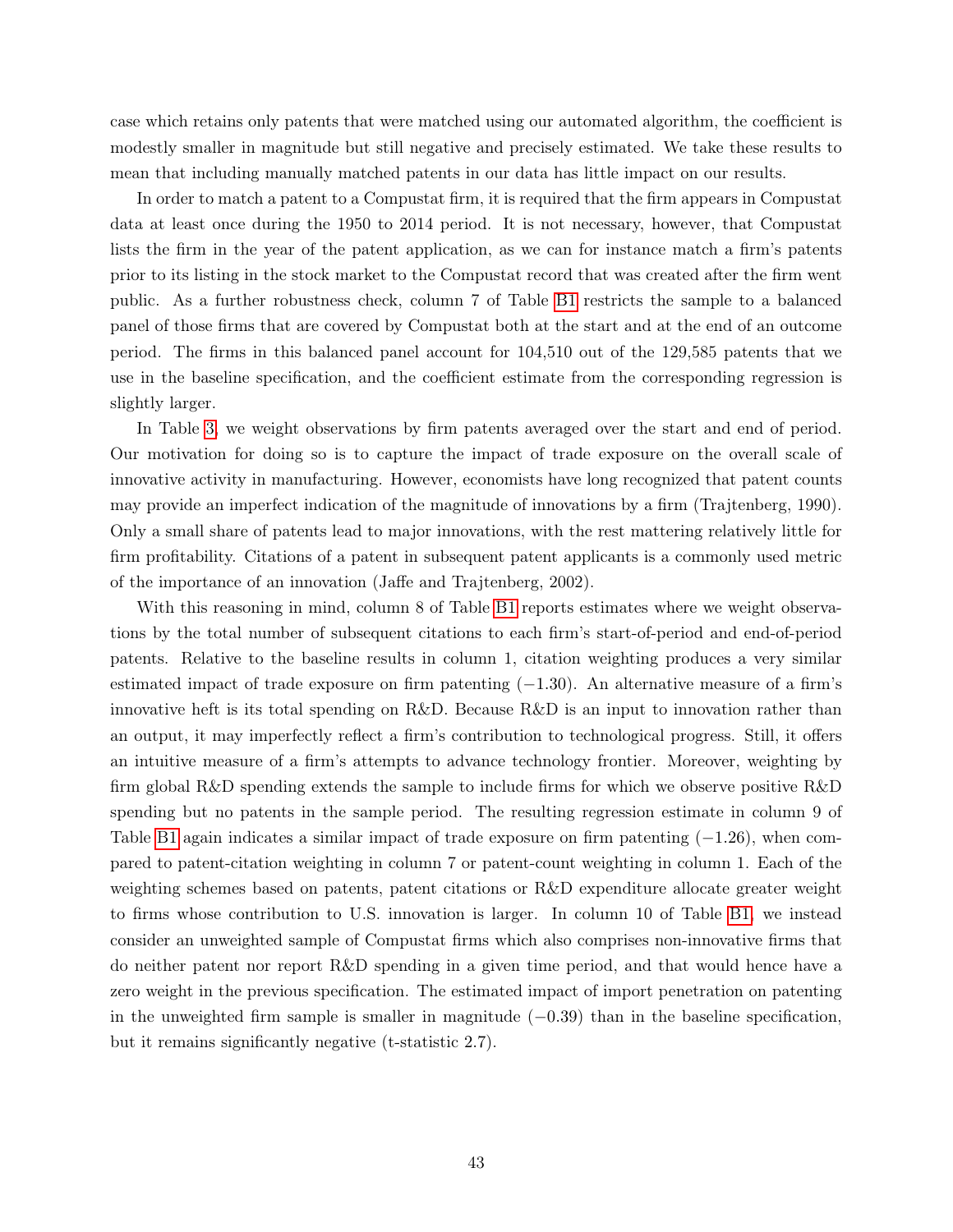case which retains only patents that were matched using our automated algorithm, the coefficient is modestly smaller in magnitude but still negative and precisely estimated. We take these results to mean that including manually matched patents in our data has little impact on our results.

In order to match a patent to a Compustat firm, it is required that the firm appears in Compustat data at least once during the 1950 to 2014 period. It is not necessary, however, that Compustat lists the firm in the year of the patent application, as we can for instance match a firm's patents prior to its listing in the stock market to the Compustat record that was created after the firm went public. As a further robustness check, column 7 of Table B1 restricts the sample to a balanced panel of those firms that are covered by Compustat both at the start and at the end of an outcome period. The firms in this balanced panel account for 104,510 out of the 129,585 patents that we use in the baseline specification, and the coefficient estimate from the corresponding regression is slightly larger.

In Table 3, we weight observations by firm patents averaged over the start and end of period. Our motivation for doing so is to capture the impact of trade exposure on the overall scale of innovative activity in manufacturing. However, economists have long recognized that patent counts may provide an imperfect indication of the magnitude of innovations by a firm (Trajtenberg, 1990). Only a small share of patents lead to major innovations, with the rest mattering relatively little for firm profitability. Citations of a patent in subsequent patent applicants is a commonly used metric of the importance of an innovation (Jaffe and Trajtenberg, 2002).

With this reasoning in mind, column 8 of Table B1 reports estimates where we weight observations by the total number of subsequent citations to each firm's start-of-period and end-of-period patents. Relative to the baseline results in column 1, citation weighting produces a very similar estimated impact of trade exposure on firm patenting ($-1.30$). An alternative measure of a firm's innovative heft is its total spending on R&D. Because R&D is an input to innovation rather than an output, it may imperfectly reflect a firm's contribution to technological progress. Still, it offers an intuitive measure of a firm's attempts to advance technology frontier. Moreover, weighting by firm global R&D spending extends the sample to include firms for which we observe positive R&D spending but no patents in the sample period. The resulting regression estimate in column 9 of Table B1 again indicates a similar impact of trade exposure on firm patenting ($-1.26$), when compared to patent-citation weighting in column 7 or patent-count weighting in column 1. Each of the weighting schemes based on patents, patent citations or R&D expenditure allocate greater weight to firms whose contribution to U.S. innovation is larger. In column 10 of Table B1, we instead consider an unweighted sample of Compustat firms which also comprises non-innovative firms that do neither patent nor report R&D spending in a given time period, and that would hence have a zero weight in the previous specification. The estimated impact of import penetration on patenting in the unweighted firm sample is smaller in magnitude ($-0.39$) than in the baseline specification, but it remains significantly negative (t-statistic 2.7).